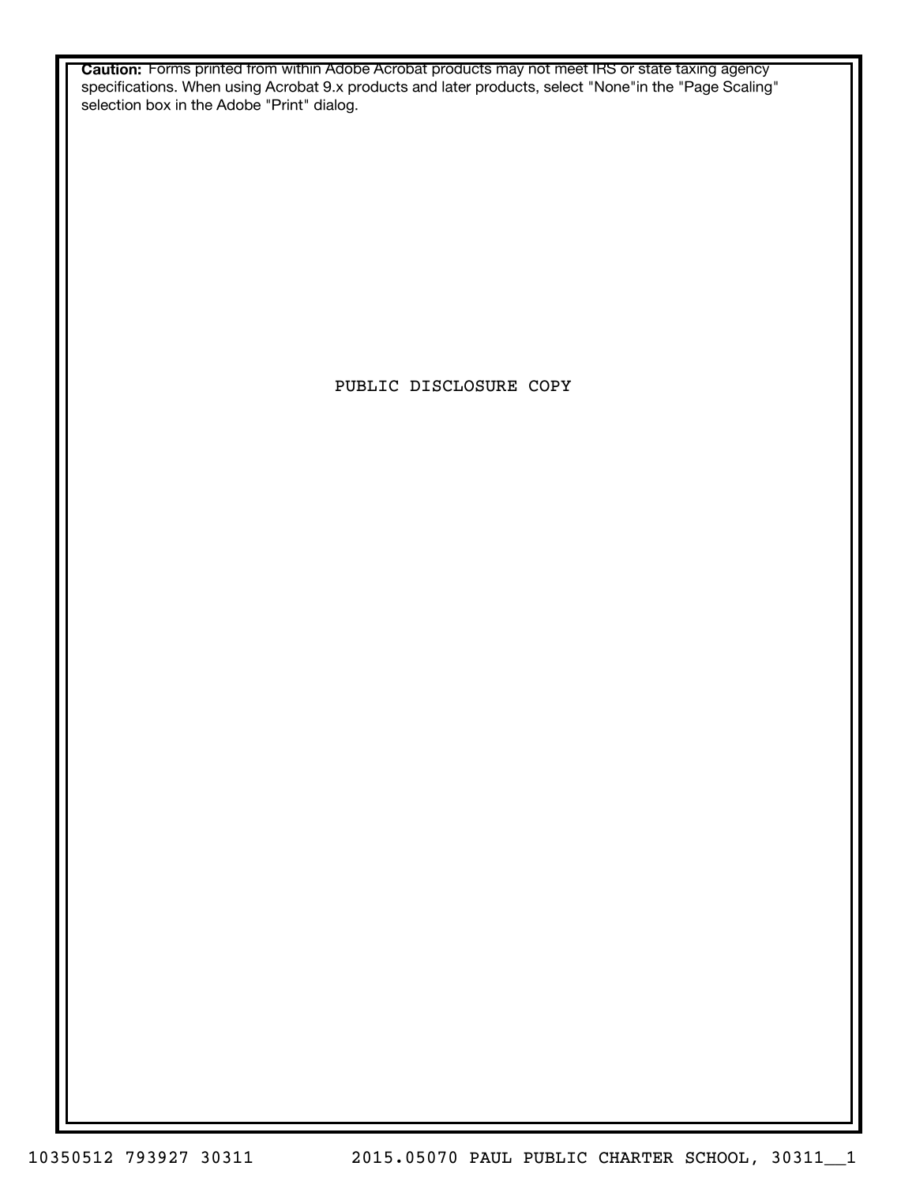**Caution:** Forms printed from within Adobe Acrobat products may not meet IRS or state taxing agency specifications. When using Acrobat 9.x products and later products, select "None"in the "Page Scaling" selection box in the Adobe "Print" dialog.

PUBLIC DISCLOSURE COPY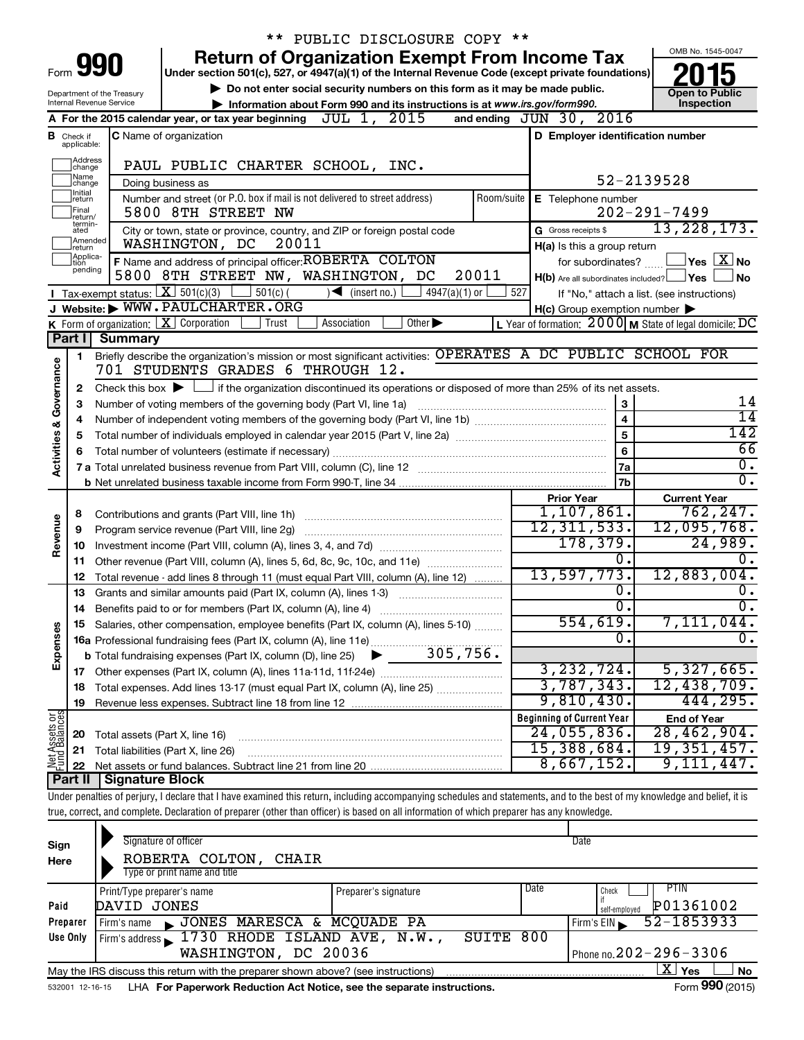** PUBLIC DISCLOSURE COPY **

Form **990**

# Return of Organization Exempt From Income Tax

**Under section 501(c), 527, or 4947(a)(1) of the Internal Revenue Code (except private foundations)**

▶ Do not enter social security numbers on this form as it may be made public.

▶ Information about Form 990 and its instructions is at www.irs.gov/form990.

OMB No. 1545-0047

**2015**

**Open to Public Inspection**

Department of the Treasury
Internal Revenue Service

**A** For the 2015 calendar year, or tax year beginning JUL 1, 2015 and ending JUN 30, 2016

**B** Check if applicable: Address change, Name change, Initial return, Final return/terminated, Amended return, Application pending

**C** Name of organization: PAUL PUBLIC CHARTER SCHOOL, INC.

Doing business as

Number and street (or P.O. box if mail is not delivered to street address): 5800 8TH STREET NW — Room/suite

City or town, state or province, country, and ZIP or foreign postal code: WASHINGTON, DC 20011

**D** Employer identification number: 52-2139528

**E** Telephone number: 202-291-7499

**G** Gross receipts $ 13,228,173.

**F** Name and address of principal officer: ROBERTA COLTON
5800 8TH STREET NW, WASHINGTON, DC 20011

**H(a)** Is this a group return for subordinates? ☐ Yes ☒ No

**H(b)** Are all subordinates included? ☐ Yes ☐ No
If "No," attach a list. (see instructions)

**H(c)** Group exemption number ▶

**I** Tax-exempt status: ☒ 501(c)(3) ☐ 501(c) ( ) ◀ (insert no.) ☐ 4947(a)(1) or ☐ 527

**J** Website: ▶ WWW.PAULCHARTER.ORG

**K** Form of organization: ☒ Corporation ☐ Trust ☐ Association ☐ Other ▶

**L** Year of formation: 2000 **M** State of legal domicile: DC

## Part I Summary

**Activities & Governance**

1. Briefly describe the organization's mission or most significant activities: OPERATES A DC PUBLIC SCHOOL FOR 701 STUDENTS GRADES 6 THROUGH 12.
2. Check this box ▶ ☐ if the organization discontinued its operations or disposed of more than 25% of its net assets.

| | | | |
|---|---|---|---|
| 3 | Number of voting members of the governing body (Part VI, line 1a) | 3 | 14 |
| 4 | Number of independent voting members of the governing body (Part VI, line 1b) | 4 | 14 |
| 5 | Total number of individuals employed in calendar year 2015 (Part V, line 2a) | 5 | 142 |
| 6 | Total number of volunteers (estimate if necessary) | 6 | 66 |
| 7a | Total unrelated business revenue from Part VIII, column (C), line 12 | 7a | 0. |
| b | Net unrelated business taxable income from Form 990-T, line 34 | 7b | 0. |

| | | | Prior Year | Current Year |
|---|---|---|---|---|
| **Revenue** | 8 | Contributions and grants (Part VIII, line 1h) | 1,107,861. | 762,247. |
| | 9 | Program service revenue (Part VIII, line 2g) | 12,311,533. | 12,095,768. |
| | 10 | Investment income (Part VIII, column (A), lines 3, 4, and 7d) | 178,379. | 24,989. |
| | 11 | Other revenue (Part VIII, column (A), lines 5, 6d, 8c, 9c, 10c, and 11e) | 0. | 0. |
| | 12 | Total revenue - add lines 8 through 11 (must equal Part VIII, column (A), line 12) | 13,597,773. | 12,883,004. |
| **Expenses** | 13 | Grants and similar amounts paid (Part IX, column (A), lines 1-3) | 0. | 0. |
| | 14 | Benefits paid to or for members (Part IX, column (A), line 4) | 0. | 0. |
| | 15 | Salaries, other compensation, employee benefits (Part IX, column (A), lines 5-10) | 554,619. | 7,111,044. |
| | 16a | Professional fundraising fees (Part IX, column (A), line 11e) | 0. | 0. |
| | b | Total fundraising expenses (Part IX, column (D), line 25) ▶ 305,756. | | |
| | 17 | Other expenses (Part IX, column (A), lines 11a-11d, 11f-24e) | 3,232,724. | 5,327,665. |
| | 18 | Total expenses. Add lines 13-17 (must equal Part IX, column (A), line 25) | 3,787,343. | 12,438,709. |
| | 19 | Revenue less expenses. Subtract line 18 from line 12 | 9,810,430. | 444,295. |

| | | | Beginning of Current Year | End of Year |
|---|---|---|---|---|
| **Net Assets or Fund Balances** | 20 | Total assets (Part X, line 16) | 24,055,836. | 28,462,904. |
| | 21 | Total liabilities (Part X, line 26) | 15,388,684. | 19,351,457. |
| | 22 | Net assets or fund balances. Subtract line 21 from line 20 | 8,667,152. | 9,111,447. |

## Part II Signature Block

Under penalties of perjury, I declare that I have examined this return, including accompanying schedules and statements, and to the best of my knowledge and belief, it is true, correct, and complete. Declaration of preparer (other than officer) is based on all information of which preparer has any knowledge.

**Sign Here**

Signature of officer — Date

ROBERTA COLTON, CHAIR
Type or print name and title

**Paid Preparer Use Only**

| Print/Type preparer's name | Preparer's signature | Date | Check if self-employed | PTIN |
|---|---|---|---|---|
| DAVID JONES | | | ☐ | P01361002 |

Firm's name ▶ JONES MARESCA & MCQUADE PA — Firm's EIN ▶ 52-1853933

Firm's address ▶ 1730 RHODE ISLAND AVE, N.W., SUITE 800, WASHINGTON, DC 20036 — Phone no. 202-296-3306

May the IRS discuss this return with the preparer shown above? (see instructions) ☒ Yes ☐ No

532001 12-16-15 LHA For Paperwork Reduction Act Notice, see the separate instructions. Form **990** (2015)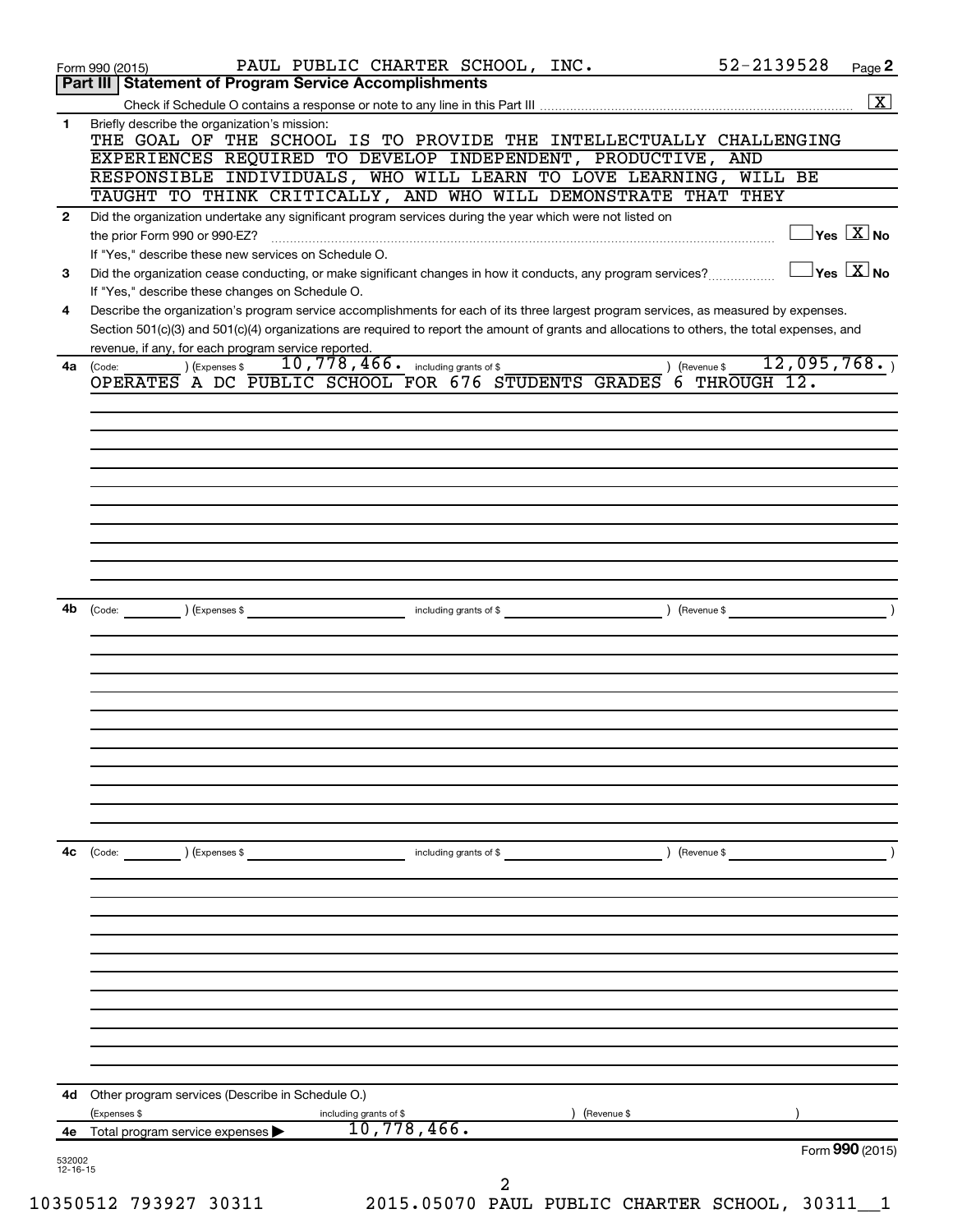Form 990 (2015) PAUL PUBLIC CHARTER SCHOOL, INC. 52-2139528 Page **2**

## Part III | Statement of Program Service Accomplishments

Check if Schedule O contains a response or note to any line in this Part III .................. [X]

**1** Briefly describe the organization's mission:

THE GOAL OF THE SCHOOL IS TO PROVIDE THE INTELLECTUALLY CHALLENGING EXPERIENCES REQUIRED TO DEVELOP INDEPENDENT, PRODUCTIVE, AND RESPONSIBLE INDIVIDUALS, WHO WILL LEARN TO LOVE LEARNING, WILL BE TAUGHT TO THINK CRITICALLY, AND WHO WILL DEMONSTRATE THAT THEY

**2** Did the organization undertake any significant program services during the year which were not listed on the prior Form 990 or 990-EZ? .................. [ ] Yes [X] No

If "Yes," describe these new services on Schedule O.

**3** Did the organization cease conducting, or make significant changes in how it conducts, any program services? .................. [ ] Yes [X] No

If "Yes," describe these changes on Schedule O.

**4** Describe the organization's program service accomplishments for each of its three largest program services, as measured by expenses. Section 501(c)(3) and 501(c)(4) organizations are required to report the amount of grants and allocations to others, the total expenses, and revenue, if any, for each program service reported.

**4a** (Code: ) (Expenses $ 10,778,466. including grants of $ ) (Revenue $ 12,095,768. )

OPERATES A DC PUBLIC SCHOOL FOR 676 STUDENTS GRADES 6 THROUGH 12.

**4b** (Code: ) (Expenses $ including grants of $ ) (Revenue $ )

**4c** (Code: ) (Expenses $ including grants of $ ) (Revenue $ )

**4d** Other program services (Describe in Schedule O.)

(Expenses $ including grants of $ ) (Revenue $ )

**4e** Total program service expenses ▶ 10,778,466.

Form **990** (2015)

532002 12-16-15

10350512 793927 30311 2015.05070 PAUL PUBLIC CHARTER SCHOOL, 30311__1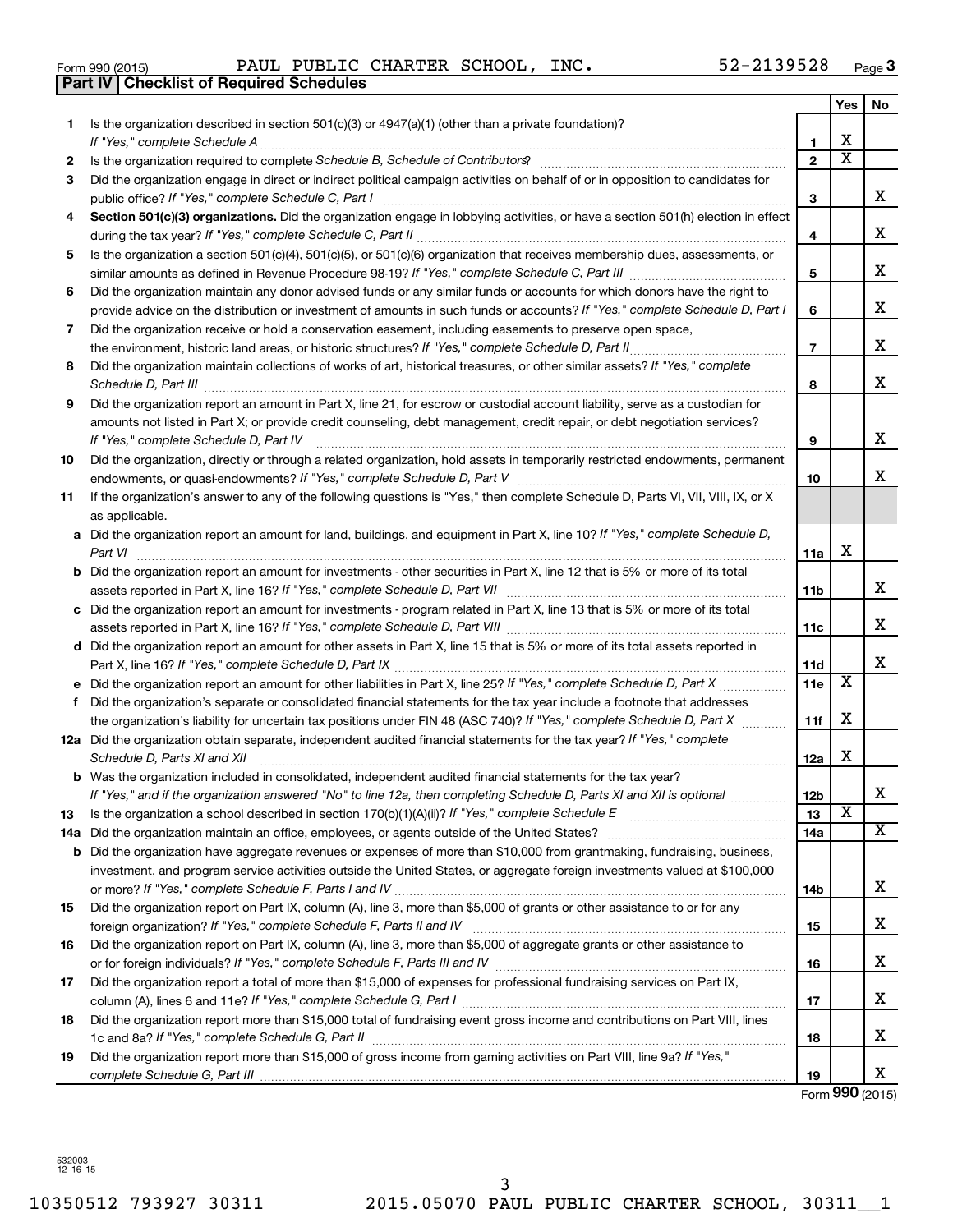Form 990 (2015) PAUL PUBLIC CHARTER SCHOOL, INC. 52-2139528 Page 3

**Part IV | Checklist of Required Schedules**

| | | | Yes | No |
|---|---|---|---|---|
| 1 | Is the organization described in section 501(c)(3) or 4947(a)(1) (other than a private foundation)? *If "Yes," complete Schedule A* | 1 | X | |
| 2 | Is the organization required to complete *Schedule B, Schedule of Contributors*? | 2 | X | |
| 3 | Did the organization engage in direct or indirect political campaign activities on behalf of or in opposition to candidates for public office? *If "Yes," complete Schedule C, Part I* | 3 | | X |
| 4 | **Section 501(c)(3) organizations.** Did the organization engage in lobbying activities, or have a section 501(h) election in effect during the tax year? *If "Yes," complete Schedule C, Part II* | 4 | | X |
| 5 | Is the organization a section 501(c)(4), 501(c)(5), or 501(c)(6) organization that receives membership dues, assessments, or similar amounts as defined in Revenue Procedure 98-19? *If "Yes," complete Schedule C, Part III* | 5 | | X |
| 6 | Did the organization maintain any donor advised funds or any similar funds or accounts for which donors have the right to provide advice on the distribution or investment of amounts in such funds or accounts? *If "Yes," complete Schedule D, Part I* | 6 | | X |
| 7 | Did the organization receive or hold a conservation easement, including easements to preserve open space, the environment, historic land areas, or historic structures? *If "Yes," complete Schedule D, Part II* | 7 | | X |
| 8 | Did the organization maintain collections of works of art, historical treasures, or other similar assets? *If "Yes," complete Schedule D, Part III* | 8 | | X |
| 9 | Did the organization report an amount in Part X, line 21, for escrow or custodial account liability, serve as a custodian for amounts not listed in Part X; or provide credit counseling, debt management, credit repair, or debt negotiation services? *If "Yes," complete Schedule D, Part IV* | 9 | | X |
| 10 | Did the organization, directly or through a related organization, hold assets in temporarily restricted endowments, permanent endowments, or quasi-endowments? *If "Yes," complete Schedule D, Part V* | 10 | | X |
| 11 | If the organization's answer to any of the following questions is "Yes," then complete Schedule D, Parts VI, VII, VIII, IX, or X as applicable. | | | |
| a | Did the organization report an amount for land, buildings, and equipment in Part X, line 10? *If "Yes," complete Schedule D, Part VI* | 11a | X | |
| b | Did the organization report an amount for investments - other securities in Part X, line 12 that is 5% or more of its total assets reported in Part X, line 16? *If "Yes," complete Schedule D, Part VII* | 11b | | X |
| c | Did the organization report an amount for investments - program related in Part X, line 13 that is 5% or more of its total assets reported in Part X, line 16? *If "Yes," complete Schedule D, Part VIII* | 11c | | X |
| d | Did the organization report an amount for other assets in Part X, line 15 that is 5% or more of its total assets reported in Part X, line 16? *If "Yes," complete Schedule D, Part IX* | 11d | | X |
| e | Did the organization report an amount for other liabilities in Part X, line 25? *If "Yes," complete Schedule D, Part X* | 11e | X | |
| f | Did the organization's separate or consolidated financial statements for the tax year include a footnote that addresses the organization's liability for uncertain tax positions under FIN 48 (ASC 740)? *If "Yes," complete Schedule D, Part X* | 11f | X | |
| 12a | Did the organization obtain separate, independent audited financial statements for the tax year? *If "Yes," complete Schedule D, Parts XI and XII* | 12a | X | |
| b | Was the organization included in consolidated, independent audited financial statements for the tax year? *If "Yes," and if the organization answered "No" to line 12a, then completing Schedule D, Parts XI and XII is optional* | 12b | | X |
| 13 | Is the organization a school described in section 170(b)(1)(A)(ii)? *If "Yes," complete Schedule E* | 13 | X | |
| 14a | Did the organization maintain an office, employees, or agents outside of the United States? | 14a | | X |
| b | Did the organization have aggregate revenues or expenses of more than $10,000 from grantmaking, fundraising, business, investment, and program service activities outside the United States, or aggregate foreign investments valued at $100,000 or more? *If "Yes," complete Schedule F, Parts I and IV* | 14b | | X |
| 15 | Did the organization report on Part IX, column (A), line 3, more than $5,000 of grants or other assistance to or for any foreign organization? *If "Yes," complete Schedule F, Parts II and IV* | 15 | | X |
| 16 | Did the organization report on Part IX, column (A), line 3, more than $5,000 of aggregate grants or other assistance to or for foreign individuals? *If "Yes," complete Schedule F, Parts III and IV* | 16 | | X |
| 17 | Did the organization report a total of more than $15,000 of expenses for professional fundraising services on Part IX, column (A), lines 6 and 11e? *If "Yes," complete Schedule G, Part I* | 17 | | X |
| 18 | Did the organization report more than $15,000 total of fundraising event gross income and contributions on Part VIII, lines 1c and 8a? *If "Yes," complete Schedule G, Part II* | 18 | | X |
| 19 | Did the organization report more than $15,000 of gross income from gaming activities on Part VIII, line 9a? *If "Yes," complete Schedule G, Part III* | 19 | | X |

Form **990** (2015)

532003 12-16-15

10350512 793927 30311 2015.05070 PAUL PUBLIC CHARTER SCHOOL, 30311__1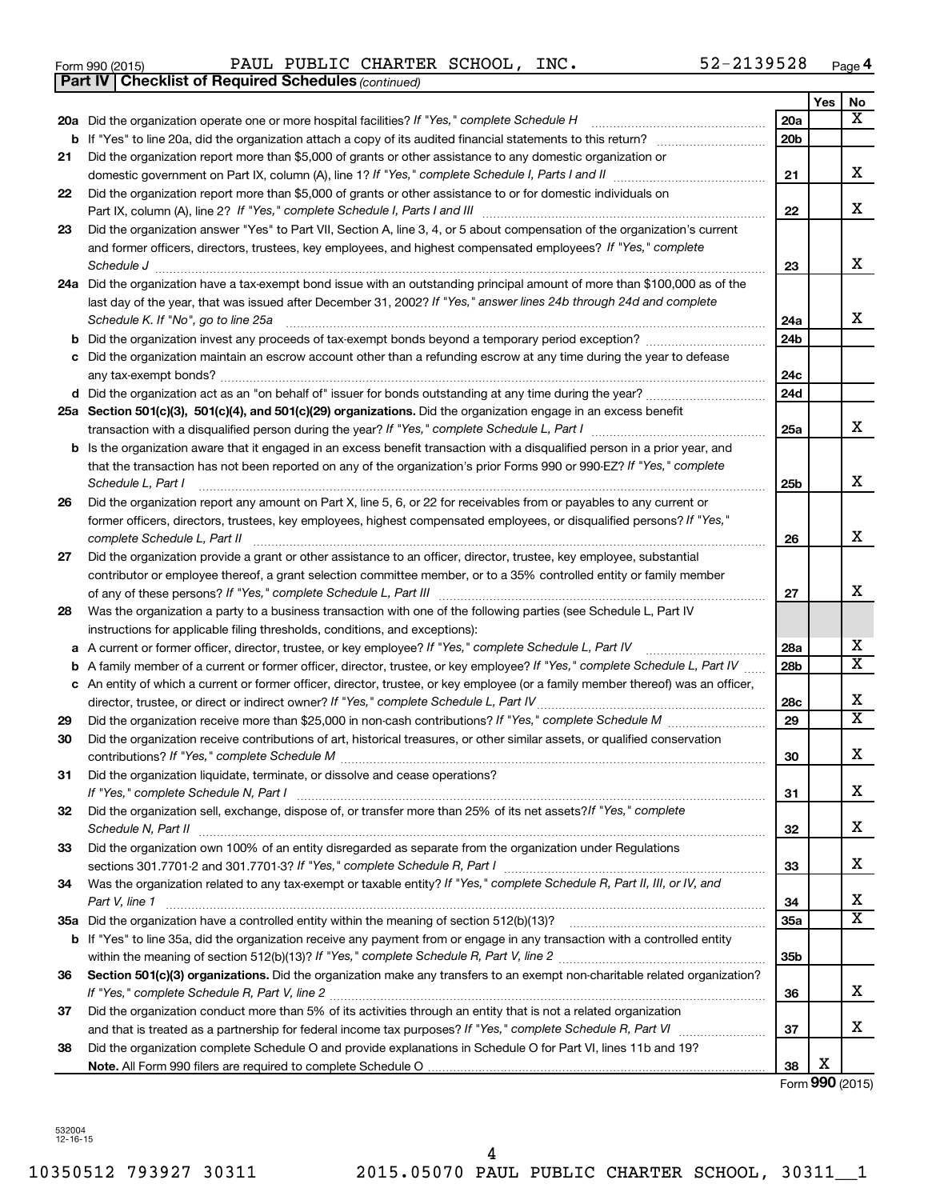Form 990 (2015) PAUL PUBLIC CHARTER SCHOOL, INC. 52-2139528

**Part IV | Checklist of Required Schedules** *(continued)*

| | | | Yes | No |
|---|---|---|---|---|
| **20a** | Did the organization operate one or more hospital facilities? *If "Yes," complete Schedule H* | 20a | | X |
| **b** | If "Yes" to line 20a, did the organization attach a copy of its audited financial statements to this return? | 20b | | |
| **21** | Did the organization report more than $5,000 of grants or other assistance to any domestic organization or domestic government on Part IX, column (A), line 1? *If "Yes," complete Schedule I, Parts I and II* | 21 | | X |
| **22** | Did the organization report more than $5,000 of grants or other assistance to or for domestic individuals on Part IX, column (A), line 2? *If "Yes," complete Schedule I, Parts I and III* | 22 | | X |
| **23** | Did the organization answer "Yes" to Part VII, Section A, line 3, 4, or 5 about compensation of the organization's current and former officers, directors, trustees, key employees, and highest compensated employees? *If "Yes," complete Schedule J* | 23 | | X |
| **24a** | Did the organization have a tax-exempt bond issue with an outstanding principal amount of more than $100,000 as of the last day of the year, that was issued after December 31, 2002? *If "Yes," answer lines 24b through 24d and complete Schedule K. If "No", go to line 25a* | 24a | | X |
| **b** | Did the organization invest any proceeds of tax-exempt bonds beyond a temporary period exception? | 24b | | |
| **c** | Did the organization maintain an escrow account other than a refunding escrow at any time during the year to defease any tax-exempt bonds? | 24c | | |
| **d** | Did the organization act as an "on behalf of" issuer for bonds outstanding at any time during the year? | 24d | | |
| **25a** | **Section 501(c)(3), 501(c)(4), and 501(c)(29) organizations.** Did the organization engage in an excess benefit transaction with a disqualified person during the year? *If "Yes," complete Schedule L, Part I* | 25a | | X |
| **b** | Is the organization aware that it engaged in an excess benefit transaction with a disqualified person in a prior year, and that the transaction has not been reported on any of the organization's prior Forms 990 or 990-EZ? *If "Yes," complete Schedule L, Part I* | 25b | | X |
| **26** | Did the organization report any amount on Part X, line 5, 6, or 22 for receivables from or payables to any current or former officers, directors, trustees, key employees, highest compensated employees, or disqualified persons? *If "Yes," complete Schedule L, Part II* | 26 | | X |
| **27** | Did the organization provide a grant or other assistance to an officer, director, trustee, key employee, substantial contributor or employee thereof, a grant selection committee member, or to a 35% controlled entity or family member of any of these persons? *If "Yes," complete Schedule L, Part III* | 27 | | X |
| **28** | Was the organization a party to a business transaction with one of the following parties (see Schedule L, Part IV instructions for applicable filing thresholds, conditions, and exceptions): | | | |
| **a** | A current or former officer, director, trustee, or key employee? *If "Yes," complete Schedule L, Part IV* | 28a | | X |
| **b** | A family member of a current or former officer, director, trustee, or key employee? *If "Yes," complete Schedule L, Part IV* | 28b | | X |
| **c** | An entity of which a current or former officer, director, trustee, or key employee (or a family member thereof) was an officer, director, trustee, or direct or indirect owner? *If "Yes," complete Schedule L, Part IV* | 28c | | X |
| **29** | Did the organization receive more than $25,000 in non-cash contributions? *If "Yes," complete Schedule M* | 29 | | X |
| **30** | Did the organization receive contributions of art, historical treasures, or other similar assets, or qualified conservation contributions? *If "Yes," complete Schedule M* | 30 | | X |
| **31** | Did the organization liquidate, terminate, or dissolve and cease operations? *If "Yes," complete Schedule N, Part I* | 31 | | X |
| **32** | Did the organization sell, exchange, dispose of, or transfer more than 25% of its net assets? *If "Yes," complete Schedule N, Part II* | 32 | | X |
| **33** | Did the organization own 100% of an entity disregarded as separate from the organization under Regulations sections 301.7701-2 and 301.7701-3? *If "Yes," complete Schedule R, Part I* | 33 | | X |
| **34** | Was the organization related to any tax-exempt or taxable entity? *If "Yes," complete Schedule R, Part II, III, or IV, and Part V, line 1* | 34 | | X |
| **35a** | Did the organization have a controlled entity within the meaning of section 512(b)(13)? | 35a | | X |
| **b** | If "Yes" to line 35a, did the organization receive any payment from or engage in any transaction with a controlled entity within the meaning of section 512(b)(13)? *If "Yes," complete Schedule R, Part V, line 2* | 35b | | |
| **36** | **Section 501(c)(3) organizations.** Did the organization make any transfers to an exempt non-charitable related organization? *If "Yes," complete Schedule R, Part V, line 2* | 36 | | X |
| **37** | Did the organization conduct more than 5% of its activities through an entity that is not a related organization and that is treated as a partnership for federal income tax purposes? *If "Yes," complete Schedule R, Part VI* | 37 | | X |
| **38** | Did the organization complete Schedule O and provide explanations in Schedule O for Part VI, lines 11b and 19? **Note.** All Form 990 filers are required to complete Schedule O | 38 | X | |

Form **990** (2015)

532004 12-16-15

10350512 793927 30311 2015.05070 PAUL PUBLIC CHARTER SCHOOL, 30311__1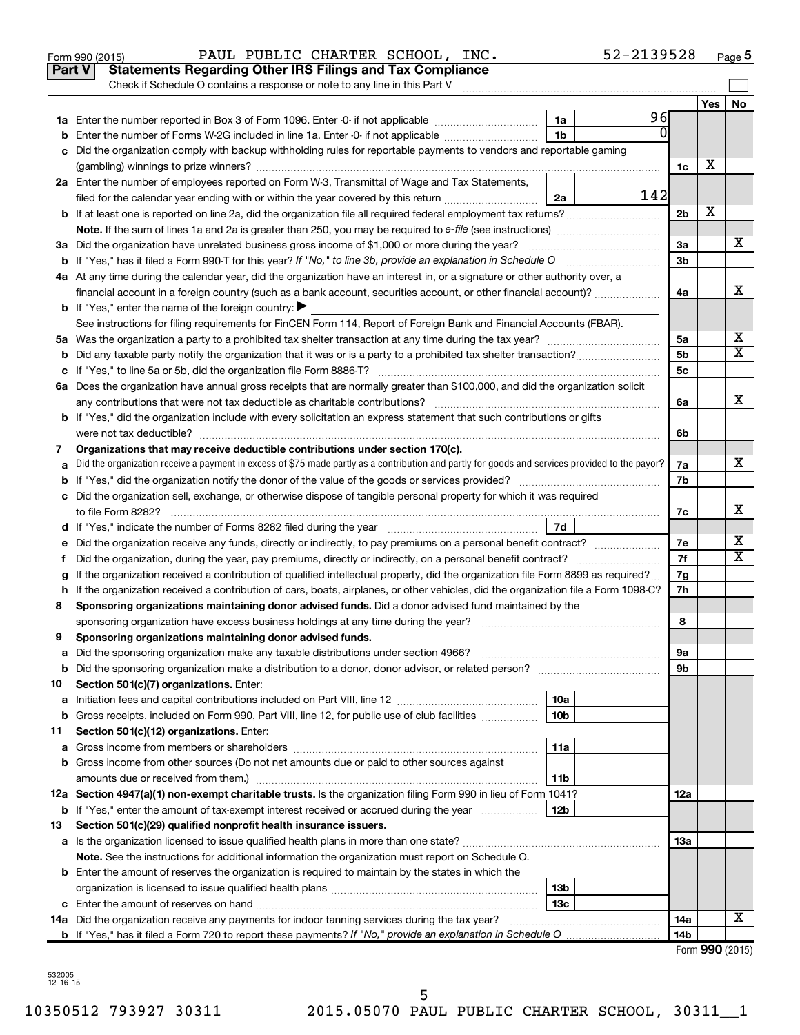Form 990 (2015) PAUL PUBLIC CHARTER SCHOOL, INC. 52-2139528 Page 5

**Part V Statements Regarding Other IRS Filings and Tax Compliance**

Check if Schedule O contains a response or note to any line in this Part V

| | | | | | Yes | No |
|---|---|---|---|---|---|---|
| **1a** | Enter the number reported in Box 3 of Form 1096. Enter -0- if not applicable | 1a | 96 | | | |
| **b** | Enter the number of Forms W-2G included in line 1a. Enter -0- if not applicable | 1b | 0 | | | |
| **c** | Did the organization comply with backup withholding rules for reportable payments to vendors and reportable gaming (gambling) winnings to prize winners? | | | 1c | X | |
| **2a** | Enter the number of employees reported on Form W-3, Transmittal of Wage and Tax Statements, filed for the calendar year ending with or within the year covered by this return | 2a | 142 | | | |
| **b** | If at least one is reported on line 2a, did the organization file all required federal employment tax returns? | | | 2b | X | |
| | **Note.** If the sum of lines 1a and 2a is greater than 250, you may be required to *e-file* (see instructions) | | | | | |
| **3a** | Did the organization have unrelated business gross income of $1,000 or more during the year? | | | 3a | | X |
| **b** | If "Yes," has it filed a Form 990-T for this year? *If "No," to line 3b, provide an explanation in Schedule O* | | | 3b | | |
| **4a** | At any time during the calendar year, did the organization have an interest in, or a signature or other authority over, a financial account in a foreign country (such as a bank account, securities account, or other financial account)? | | | 4a | | X |
| **b** | If "Yes," enter the name of the foreign country: ▶ | | | | | |
| | See instructions for filing requirements for FinCEN Form 114, Report of Foreign Bank and Financial Accounts (FBAR). | | | | | |
| **5a** | Was the organization a party to a prohibited tax shelter transaction at any time during the tax year? | | | 5a | | X |
| **b** | Did any taxable party notify the organization that it was or is a party to a prohibited tax shelter transaction? | | | 5b | | X |
| **c** | If "Yes," to line 5a or 5b, did the organization file Form 8886-T? | | | 5c | | |
| **6a** | Does the organization have annual gross receipts that are normally greater than $100,000, and did the organization solicit any contributions that were not tax deductible as charitable contributions? | | | 6a | | X |
| **b** | If "Yes," did the organization include with every solicitation an express statement that such contributions or gifts were not tax deductible? | | | 6b | | |
| **7** | **Organizations that may receive deductible contributions under section 170(c).** | | | | | |
| **a** | Did the organization receive a payment in excess of $75 made partly as a contribution and partly for goods and services provided to the payor? | | | 7a | | X |
| **b** | If "Yes," did the organization notify the donor of the value of the goods or services provided? | | | 7b | | |
| **c** | Did the organization sell, exchange, or otherwise dispose of tangible personal property for which it was required to file Form 8282? | | | 7c | | X |
| **d** | If "Yes," indicate the number of Forms 8282 filed during the year | 7d | | | | |
| **e** | Did the organization receive any funds, directly or indirectly, to pay premiums on a personal benefit contract? | | | 7e | | X |
| **f** | Did the organization, during the year, pay premiums, directly or indirectly, on a personal benefit contract? | | | 7f | | X |
| **g** | If the organization received a contribution of qualified intellectual property, did the organization file Form 8899 as required? | | | 7g | | |
| **h** | If the organization received a contribution of cars, boats, airplanes, or other vehicles, did the organization file a Form 1098-C? | | | 7h | | |
| **8** | **Sponsoring organizations maintaining donor advised funds.** Did a donor advised fund maintained by the sponsoring organization have excess business holdings at any time during the year? | | | 8 | | |
| **9** | **Sponsoring organizations maintaining donor advised funds.** | | | | | |
| **a** | Did the sponsoring organization make any taxable distributions under section 4966? | | | 9a | | |
| **b** | Did the sponsoring organization make a distribution to a donor, donor advisor, or related person? | | | 9b | | |
| **10** | **Section 501(c)(7) organizations.** Enter: | | | | | |
| **a** | Initiation fees and capital contributions included on Part VIII, line 12 | 10a | | | | |
| **b** | Gross receipts, included on Form 990, Part VIII, line 12, for public use of club facilities | 10b | | | | |
| **11** | **Section 501(c)(12) organizations.** Enter: | | | | | |
| **a** | Gross income from members or shareholders | 11a | | | | |
| **b** | Gross income from other sources (Do not net amounts due or paid to other sources against amounts due or received from them.) | 11b | | | | |
| **12a** | **Section 4947(a)(1) non-exempt charitable trusts.** Is the organization filing Form 990 in lieu of Form 1041? | | | 12a | | |
| **b** | If "Yes," enter the amount of tax-exempt interest received or accrued during the year | 12b | | | | |
| **13** | **Section 501(c)(29) qualified nonprofit health insurance issuers.** | | | | | |
| **a** | Is the organization licensed to issue qualified health plans in more than one state? | | | 13a | | |
| | **Note.** See the instructions for additional information the organization must report on Schedule O. | | | | | |
| **b** | Enter the amount of reserves the organization is required to maintain by the states in which the organization is licensed to issue qualified health plans | 13b | | | | |
| **c** | Enter the amount of reserves on hand | 13c | | | | |
| **14a** | Did the organization receive any payments for indoor tanning services during the tax year? | | | 14a | | X |
| **b** | If "Yes," has it filed a Form 720 to report these payments? *If "No," provide an explanation in Schedule O* | | | 14b | | |

Form **990** (2015)

532005 12-16-15

10350512 793927 30311 2015.05070 PAUL PUBLIC CHARTER SCHOOL, 30311__1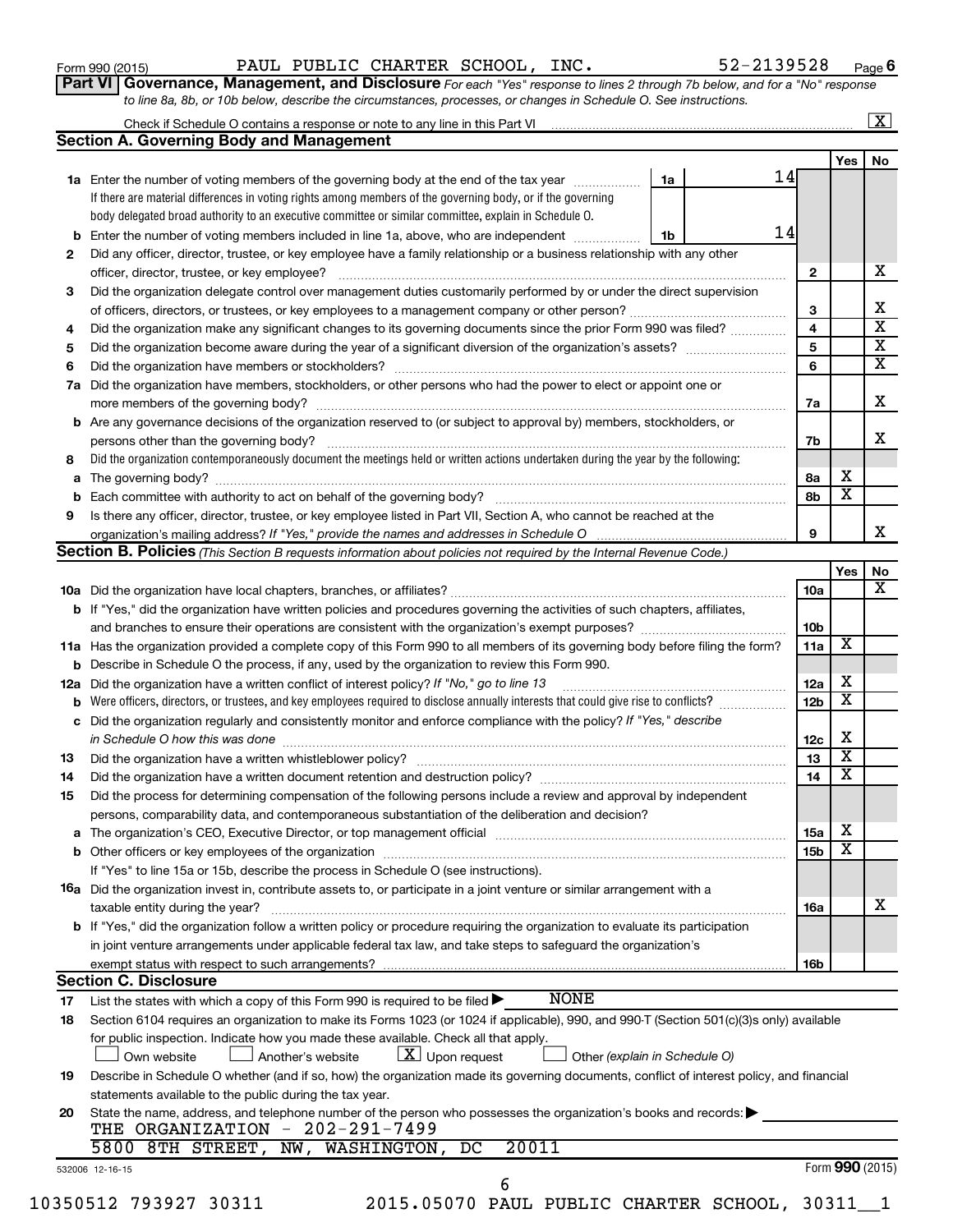Form 990 (2015) PAUL PUBLIC CHARTER SCHOOL, INC. 52-2139528 Page 6

**Part VI Governance, Management, and Disclosure** *For each "Yes" response to lines 2 through 7b below, and for a "No" response to line 8a, 8b, or 10b below, describe the circumstances, processes, or changes in Schedule O. See instructions.*

Check if Schedule O contains a response or note to any line in this Part VI ... [X]

## Section A. Governing Body and Management

| | | | | Yes | No |
|---|---|---|---|---|---|
| **1a** | Enter the number of voting members of the governing body at the end of the tax year ... **1a** 14 If there are material differences in voting rights among members of the governing body, or if the governing body delegated broad authority to an executive committee or similar committee, explain in Schedule O. | | | | |
| **b** | Enter the number of voting members included in line 1a, above, who are independent ... **1b** 14 | | | | |
| **2** | Did any officer, director, trustee, or key employee have a family relationship or a business relationship with any other officer, director, trustee, or key employee? | **2** | | | X |
| **3** | Did the organization delegate control over management duties customarily performed by or under the direct supervision of officers, directors, or trustees, or key employees to a management company or other person? | **3** | | | X |
| **4** | Did the organization make any significant changes to its governing documents since the prior Form 990 was filed? | **4** | | | X |
| **5** | Did the organization become aware during the year of a significant diversion of the organization's assets? | **5** | | | X |
| **6** | Did the organization have members or stockholders? | **6** | | | X |
| **7a** | Did the organization have members, stockholders, or other persons who had the power to elect or appoint one or more members of the governing body? | **7a** | | | X |
| **b** | Are any governance decisions of the organization reserved to (or subject to approval by) members, stockholders, or persons other than the governing body? | **7b** | | | X |
| **8** | Did the organization contemporaneously document the meetings held or written actions undertaken during the year by the following: | | | | |
| **a** | The governing body? | **8a** | | X | |
| **b** | Each committee with authority to act on behalf of the governing body? | **8b** | | X | |
| **9** | Is there any officer, director, trustee, or key employee listed in Part VII, Section A, who cannot be reached at the organization's mailing address? *If "Yes," provide the names and addresses in Schedule O* | **9** | | | X |

## Section B. Policies *(This Section B requests information about policies not required by the Internal Revenue Code.)*

| | | | Yes | No |
|---|---|---|---|---|
| **10a** | Did the organization have local chapters, branches, or affiliates? | **10a** | | X |
| **b** | If "Yes," did the organization have written policies and procedures governing the activities of such chapters, affiliates, and branches to ensure their operations are consistent with the organization's exempt purposes? | **10b** | | |
| **11a** | Has the organization provided a complete copy of this Form 990 to all members of its governing body before filing the form? | **11a** | X | |
| **b** | Describe in Schedule O the process, if any, used by the organization to review this Form 990. | | | |
| **12a** | Did the organization have a written conflict of interest policy? *If "No," go to line 13* | **12a** | X | |
| **b** | Were officers, directors, or trustees, and key employees required to disclose annually interests that could give rise to conflicts? | **12b** | X | |
| **c** | Did the organization regularly and consistently monitor and enforce compliance with the policy? *If "Yes," describe in Schedule O how this was done* | **12c** | X | |
| **13** | Did the organization have a written whistleblower policy? | **13** | X | |
| **14** | Did the organization have a written document retention and destruction policy? | **14** | X | |
| **15** | Did the process for determining compensation of the following persons include a review and approval by independent persons, comparability data, and contemporaneous substantiation of the deliberation and decision? | | | |
| **a** | The organization's CEO, Executive Director, or top management official | **15a** | X | |
| **b** | Other officers or key employees of the organization | **15b** | X | |
| | If "Yes" to line 15a or 15b, describe the process in Schedule O (see instructions). | | | |
| **16a** | Did the organization invest in, contribute assets to, or participate in a joint venture or similar arrangement with a taxable entity during the year? | **16a** | | X |
| **b** | If "Yes," did the organization follow a written policy or procedure requiring the organization to evaluate its participation in joint venture arrangements under applicable federal tax law, and take steps to safeguard the organization's exempt status with respect to such arrangements? | **16b** | | |

## Section C. Disclosure

**17** List the states with which a copy of this Form 990 is required to be filed ▶ NONE

**18** Section 6104 requires an organization to make its Forms 1023 (or 1024 if applicable), 990, and 990-T (Section 501(c)(3)s only) available for public inspection. Indicate how you made these available. Check all that apply.

[ ] Own website [ ] Another's website [X] Upon request [ ] Other *(explain in Schedule O)*

**19** Describe in Schedule O whether (and if so, how) the organization made its governing documents, conflict of interest policy, and financial statements available to the public during the tax year.

**20** State the name, address, and telephone number of the person who possesses the organization's books and records: ▶

THE ORGANIZATION - 202-291-7499
5800 8TH STREET, NW, WASHINGTON, DC 20011

532006 12-16-15 Form **990** (2015)

10350512 793927 30311 2015.05070 PAUL PUBLIC CHARTER SCHOOL, 30311__1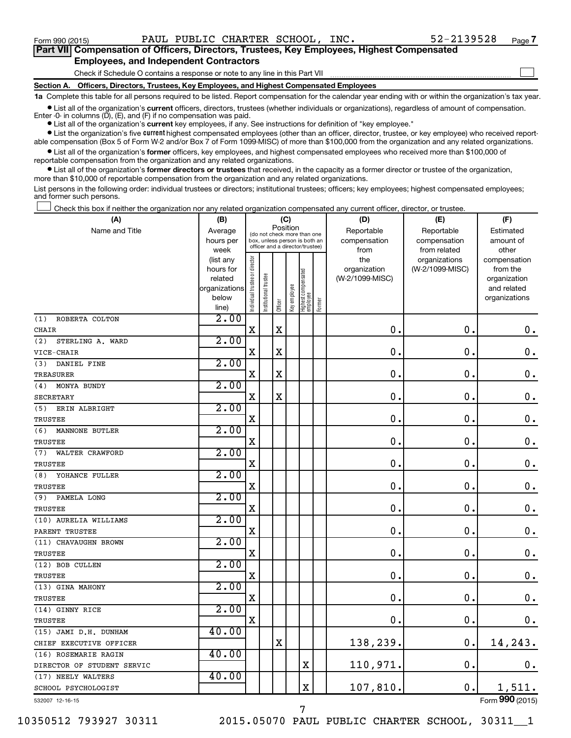Form 990 (2015) PAUL PUBLIC CHARTER SCHOOL, INC. 52-2139528 Page 7

**Part VII Compensation of Officers, Directors, Trustees, Key Employees, Highest Compensated Employees, and Independent Contractors**

Check if Schedule O contains a response or note to any line in this Part VII

**Section A. Officers, Directors, Trustees, Key Employees, and Highest Compensated Employees**

**1a** Complete this table for all persons required to be listed. Report compensation for the calendar year ending with or within the organization's tax year.

- List all of the organization's **current** officers, directors, trustees (whether individuals or organizations), regardless of amount of compensation. Enter -0- in columns (D), (E), and (F) if no compensation was paid.
- List all of the organization's **current** key employees, if any. See instructions for definition of "key employee."
- List the organization's five **current** highest compensated employees (other than an officer, director, trustee, or key employee) who received reportable compensation (Box 5 of Form W-2 and/or Box 7 of Form 1099-MISC) of more than $100,000 from the organization and any related organizations.
- List all of the organization's **former** officers, key employees, and highest compensated employees who received more than $100,000 of reportable compensation from the organization and any related organizations.
- List all of the organization's **former directors or trustees** that received, in the capacity as a former director or trustee of the organization, more than $10,000 of reportable compensation from the organization and any related organizations.

List persons in the following order: individual trustees or directors; institutional trustees; officers; key employees; highest compensated employees; and former such persons.

Check this box if neither the organization nor any related organization compensated any current officer, director, or trustee.

| (A) Name and Title | (B) Average hours per week (list any hours for related organizations below line) | (C) Position: Individual trustee or director | Institutional trustee | Officer | Key employee | Highest compensated employee | Former | (D) Reportable compensation from the organization (W-2/1099-MISC) | (E) Reportable compensation from related organizations (W-2/1099-MISC) | (F) Estimated amount of other compensation from the organization and related organizations |
|---|---|---|---|---|---|---|---|---|---|---|
| (1) ROBERTA COLTON<br>CHAIR | 2.00 | X | | X | | | | 0. | 0. | 0. |
| (2) STERLING A. WARD<br>VICE-CHAIR | 2.00 | X | | X | | | | 0. | 0. | 0. |
| (3) DANIEL FINE<br>TREASURER | 2.00 | X | | X | | | | 0. | 0. | 0. |
| (4) MONYA BUNDY<br>SECRETARY | 2.00 | X | | X | | | | 0. | 0. | 0. |
| (5) ERIN ALBRIGHT<br>TRUSTEE | 2.00 | X | | | | | | 0. | 0. | 0. |
| (6) MANNONE BUTLER<br>TRUSTEE | 2.00 | X | | | | | | 0. | 0. | 0. |
| (7) WALTER CRAWFORD<br>TRUSTEE | 2.00 | X | | | | | | 0. | 0. | 0. |
| (8) YOHANCE FULLER<br>TRUSTEE | 2.00 | X | | | | | | 0. | 0. | 0. |
| (9) PAMELA LONG<br>TRUSTEE | 2.00 | X | | | | | | 0. | 0. | 0. |
| (10) AURELIA WILLIAMS<br>PARENT TRUSTEE | 2.00 | X | | | | | | 0. | 0. | 0. |
| (11) CHAVAUGHN BROWN<br>TRUSTEE | 2.00 | X | | | | | | 0. | 0. | 0. |
| (12) BOB CULLEN<br>TRUSTEE | 2.00 | X | | | | | | 0. | 0. | 0. |
| (13) GINA MAHONY<br>TRUSTEE | 2.00 | X | | | | | | 0. | 0. | 0. |
| (14) GINNY RICE<br>TRUSTEE | 2.00 | X | | | | | | 0. | 0. | 0. |
| (15) JAMI D.H. DUNHAM<br>CHIEF EXECUTIVE OFFICER | 40.00 | | | X | | | | 138,239. | 0. | 14,243. |
| (16) ROSEMARIE RAGIN<br>DIRECTOR OF STUDENT SERVIC | 40.00 | | | | | X | | 110,971. | 0. | 0. |
| (17) NEELY WALTERS<br>SCHOOL PSYCHOLOGIST | 40.00 | | | | | X | | 107,810. | 0. | 1,511. |

532007 12-16-15 Form **990** (2015)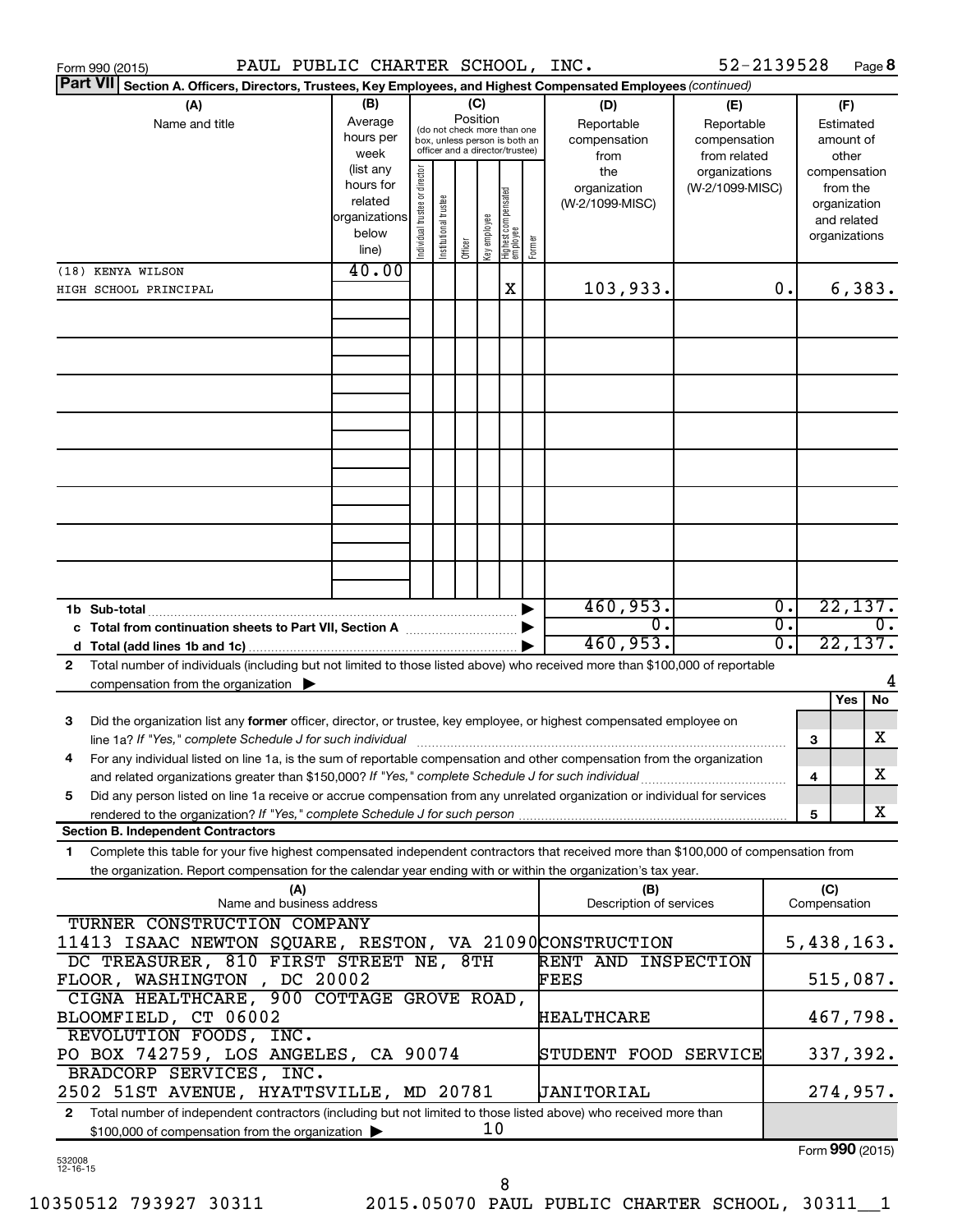Form 990 (2015) PAUL PUBLIC CHARTER SCHOOL, INC. 52-2139528 Page 8

**Part VII Section A. Officers, Directors, Trustees, Key Employees, and Highest Compensated Employees** *(continued)*

| (A) Name and title | (B) Average hours per week (list any hours for related organizations below line) | (C) Position: Individual trustee or director | Institutional trustee | Officer | Key employee | Highest compensated employee | Former | (D) Reportable compensation from the organization (W-2/1099-MISC) | (E) Reportable compensation from related organizations (W-2/1099-MISC) | (F) Estimated amount of other compensation from the organization and related organizations |
|---|---|---|---|---|---|---|---|---|---|---|
| (18) KENYA WILSON<br>HIGH SCHOOL PRINCIPAL | 40.00 | | | | | X | | 103,933. | 0. | 6,383. |
| 1b Sub-total | | | | | | | | 460,953. | 0. | 22,137. |
| c Total from continuation sheets to Part VII, Section A | | | | | | | | 0. | 0. | 0. |
| d Total (add lines 1b and 1c) | | | | | | | | 460,953. | 0. | 22,137. |

2 Total number of individuals (including but not limited to those listed above) who received more than $100,000 of reportable compensation from the organization ▶ 4

| | | Yes | No |
|---|---|---|---|
| 3 Did the organization list any **former** officer, director, or trustee, key employee, or highest compensated employee on line 1a? *If "Yes," complete Schedule J for such individual* | 3 | | X |
| 4 For any individual listed on line 1a, is the sum of reportable compensation and other compensation from the organization and related organizations greater than $150,000? *If "Yes," complete Schedule J for such individual* | 4 | | X |
| 5 Did any person listed on line 1a receive or accrue compensation from any unrelated organization or individual for services rendered to the organization? *If "Yes," complete Schedule J for such person* | 5 | | X |

**Section B. Independent Contractors**

1 Complete this table for your five highest compensated independent contractors that received more than $100,000 of compensation from the organization. Report compensation for the calendar year ending with or within the organization's tax year.

| (A) Name and business address | (B) Description of services | (C) Compensation |
|---|---|---|
| TURNER CONSTRUCTION COMPANY<br>11413 ISAAC NEWTON SQUARE, RESTON, VA 21090 | CONSTRUCTION | 5,438,163. |
| DC TREASURER, 810 FIRST STREET NE, 8TH FLOOR, WASHINGTON , DC 20002 | RENT AND INSPECTION FEES | 515,087. |
| CIGNA HEALTHCARE, 900 COTTAGE GROVE ROAD, BLOOMFIELD, CT 06002 | HEALTHCARE | 467,798. |
| REVOLUTION FOODS, INC.<br>PO BOX 742759, LOS ANGELES, CA 90074 | STUDENT FOOD SERVICE | 337,392. |
| BRADCORP SERVICES, INC.<br>2502 51ST AVENUE, HYATTSVILLE, MD 20781 | JANITORIAL | 274,957. |

2 Total number of independent contractors (including but not limited to those listed above) who received more than $100,000 of compensation from the organization ▶ 10

Form **990** (2015)

532008 12-16-15

10350512 793927 30311 2015.05070 PAUL PUBLIC CHARTER SCHOOL, 30311__1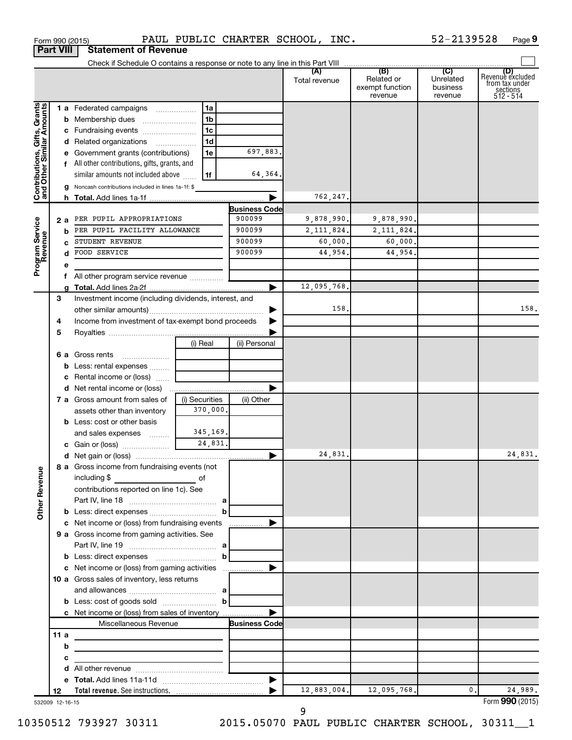Form 990 (2015) PAUL PUBLIC CHARTER SCHOOL, INC. 52-2139528

## Part VIII Statement of Revenue

Check if Schedule O contains a response or note to any line in this Part VIII

| | | | | (A) Total revenue | (B) Related or exempt function revenue | (C) Unrelated business revenue | (D) Revenue excluded from tax under sections 512 - 514 |
|---|---|---|---|---|---|---|---|
| **Contributions, Gifts, Grants and Other Similar Amounts** | 1 a Federated campaigns | 1a | | | | | |
| | b Membership dues | 1b | | | | | |
| | c Fundraising events | 1c | | | | | |
| | d Related organizations | 1d | | | | | |
| | e Government grants (contributions) | 1e | 697,883. | | | | |
| | f All other contributions, gifts, grants, and similar amounts not included above | 1f | 64,364. | | | | |
| | g Noncash contributions included in lines 1a-1f: $ | | | | | | |
| | h **Total.** Add lines 1a-1f | | | 762,247. | | | |
| **Program Service Revenue** | | | **Business Code** | | | | |
| | 2 a PER PUPIL APPROPRIATIONS | | 900099 | 9,878,990. | 9,878,990. | | |
| | b PER PUPIL FACILITY ALLOWANCE | | 900099 | 2,111,824. | 2,111,824. | | |
| | c STUDENT REVENUE | | 900099 | 60,000. | 60,000. | | |
| | d FOOD SERVICE | | 900099 | 44,954. | 44,954. | | |
| | e | | | | | | |
| | f All other program service revenue | | | | | | |
| | g **Total.** Add lines 2a-2f | | | 12,095,768. | | | |
| **Other Revenue** | 3 Investment income (including dividends, interest, and other similar amounts) | | | 158. | | | 158. |
| | 4 Income from investment of tax-exempt bond proceeds | | | | | | |
| | 5 Royalties | | | | | | |
| | | (i) Real | (ii) Personal | | | | |
| | 6 a Gross rents | | | | | | |
| | b Less: rental expenses | | | | | | |
| | c Rental income or (loss) | | | | | | |
| | d Net rental income or (loss) | | | | | | |
| | | (i) Securities | (ii) Other | | | | |
| | 7 a Gross amount from sales of assets other than inventory | 370,000. | | | | | |
| | b Less: cost or other basis and sales expenses | 345,169. | | | | | |
| | c Gain or (loss) | 24,831. | | | | | |
| | d Net gain or (loss) | | | 24,831. | | | 24,831. |
| | 8 a Gross income from fundraising events (not including $ ______ of contributions reported on line 1c). See Part IV, line 18 | a | | | | | |
| | b Less: direct expenses | b | | | | | |
| | c Net income or (loss) from fundraising events | | | | | | |
| | 9 a Gross income from gaming activities. See Part IV, line 19 | a | | | | | |
| | b Less: direct expenses | b | | | | | |
| | c Net income or (loss) from gaming activities | | | | | | |
| | 10 a Gross sales of inventory, less returns and allowances | a | | | | | |
| | b Less: cost of goods sold | b | | | | | |
| | c Net income or (loss) from sales of inventory | | | | | | |
| | Miscellaneous Revenue | | **Business Code** | | | | |
| | 11 a | | | | | | |
| | b | | | | | | |
| | c | | | | | | |
| | d All other revenue | | | | | | |
| | e **Total.** Add lines 11a-11d | | | | | | |
| | 12 **Total revenue.** See instructions. | | | 12,883,004. | 12,095,768. | 0. | 24,989. |

532009 12-16-15

Form **990** (2015)

10350512 793927 30311 2015.05070 PAUL PUBLIC CHARTER SCHOOL, 30311__1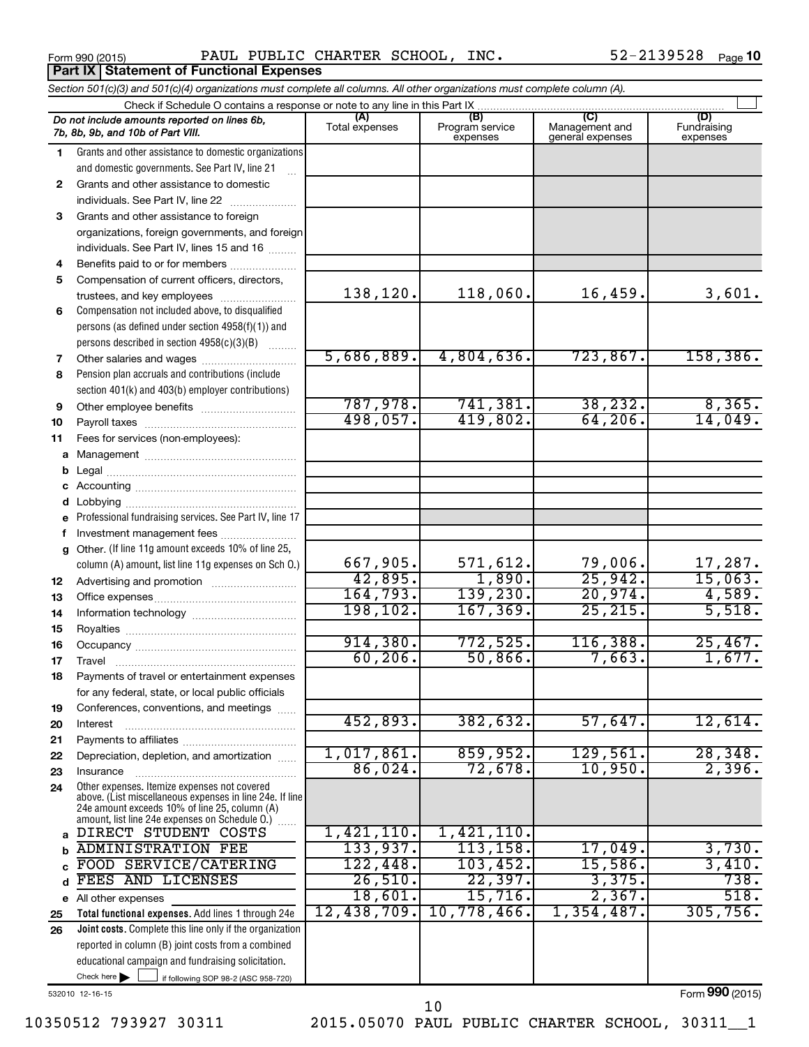Form 990 (2015) PAUL PUBLIC CHARTER SCHOOL, INC. 52-2139528

## Part IX Statement of Functional Expenses

*Section 501(c)(3) and 501(c)(4) organizations must complete all columns. All other organizations must complete column (A).*

Check if Schedule O contains a response or note to any line in this Part IX ☐

| | *Do not include amounts reported on lines 6b, 7b, 8b, 9b, and 10b of Part VIII.* | (A) Total expenses | (B) Program service expenses | (C) Management and general expenses | (D) Fundraising expenses |
|---|---|---|---|---|---|
| 1 | Grants and other assistance to domestic organizations and domestic governments. See Part IV, line 21 | | | | |
| 2 | Grants and other assistance to domestic individuals. See Part IV, line 22 | | | | |
| 3 | Grants and other assistance to foreign organizations, foreign governments, and foreign individuals. See Part IV, lines 15 and 16 | | | | |
| 4 | Benefits paid to or for members | | | | |
| 5 | Compensation of current officers, directors, trustees, and key employees | 138,120. | 118,060. | 16,459. | 3,601. |
| 6 | Compensation not included above, to disqualified persons (as defined under section 4958(f)(1)) and persons described in section 4958(c)(3)(B) | | | | |
| 7 | Other salaries and wages | 5,686,889. | 4,804,636. | 723,867. | 158,386. |
| 8 | Pension plan accruals and contributions (include section 401(k) and 403(b) employer contributions) | | | | |
| 9 | Other employee benefits | 787,978. | 741,381. | 38,232. | 8,365. |
| 10 | Payroll taxes | 498,057. | 419,802. | 64,206. | 14,049. |
| 11 | Fees for services (non-employees): | | | | |
| a | Management | | | | |
| b | Legal | | | | |
| c | Accounting | | | | |
| d | Lobbying | | | | |
| e | Professional fundraising services. See Part IV, line 17 | | | | |
| f | Investment management fees | | | | |
| g | Other. (If line 11g amount exceeds 10% of line 25, column (A) amount, list line 11g expenses on Sch O.) | 667,905. | 571,612. | 79,006. | 17,287. |
| 12 | Advertising and promotion | 42,895. | 1,890. | 25,942. | 15,063. |
| 13 | Office expenses | 164,793. | 139,230. | 20,974. | 4,589. |
| 14 | Information technology | 198,102. | 167,369. | 25,215. | 5,518. |
| 15 | Royalties | | | | |
| 16 | Occupancy | 914,380. | 772,525. | 116,388. | 25,467. |
| 17 | Travel | 60,206. | 50,866. | 7,663. | 1,677. |
| 18 | Payments of travel or entertainment expenses for any federal, state, or local public officials | | | | |
| 19 | Conferences, conventions, and meetings | | | | |
| 20 | Interest | 452,893. | 382,632. | 57,647. | 12,614. |
| 21 | Payments to affiliates | | | | |
| 22 | Depreciation, depletion, and amortization | 1,017,861. | 859,952. | 129,561. | 28,348. |
| 23 | Insurance | 86,024. | 72,678. | 10,950. | 2,396. |
| 24 | Other expenses. Itemize expenses not covered above. (List miscellaneous expenses in line 24e. If line 24e amount exceeds 10% of line 25, column (A) amount, list line 24e expenses on Schedule O.) | | | | |
| a | DIRECT STUDENT COSTS | 1,421,110. | 1,421,110. | | |
| b | ADMINISTRATION FEE | 133,937. | 113,158. | 17,049. | 3,730. |
| c | FOOD SERVICE/CATERING | 122,448. | 103,452. | 15,586. | 3,410. |
| d | FEES AND LICENSES | 26,510. | 22,397. | 3,375. | 738. |
| e | All other expenses | 18,601. | 15,716. | 2,367. | 518. |
| 25 | **Total functional expenses.** Add lines 1 through 24e | 12,438,709. | 10,778,466. | 1,354,487. | 305,756. |
| 26 | **Joint costs.** Complete this line only if the organization reported in column (B) joint costs from a combined educational campaign and fundraising solicitation. Check here ☐ if following SOP 98-2 (ASC 958-720) | | | | |

532010 12-16-15

Form 990 (2015)

10350512 793927 30311 2015.05070 PAUL PUBLIC CHARTER SCHOOL, 30311__1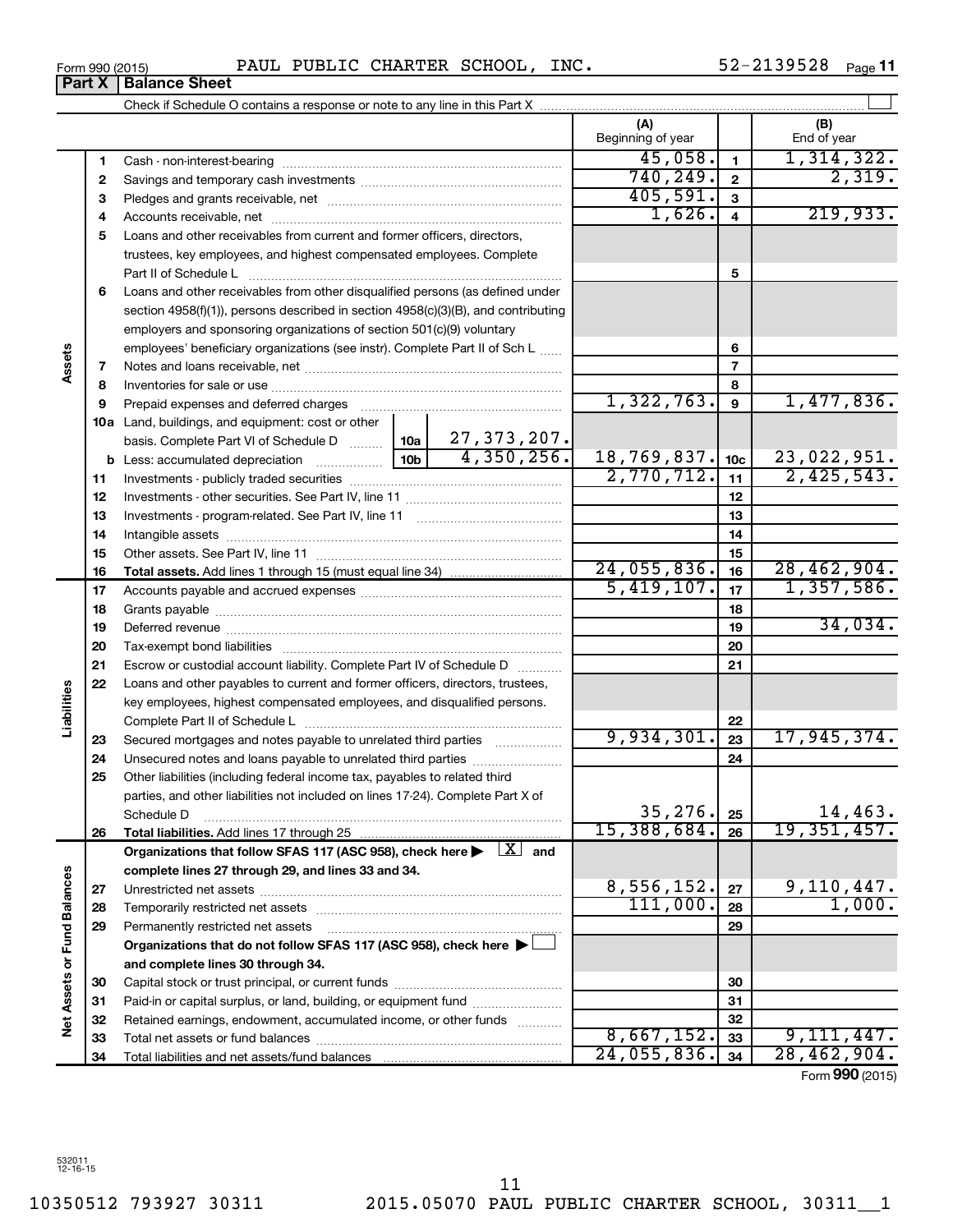Form 990 (2015) PAUL PUBLIC CHARTER SCHOOL, INC. 52-2139528 Page 11

**Part X | Balance Sheet**

Check if Schedule O contains a response or note to any line in this Part X

| | | | | | (A) Beginning of year | | (B) End of year |
|---|---|---|---|---|---|---|---|
| Assets | 1 | Cash - non-interest-bearing | | | 45,058. | 1 | 1,314,322. |
| | 2 | Savings and temporary cash investments | | | 740,249. | 2 | 2,319. |
| | 3 | Pledges and grants receivable, net | | | 405,591. | 3 | |
| | 4 | Accounts receivable, net | | | 1,626. | 4 | 219,933. |
| | 5 | Loans and other receivables from current and former officers, directors, trustees, key employees, and highest compensated employees. Complete Part II of Schedule L | | | | 5 | |
| | 6 | Loans and other receivables from other disqualified persons (as defined under section 4958(f)(1)), persons described in section 4958(c)(3)(B), and contributing employers and sponsoring organizations of section 501(c)(9) voluntary employees' beneficiary organizations (see instr). Complete Part II of Sch L | | | | 6 | |
| | 7 | Notes and loans receivable, net | | | | 7 | |
| | 8 | Inventories for sale or use | | | | 8 | |
| | 9 | Prepaid expenses and deferred charges | | | 1,322,763. | 9 | 1,477,836. |
| | 10a | Land, buildings, and equipment: cost or other basis. Complete Part VI of Schedule D | 10a | 27,373,207. | | | |
| | b | Less: accumulated depreciation | 10b | 4,350,256. | 18,769,837. | 10c | 23,022,951. |
| | 11 | Investments - publicly traded securities | | | 2,770,712. | 11 | 2,425,543. |
| | 12 | Investments - other securities. See Part IV, line 11 | | | | 12 | |
| | 13 | Investments - program-related. See Part IV, line 11 | | | | 13 | |
| | 14 | Intangible assets | | | | 14 | |
| | 15 | Other assets. See Part IV, line 11 | | | | 15 | |
| | 16 | **Total assets.** Add lines 1 through 15 (must equal line 34) | | | 24,055,836. | 16 | 28,462,904. |
| Liabilities | 17 | Accounts payable and accrued expenses | | | 5,419,107. | 17 | 1,357,586. |
| | 18 | Grants payable | | | | 18 | |
| | 19 | Deferred revenue | | | | 19 | 34,034. |
| | 20 | Tax-exempt bond liabilities | | | | 20 | |
| | 21 | Escrow or custodial account liability. Complete Part IV of Schedule D | | | | 21 | |
| | 22 | Loans and other payables to current and former officers, directors, trustees, key employees, highest compensated employees, and disqualified persons. Complete Part II of Schedule L | | | | 22 | |
| | 23 | Secured mortgages and notes payable to unrelated third parties | | | 9,934,301. | 23 | 17,945,374. |
| | 24 | Unsecured notes and loans payable to unrelated third parties | | | | 24 | |
| | 25 | Other liabilities (including federal income tax, payables to related third parties, and other liabilities not included on lines 17-24). Complete Part X of Schedule D | | | 35,276. | 25 | 14,463. |
| | 26 | **Total liabilities.** Add lines 17 through 25 | | | 15,388,684. | 26 | 19,351,457. |
| Net Assets or Fund Balances | | **Organizations that follow SFAS 117 (ASC 958), check here ▶ [X] and complete lines 27 through 29, and lines 33 and 34.** | | | | | |
| | 27 | Unrestricted net assets | | | 8,556,152. | 27 | 9,110,447. |
| | 28 | Temporarily restricted net assets | | | 111,000. | 28 | 1,000. |
| | 29 | Permanently restricted net assets | | | | 29 | |
| | | **Organizations that do not follow SFAS 117 (ASC 958), check here ▶ [ ] and complete lines 30 through 34.** | | | | | |
| | 30 | Capital stock or trust principal, or current funds | | | | 30 | |
| | 31 | Paid-in or capital surplus, or land, building, or equipment fund | | | | 31 | |
| | 32 | Retained earnings, endowment, accumulated income, or other funds | | | | 32 | |
| | 33 | Total net assets or fund balances | | | 8,667,152. | 33 | 9,111,447. |
| | 34 | Total liabilities and net assets/fund balances | | | 24,055,836. | 34 | 28,462,904. |

Form **990** (2015)

532011 12-16-15

10350512 793927 30311 2015.05070 PAUL PUBLIC CHARTER SCHOOL, 30311__1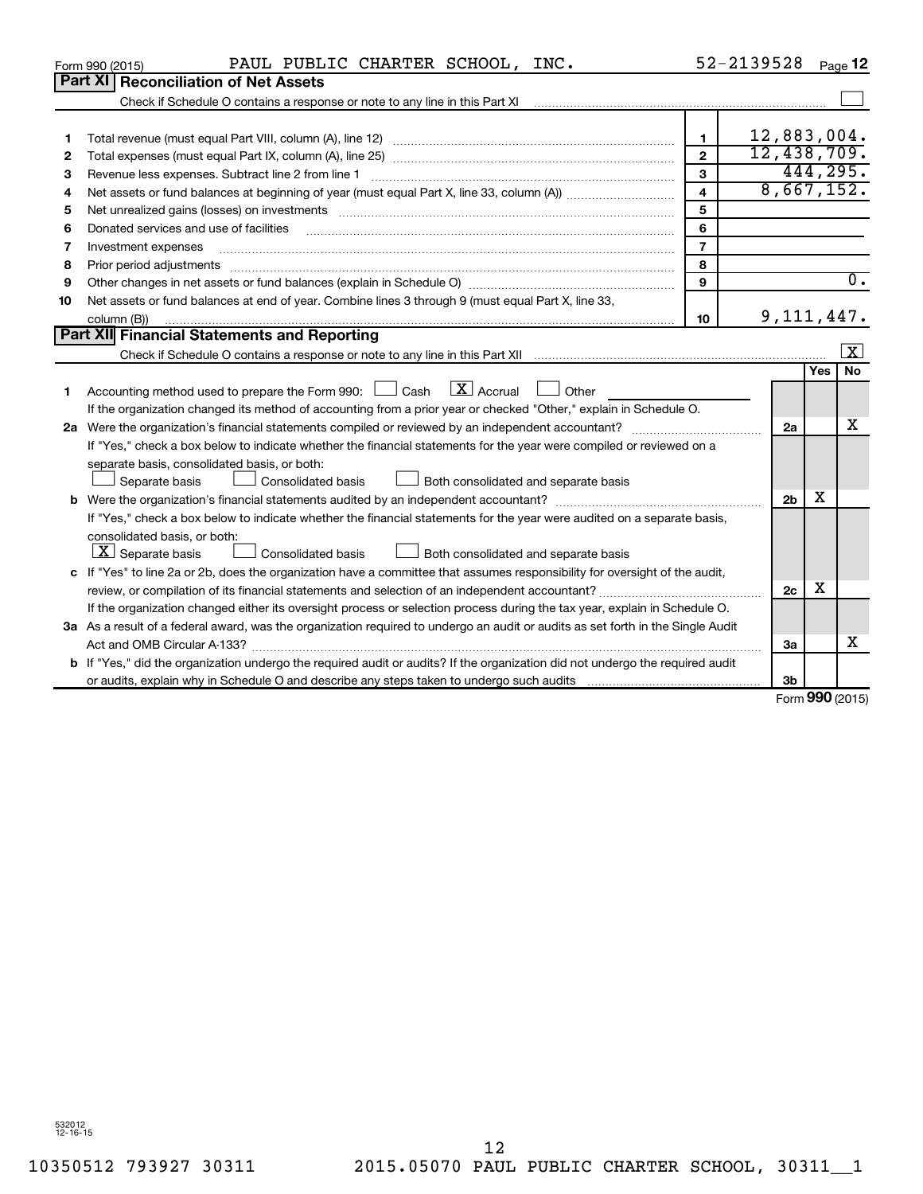Form 990 (2015) PAUL PUBLIC CHARTER SCHOOL, INC. 52-2139528 Page 12

## Part XI Reconciliation of Net Assets

Check if Schedule O contains a response or note to any line in this Part XI ☐

| | | | |
|---|---|---|---|
| 1 | Total revenue (must equal Part VIII, column (A), line 12) | 1 | 12,883,004. |
| 2 | Total expenses (must equal Part IX, column (A), line 25) | 2 | 12,438,709. |
| 3 | Revenue less expenses. Subtract line 2 from line 1 | 3 | 444,295. |
| 4 | Net assets or fund balances at beginning of year (must equal Part X, line 33, column (A)) | 4 | 8,667,152. |
| 5 | Net unrealized gains (losses) on investments | 5 | |
| 6 | Donated services and use of facilities | 6 | |
| 7 | Investment expenses | 7 | |
| 8 | Prior period adjustments | 8 | |
| 9 | Other changes in net assets or fund balances (explain in Schedule O) | 9 | 0. |
| 10 | Net assets or fund balances at end of year. Combine lines 3 through 9 (must equal Part X, line 33, column (B)) | 10 | 9,111,447. |

## Part XII Financial Statements and Reporting

Check if Schedule O contains a response or note to any line in this Part XII ☒

| | | | Yes | No |
|---|---|---|---|---|
| 1 | Accounting method used to prepare the Form 990: ☐ Cash ☒ Accrual ☐ Other<br>If the organization changed its method of accounting from a prior year or checked "Other," explain in Schedule O. | | | |
| 2a | Were the organization's financial statements compiled or reviewed by an independent accountant? | 2a | | X |
| | If "Yes," check a box below to indicate whether the financial statements for the year were compiled or reviewed on a separate basis, consolidated basis, or both:<br>☐ Separate basis ☐ Consolidated basis ☐ Both consolidated and separate basis | | | |
| b | Were the organization's financial statements audited by an independent accountant? | 2b | X | |
| | If "Yes," check a box below to indicate whether the financial statements for the year were audited on a separate basis, consolidated basis, or both:<br>☒ Separate basis ☐ Consolidated basis ☐ Both consolidated and separate basis | | | |
| c | If "Yes" to line 2a or 2b, does the organization have a committee that assumes responsibility for oversight of the audit, review, or compilation of its financial statements and selection of an independent accountant? | 2c | X | |
| | If the organization changed either its oversight process or selection process during the tax year, explain in Schedule O. | | | |
| 3a | As a result of a federal award, was the organization required to undergo an audit or audits as set forth in the Single Audit Act and OMB Circular A-133? | 3a | | X |
| b | If "Yes," did the organization undergo the required audit or audits? If the organization did not undergo the required audit or audits, explain why in Schedule O and describe any steps taken to undergo such audits | 3b | | |

Form 990 (2015)

532012 12-16-15

10350512 793927 30311 2015.05070 PAUL PUBLIC CHARTER SCHOOL, 30311__1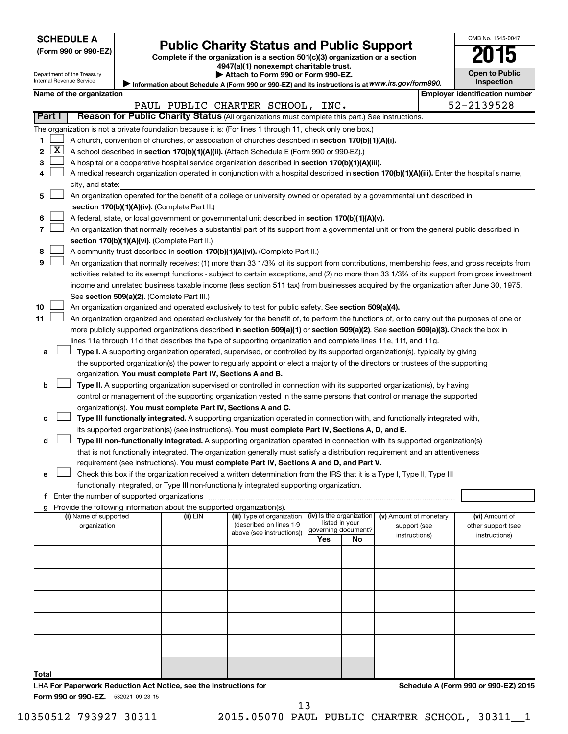**SCHEDULE A**
**(Form 990 or 990-EZ)**

Department of the Treasury
Internal Revenue Service

# Public Charity Status and Public Support

**Complete if the organization is a section 501(c)(3) organization or a section 4947(a)(1) nonexempt charitable trust.**
**▶ Attach to Form 990 or Form 990-EZ.**
▶ Information about Schedule A (Form 990 or 990-EZ) and its instructions is at *www.irs.gov/form990.*

OMB No. 1545-0047
**2015**
**Open to Public Inspection**

**Name of the organization**
PAUL PUBLIC CHARTER SCHOOL, INC.

**Employer identification number**
52-2139528

**Part I** **Reason for Public Charity Status** (All organizations must complete this part.) See instructions.

The organization is not a private foundation because it is: (For lines 1 through 11, check only one box.)

1 [ ] A church, convention of churches, or association of churches described in **section 170(b)(1)(A)(i).**

2 [X] A school described in **section 170(b)(1)(A)(ii).** (Attach Schedule E (Form 990 or 990-EZ).)

3 [ ] A hospital or a cooperative hospital service organization described in **section 170(b)(1)(A)(iii).**

4 [ ] A medical research organization operated in conjunction with a hospital described in **section 170(b)(1)(A)(iii).** Enter the hospital's name, city, and state:

5 [ ] An organization operated for the benefit of a college or university owned or operated by a governmental unit described in **section 170(b)(1)(A)(iv).** (Complete Part II.)

6 [ ] A federal, state, or local government or governmental unit described in **section 170(b)(1)(A)(v).**

7 [ ] An organization that normally receives a substantial part of its support from a governmental unit or from the general public described in **section 170(b)(1)(A)(vi).** (Complete Part II.)

8 [ ] A community trust described in **section 170(b)(1)(A)(vi).** (Complete Part II.)

9 [ ] An organization that normally receives: (1) more than 33 1/3% of its support from contributions, membership fees, and gross receipts from activities related to its exempt functions - subject to certain exceptions, and (2) no more than 33 1/3% of its support from gross investment income and unrelated business taxable income (less section 511 tax) from businesses acquired by the organization after June 30, 1975. See **section 509(a)(2).** (Complete Part III.)

10 [ ] An organization organized and operated exclusively to test for public safety. See **section 509(a)(4).**

11 [ ] An organization organized and operated exclusively for the benefit of, to perform the functions of, or to carry out the purposes of one or more publicly supported organizations described in **section 509(a)(1)** or **section 509(a)(2).** See **section 509(a)(3).** Check the box in lines 11a through 11d that describes the type of supporting organization and complete lines 11e, 11f, and 11g.

a [ ] **Type I.** A supporting organization operated, supervised, or controlled by its supported organization(s), typically by giving the supported organization(s) the power to regularly appoint or elect a majority of the directors or trustees of the supporting organization. **You must complete Part IV, Sections A and B.**

b [ ] **Type II.** A supporting organization supervised or controlled in connection with its supported organization(s), by having control or management of the supporting organization vested in the same persons that control or manage the supported organization(s). **You must complete Part IV, Sections A and C.**

c [ ] **Type III functionally integrated.** A supporting organization operated in connection with, and functionally integrated with, its supported organization(s) (see instructions). **You must complete Part IV, Sections A, D, and E.**

d [ ] **Type III non-functionally integrated.** A supporting organization operated in connection with its supported organization(s) that is not functionally integrated. The organization generally must satisfy a distribution requirement and an attentiveness requirement (see instructions). **You must complete Part IV, Sections A and D, and Part V.**

e [ ] Check this box if the organization received a written determination from the IRS that it is a Type I, Type II, Type III functionally integrated, or Type III non-functionally integrated supporting organization.

f Enter the number of supported organizations

g Provide the following information about the supported organization(s).

| (i) Name of supported organization | (ii) EIN | (iii) Type of organization (described on lines 1-9 above (see instructions)) | (iv) Is the organization listed in your governing document? Yes | No | (v) Amount of monetary support (see instructions) | (vi) Amount of other support (see instructions) |
|---|---|---|---|---|---|---|
| | | | | | | |
| | | | | | | |
| | | | | | | |
| | | | | | | |
| | | | | | | |
| Total | | | | | | |

LHA **For Paperwork Reduction Act Notice, see the Instructions for Form 990 or 990-EZ.** 532021 09-23-15

**Schedule A (Form 990 or 990-EZ) 2015**

10350512 793927 30311 2015.05070 PAUL PUBLIC CHARTER SCHOOL, 30311__1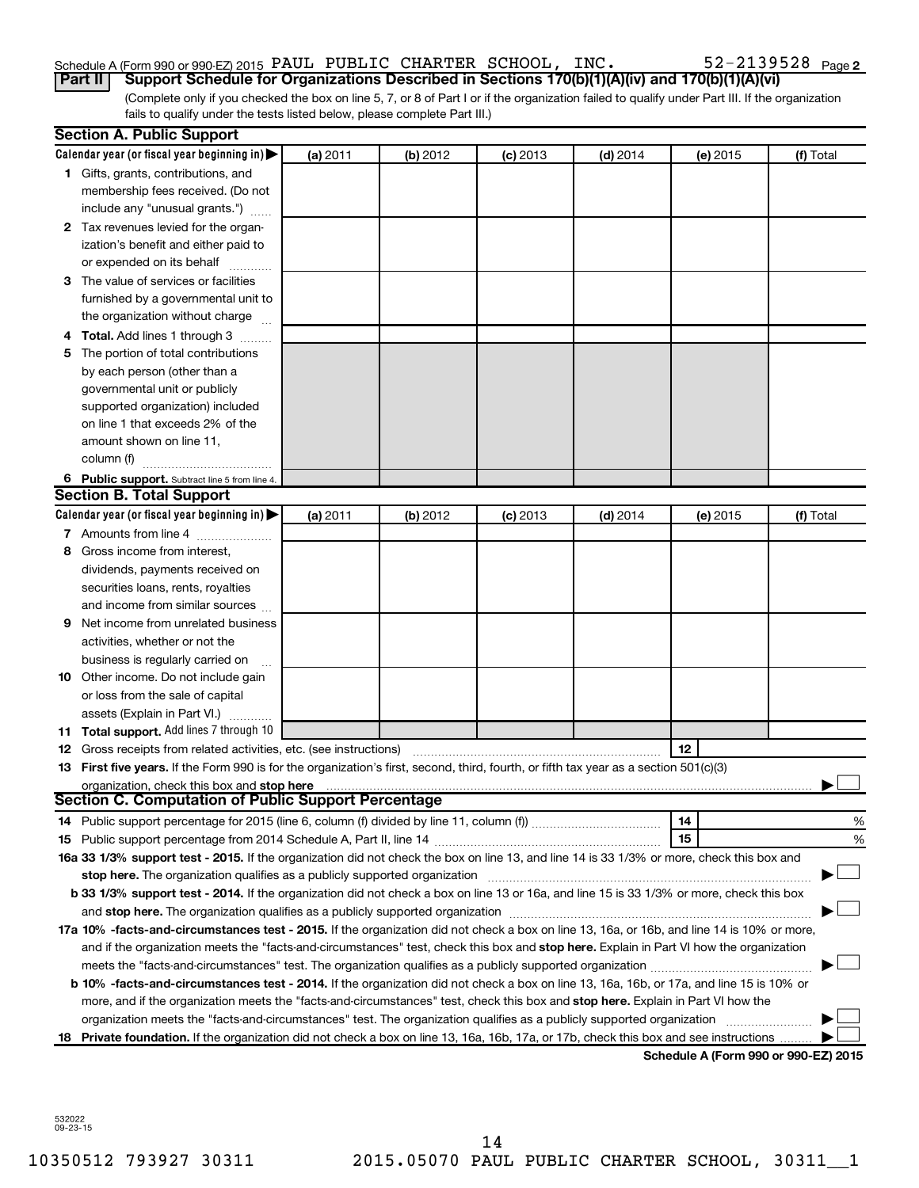Schedule A (Form 990 or 990-EZ) 2015 PAUL PUBLIC CHARTER SCHOOL, INC. 52-2139528 Page 2

**Part II Support Schedule for Organizations Described in Sections 170(b)(1)(A)(iv) and 170(b)(1)(A)(vi)**

(Complete only if you checked the box on line 5, 7, or 8 of Part I or if the organization failed to qualify under Part III. If the organization fails to qualify under the tests listed below, please complete Part III.)

**Section A. Public Support**

| Calendar year (or fiscal year beginning in) ▶ | (a) 2011 | (b) 2012 | (c) 2013 | (d) 2014 | (e) 2015 | (f) Total |
|---|---|---|---|---|---|---|
| **1** Gifts, grants, contributions, and membership fees received. (Do not include any "unusual grants.") | | | | | | |
| **2** Tax revenues levied for the organization's benefit and either paid to or expended on its behalf | | | | | | |
| **3** The value of services or facilities furnished by a governmental unit to the organization without charge | | | | | | |
| **4** **Total.** Add lines 1 through 3 | | | | | | |
| **5** The portion of total contributions by each person (other than a governmental unit or publicly supported organization) included on line 1 that exceeds 2% of the amount shown on line 11, column (f) | | | | | | |
| **6** **Public support.** Subtract line 5 from line 4. | | | | | | |

**Section B. Total Support**

| Calendar year (or fiscal year beginning in) ▶ | (a) 2011 | (b) 2012 | (c) 2013 | (d) 2014 | (e) 2015 | (f) Total |
|---|---|---|---|---|---|---|
| **7** Amounts from line 4 | | | | | | |
| **8** Gross income from interest, dividends, payments received on securities loans, rents, royalties and income from similar sources | | | | | | |
| **9** Net income from unrelated business activities, whether or not the business is regularly carried on | | | | | | |
| **10** Other income. Do not include gain or loss from the sale of capital assets (Explain in Part VI.) | | | | | | |
| **11** **Total support.** Add lines 7 through 10 | | | | | | |

**12** Gross receipts from related activities, etc. (see instructions) **12**

**13** **First five years.** If the Form 990 is for the organization's first, second, third, fourth, or fifth tax year as a section 501(c)(3) organization, check this box and **stop here** ▶ ☐

**Section C. Computation of Public Support Percentage**

**14** Public support percentage for 2015 (line 6, column (f) divided by line 11, column (f)) **14** %

**15** Public support percentage from 2014 Schedule A, Part II, line 14 **15** %

**16a 33 1/3% support test - 2015.** If the organization did not check the box on line 13, and line 14 is 33 1/3% or more, check this box and **stop here.** The organization qualifies as a publicly supported organization ▶ ☐

**b 33 1/3% support test - 2014.** If the organization did not check a box on line 13 or 16a, and line 15 is 33 1/3% or more, check this box and **stop here.** The organization qualifies as a publicly supported organization ▶ ☐

**17a 10% -facts-and-circumstances test - 2015.** If the organization did not check a box on line 13, 16a, or 16b, and line 14 is 10% or more, and if the organization meets the "facts-and-circumstances" test, check this box and **stop here.** Explain in Part VI how the organization meets the "facts-and-circumstances" test. The organization qualifies as a publicly supported organization ▶ ☐

**b 10% -facts-and-circumstances test - 2014.** If the organization did not check a box on line 13, 16a, 16b, or 17a, and line 15 is 10% or more, and if the organization meets the "facts-and-circumstances" test, check this box and **stop here.** Explain in Part VI how the organization meets the "facts-and-circumstances" test. The organization qualifies as a publicly supported organization ▶ ☐

**18** **Private foundation.** If the organization did not check a box on line 13, 16a, 16b, 17a, or 17b, check this box and see instructions ▶ ☐

**Schedule A (Form 990 or 990-EZ) 2015**

532022 09-23-15

10350512 793927 30311 2015.05070 PAUL PUBLIC CHARTER SCHOOL, 30311__1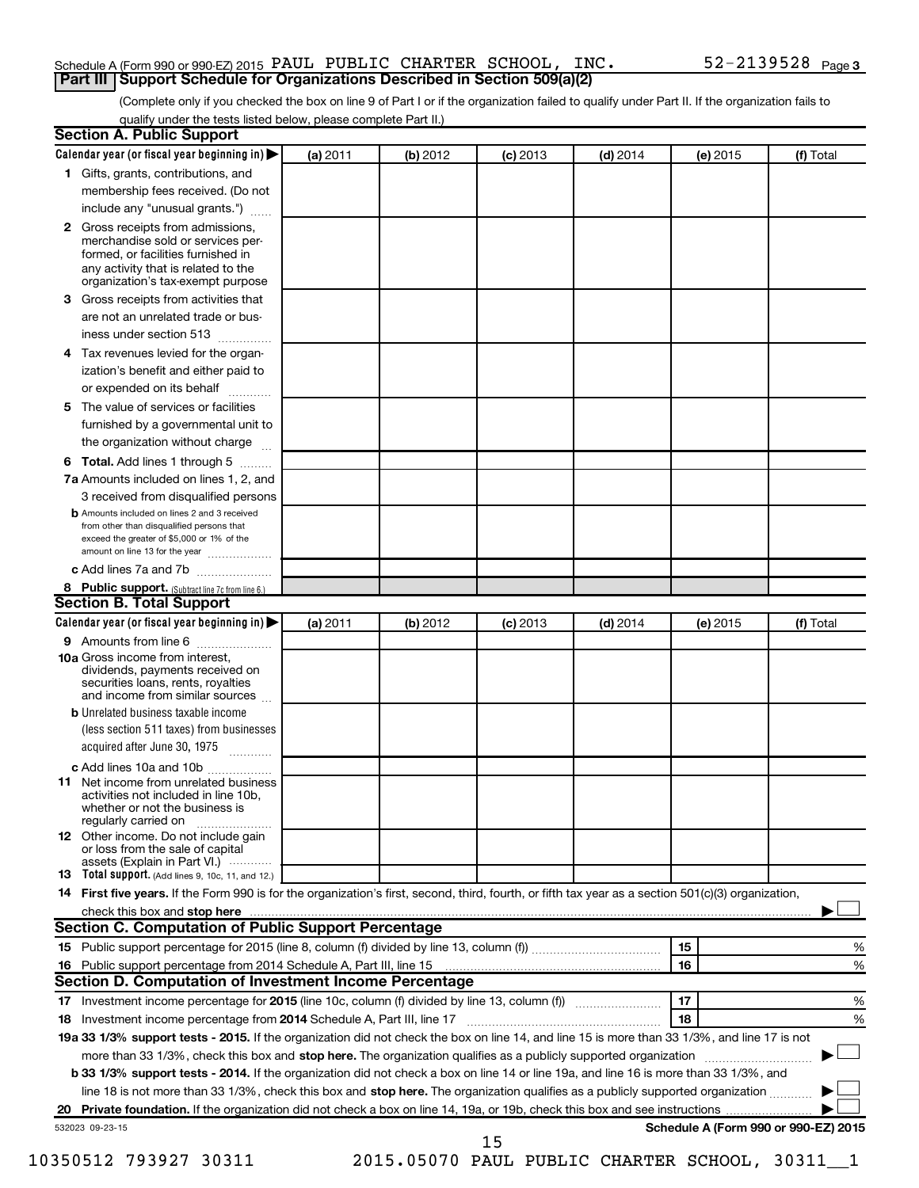Schedule A (Form 990 or 990-EZ) 2015 PAUL PUBLIC CHARTER SCHOOL, INC. 52-2139528 Page 3

## Part III Support Schedule for Organizations Described in Section 509(a)(2)

(Complete only if you checked the box on line 9 of Part I or if the organization failed to qualify under Part II. If the organization fails to qualify under the tests listed below, please complete Part II.)

### Section A. Public Support

| Calendar year (or fiscal year beginning in) ▶ | (a) 2011 | (b) 2012 | (c) 2013 | (d) 2014 | (e) 2015 | (f) Total |
|---|---|---|---|---|---|---|
| 1 Gifts, grants, contributions, and membership fees received. (Do not include any "unusual grants.") | | | | | | |
| 2 Gross receipts from admissions, merchandise sold or services performed, or facilities furnished in any activity that is related to the organization's tax-exempt purpose | | | | | | |
| 3 Gross receipts from activities that are not an unrelated trade or business under section 513 | | | | | | |
| 4 Tax revenues levied for the organization's benefit and either paid to or expended on its behalf | | | | | | |
| 5 The value of services or facilities furnished by a governmental unit to the organization without charge | | | | | | |
| 6 Total. Add lines 1 through 5 | | | | | | |
| 7a Amounts included on lines 1, 2, and 3 received from disqualified persons | | | | | | |
| b Amounts included on lines 2 and 3 received from other than disqualified persons that exceed the greater of $5,000 or 1% of the amount on line 13 for the year | | | | | | |
| c Add lines 7a and 7b | | | | | | |
| 8 Public support. (Subtract line 7c from line 6.) | | | | | | |

### Section B. Total Support

| Calendar year (or fiscal year beginning in) ▶ | (a) 2011 | (b) 2012 | (c) 2013 | (d) 2014 | (e) 2015 | (f) Total |
|---|---|---|---|---|---|---|
| 9 Amounts from line 6 | | | | | | |
| 10a Gross income from interest, dividends, payments received on securities loans, rents, royalties and income from similar sources | | | | | | |
| b Unrelated business taxable income (less section 511 taxes) from businesses acquired after June 30, 1975 | | | | | | |
| c Add lines 10a and 10b | | | | | | |
| 11 Net income from unrelated business activities not included in line 10b, whether or not the business is regularly carried on | | | | | | |
| 12 Other income. Do not include gain or loss from the sale of capital assets (Explain in Part VI.) | | | | | | |
| 13 Total support. (Add lines 9, 10c, 11, and 12.) | | | | | | |

**14 First five years.** If the Form 990 is for the organization's first, second, third, fourth, or fifth tax year as a section 501(c)(3) organization, check this box and **stop here** ▶ ☐

### Section C. Computation of Public Support Percentage

| | | | |
|---|---|---|---|
| 15 | Public support percentage for 2015 (line 8, column (f) divided by line 13, column (f)) | 15 | % |
| 16 | Public support percentage from 2014 Schedule A, Part III, line 15 | 16 | % |

### Section D. Computation of Investment Income Percentage

| | | | |
|---|---|---|---|
| 17 | Investment income percentage for **2015** (line 10c, column (f) divided by line 13, column (f)) | 17 | % |
| 18 | Investment income percentage from **2014** Schedule A, Part III, line 17 | 18 | % |

**19a 33 1/3% support tests - 2015.** If the organization did not check the box on line 14, and line 15 is more than 33 1/3%, and line 17 is not more than 33 1/3%, check this box and **stop here.** The organization qualifies as a publicly supported organization ▶ ☐

**b 33 1/3% support tests - 2014.** If the organization did not check a box on line 14 or line 19a, and line 16 is more than 33 1/3%, and line 18 is not more than 33 1/3%, check this box and **stop here.** The organization qualifies as a publicly supported organization ▶ ☐

**20 Private foundation.** If the organization did not check a box on line 14, 19a, or 19b, check this box and see instructions ▶ ☐

532023 09-23-15 **Schedule A (Form 990 or 990-EZ) 2015**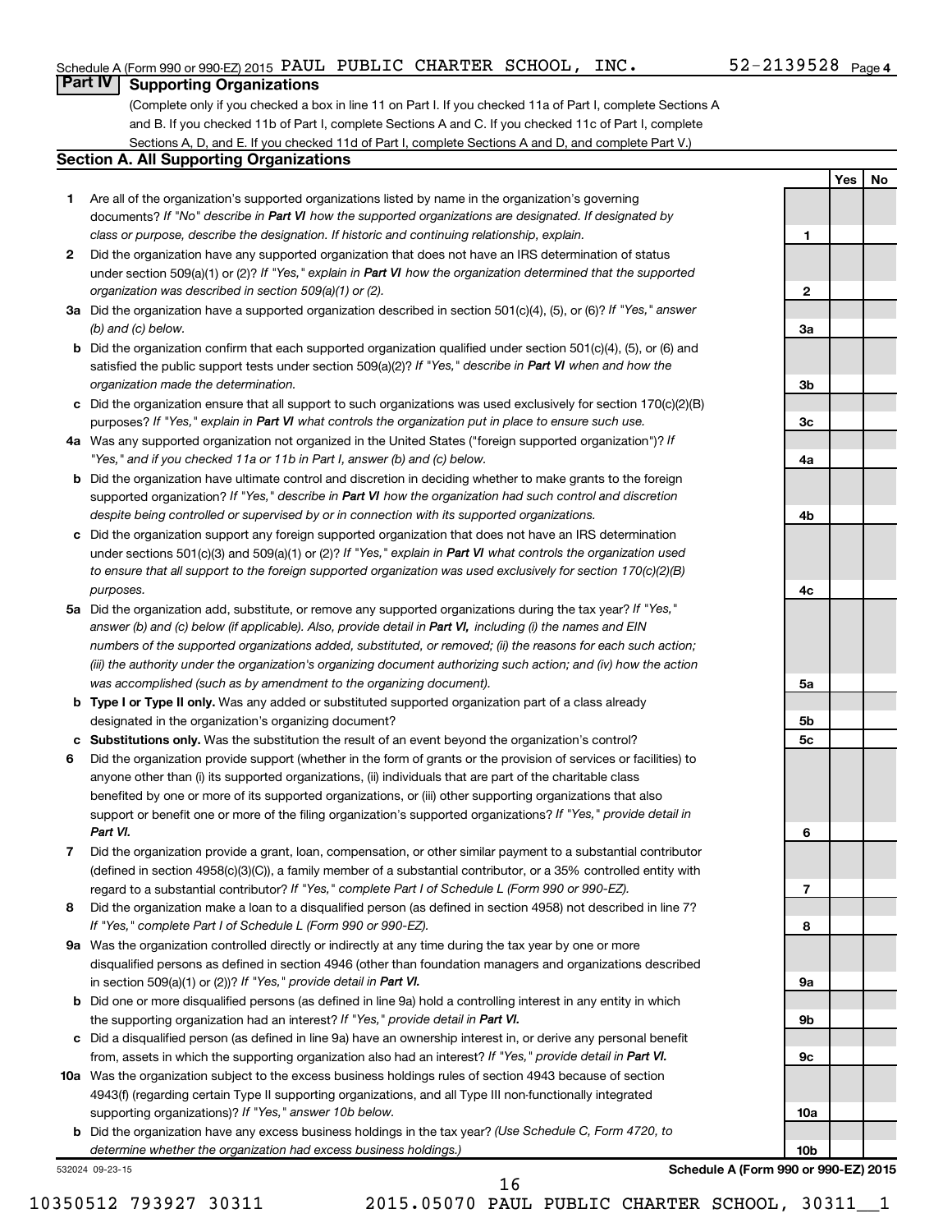Schedule A (Form 990 or 990-EZ) 2015 PAUL PUBLIC CHARTER SCHOOL, INC. 52-2139528 Page 4

## Part IV Supporting Organizations

(Complete only if you checked a box in line 11 on Part I. If you checked 11a of Part I, complete Sections A and B. If you checked 11b of Part I, complete Sections A and C. If you checked 11c of Part I, complete Sections A, D, and E. If you checked 11d of Part I, complete Sections A and D, and complete Part V.)

### Section A. All Supporting Organizations

| | | | Yes | No |
|---|---|---|---|---|
| **1** | Are all of the organization's supported organizations listed by name in the organization's governing documents? *If "No" describe in **Part VI** how the supported organizations are designated. If designated by class or purpose, describe the designation. If historic and continuing relationship, explain.* | 1 | | |
| **2** | Did the organization have any supported organization that does not have an IRS determination of status under section 509(a)(1) or (2)? *If "Yes," explain in **Part VI** how the organization determined that the supported organization was described in section 509(a)(1) or (2).* | 2 | | |
| **3a** | Did the organization have a supported organization described in section 501(c)(4), (5), or (6)? *If "Yes," answer (b) and (c) below.* | 3a | | |
| **b** | Did the organization confirm that each supported organization qualified under section 501(c)(4), (5), or (6) and satisfied the public support tests under section 509(a)(2)? *If "Yes," describe in **Part VI** when and how the organization made the determination.* | 3b | | |
| **c** | Did the organization ensure that all support to such organizations was used exclusively for section 170(c)(2)(B) purposes? *If "Yes," explain in **Part VI** what controls the organization put in place to ensure such use.* | 3c | | |
| **4a** | Was any supported organization not organized in the United States ("foreign supported organization")? *If "Yes," and if you checked 11a or 11b in Part I, answer (b) and (c) below.* | 4a | | |
| **b** | Did the organization have ultimate control and discretion in deciding whether to make grants to the foreign supported organization? *If "Yes," describe in **Part VI** how the organization had such control and discretion despite being controlled or supervised by or in connection with its supported organizations.* | 4b | | |
| **c** | Did the organization support any foreign supported organization that does not have an IRS determination under sections 501(c)(3) and 509(a)(1) or (2)? *If "Yes," explain in **Part VI** what controls the organization used to ensure that all support to the foreign supported organization was used exclusively for section 170(c)(2)(B) purposes.* | 4c | | |
| **5a** | Did the organization add, substitute, or remove any supported organizations during the tax year? *If "Yes," answer (b) and (c) below (if applicable). Also, provide detail in **Part VI,** including (i) the names and EIN numbers of the supported organizations added, substituted, or removed; (ii) the reasons for each such action; (iii) the authority under the organization's organizing document authorizing such action; and (iv) how the action was accomplished (such as by amendment to the organizing document).* | 5a | | |
| **b** | **Type I or Type II only.** Was any added or substituted supported organization part of a class already designated in the organization's organizing document? | 5b | | |
| **c** | **Substitutions only.** Was the substitution the result of an event beyond the organization's control? | 5c | | |
| **6** | Did the organization provide support (whether in the form of grants or the provision of services or facilities) to anyone other than (i) its supported organizations, (ii) individuals that are part of the charitable class benefited by one or more of its supported organizations, or (iii) other supporting organizations that also support or benefit one or more of the filing organization's supported organizations? *If "Yes," provide detail in **Part VI.*** | 6 | | |
| **7** | Did the organization provide a grant, loan, compensation, or other similar payment to a substantial contributor (defined in section 4958(c)(3)(C)), a family member of a substantial contributor, or a 35% controlled entity with regard to a substantial contributor? *If "Yes," complete Part I of Schedule L (Form 990 or 990-EZ).* | 7 | | |
| **8** | Did the organization make a loan to a disqualified person (as defined in section 4958) not described in line 7? *If "Yes," complete Part I of Schedule L (Form 990 or 990-EZ).* | 8 | | |
| **9a** | Was the organization controlled directly or indirectly at any time during the tax year by one or more disqualified persons as defined in section 4946 (other than foundation managers and organizations described in section 509(a)(1) or (2))? *If "Yes," provide detail in **Part VI.*** | 9a | | |
| **b** | Did one or more disqualified persons (as defined in line 9a) hold a controlling interest in any entity in which the supporting organization had an interest? *If "Yes," provide detail in **Part VI.*** | 9b | | |
| **c** | Did a disqualified person (as defined in line 9a) have an ownership interest in, or derive any personal benefit from, assets in which the supporting organization also had an interest? *If "Yes," provide detail in **Part VI.*** | 9c | | |
| **10a** | Was the organization subject to the excess business holdings rules of section 4943 because of section 4943(f) (regarding certain Type II supporting organizations, and all Type III non-functionally integrated supporting organizations)? *If "Yes," answer 10b below.* | 10a | | |
| **b** | Did the organization have any excess business holdings in the tax year? *(Use Schedule C, Form 4720, to determine whether the organization had excess business holdings.)* | 10b | | |

532024 09-23-15 **Schedule A (Form 990 or 990-EZ) 2015**

10350512 793927 30311 2015.05070 PAUL PUBLIC CHARTER SCHOOL, 30311__1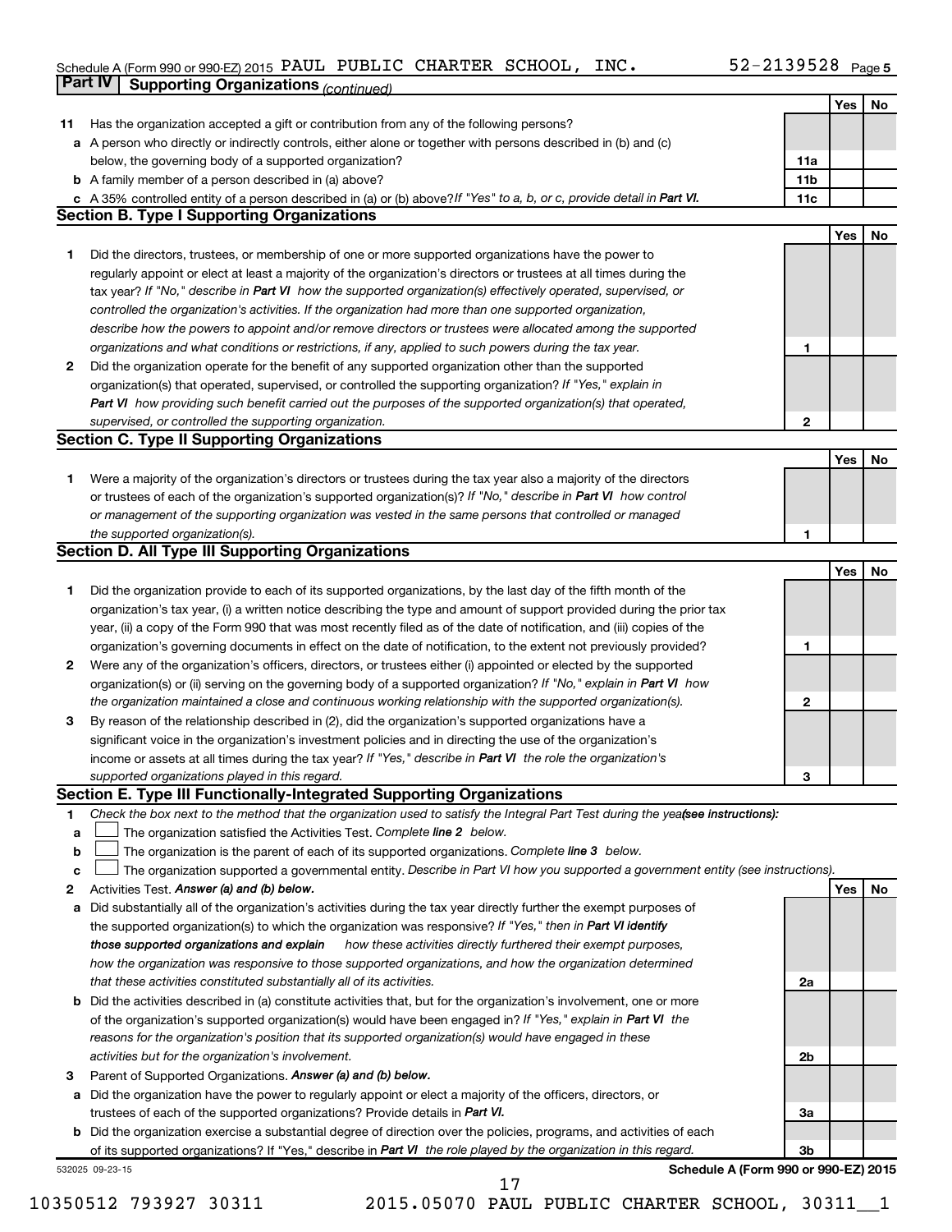Schedule A (Form 990 or 990-EZ) 2015 PAUL PUBLIC CHARTER SCHOOL, INC. 52-2139528 Page 5

**Part IV | Supporting Organizations** *(continued)*

| | | | Yes | No |
|---|---|---|---|---|
| **11** | Has the organization accepted a gift or contribution from any of the following persons? | | | |
| **a** | A person who directly or indirectly controls, either alone or together with persons described in (b) and (c) below, the governing body of a supported organization? | **11a** | | |
| **b** | A family member of a person described in (a) above? | **11b** | | |
| **c** | A 35% controlled entity of a person described in (a) or (b) above? *If "Yes" to a, b, or c, provide detail in* ***Part VI.*** | **11c** | | |

**Section B. Type I Supporting Organizations**

| | | | Yes | No |
|---|---|---|---|---|
| **1** | Did the directors, trustees, or membership of one or more supported organizations have the power to regularly appoint or elect at least a majority of the organization's directors or trustees at all times during the tax year? *If "No," describe in* ***Part VI*** *how the supported organization(s) effectively operated, supervised, or controlled the organization's activities. If the organization had more than one supported organization, describe how the powers to appoint and/or remove directors or trustees were allocated among the supported organizations and what conditions or restrictions, if any, applied to such powers during the tax year.* | **1** | | |
| **2** | Did the organization operate for the benefit of any supported organization other than the supported organization(s) that operated, supervised, or controlled the supporting organization? *If "Yes," explain in* ***Part VI*** *how providing such benefit carried out the purposes of the supported organization(s) that operated, supervised, or controlled the supporting organization.* | **2** | | |

**Section C. Type II Supporting Organizations**

| | | | Yes | No |
|---|---|---|---|---|
| **1** | Were a majority of the organization's directors or trustees during the tax year also a majority of the directors or trustees of each of the organization's supported organization(s)? *If "No," describe in* ***Part VI*** *how control or management of the supporting organization was vested in the same persons that controlled or managed the supported organization(s).* | **1** | | |

**Section D. All Type III Supporting Organizations**

| | | | Yes | No |
|---|---|---|---|---|
| **1** | Did the organization provide to each of its supported organizations, by the last day of the fifth month of the organization's tax year, (i) a written notice describing the type and amount of support provided during the prior tax year, (ii) a copy of the Form 990 that was most recently filed as of the date of notification, and (iii) copies of the organization's governing documents in effect on the date of notification, to the extent not previously provided? | **1** | | |
| **2** | Were any of the organization's officers, directors, or trustees either (i) appointed or elected by the supported organization(s) or (ii) serving on the governing body of a supported organization? *If "No," explain in* ***Part VI*** *how the organization maintained a close and continuous working relationship with the supported organization(s).* | **2** | | |
| **3** | By reason of the relationship described in (2), did the organization's supported organizations have a significant voice in the organization's investment policies and in directing the use of the organization's income or assets at all times during the tax year? *If "Yes," describe in* ***Part VI*** *the role the organization's supported organizations played in this regard.* | **3** | | |

**Section E. Type III Functionally-Integrated Supporting Organizations**

**1** *Check the box next to the method that the organization used to satisfy the Integral Part Test during the year* ***(see instructions):***

**a** ☐ The organization satisfied the Activities Test. *Complete* ***line 2*** *below.*

**b** ☐ The organization is the parent of each of its supported organizations. *Complete* ***line 3*** *below.*

**c** ☐ The organization supported a governmental entity. *Describe in Part VI how you supported a government entity (see instructions).*

| | | | Yes | No |
|---|---|---|---|---|
| **2** | Activities Test. ***Answer (a) and (b) below.*** | | | |
| **a** | Did substantially all of the organization's activities during the tax year directly further the exempt purposes of the supported organization(s) to which the organization was responsive? *If "Yes," then in* ***Part VI identify those supported organizations and explain*** *how these activities directly furthered their exempt purposes, how the organization was responsive to those supported organizations, and how the organization determined that these activities constituted substantially all of its activities.* | **2a** | | |
| **b** | Did the activities described in (a) constitute activities that, but for the organization's involvement, one or more of the organization's supported organization(s) would have been engaged in? *If "Yes," explain in* ***Part VI*** *the reasons for the organization's position that its supported organization(s) would have engaged in these activities but for the organization's involvement.* | **2b** | | |
| **3** | Parent of Supported Organizations. ***Answer (a) and (b) below.*** | | | |
| **a** | Did the organization have the power to regularly appoint or elect a majority of the officers, directors, or trustees of each of the supported organizations? Provide details in ***Part VI.*** | **3a** | | |
| **b** | Did the organization exercise a substantial degree of direction over the policies, programs, and activities of each of its supported organizations? If "Yes," describe in ***Part VI*** *the role played by the organization in this regard.* | **3b** | | |

532025 09-23-15 **Schedule A (Form 990 or 990-EZ) 2015**

10350512 793927 30311 2015.05070 PAUL PUBLIC CHARTER SCHOOL, 30311__1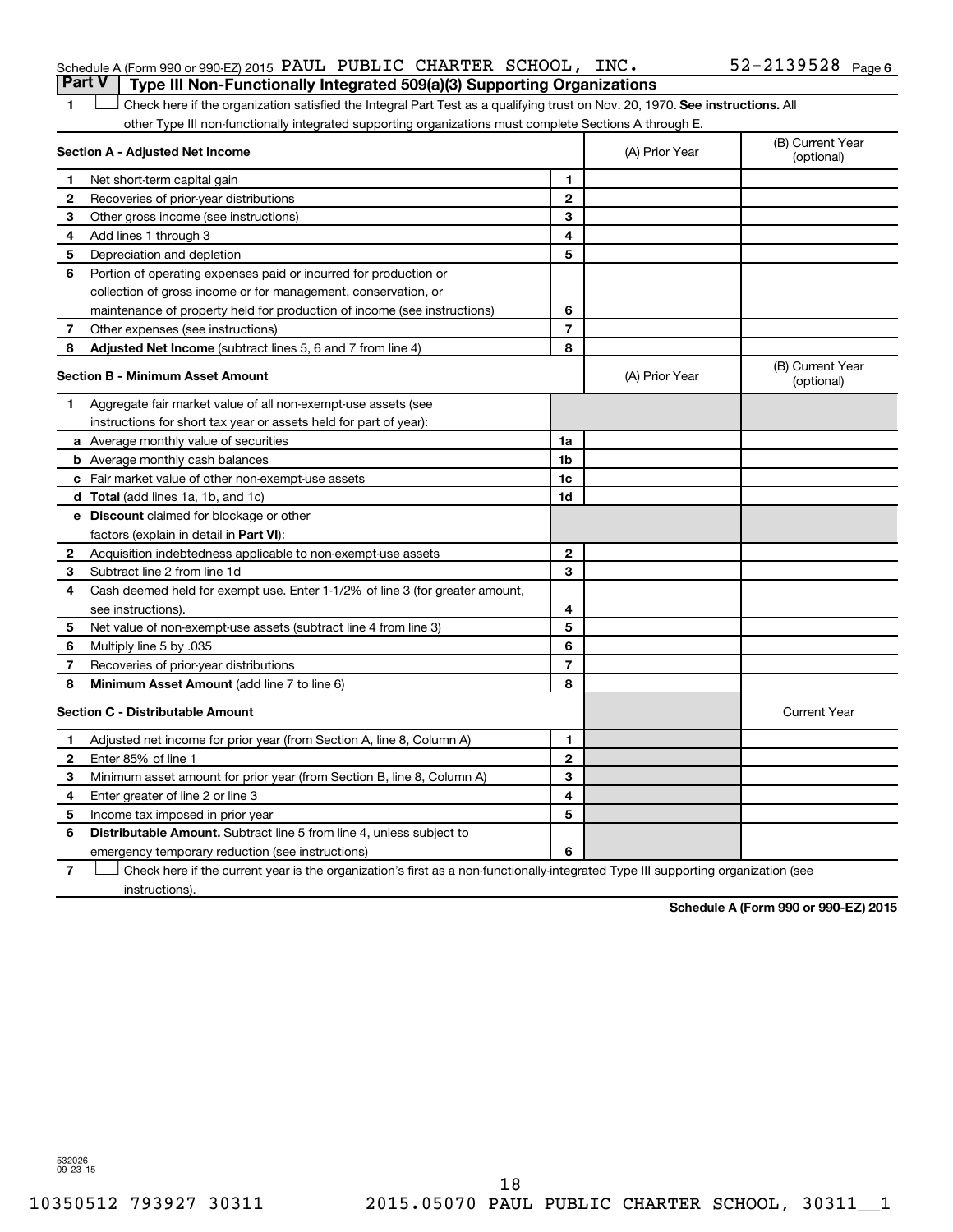Schedule A (Form 990 or 990-EZ) 2015 PAUL PUBLIC CHARTER SCHOOL, INC. 52-2139528 Page 6

## Part V Type III Non-Functionally Integrated 509(a)(3) Supporting Organizations

1 ☐ Check here if the organization satisfied the Integral Part Test as a qualifying trust on Nov. 20, 1970. **See instructions.** All other Type III non-functionally integrated supporting organizations must complete Sections A through E.

| Section A - Adjusted Net Income | | (A) Prior Year | (B) Current Year (optional) |
|---|---|---|---|
| 1 Net short-term capital gain | 1 | | |
| 2 Recoveries of prior-year distributions | 2 | | |
| 3 Other gross income (see instructions) | 3 | | |
| 4 Add lines 1 through 3 | 4 | | |
| 5 Depreciation and depletion | 5 | | |
| 6 Portion of operating expenses paid or incurred for production or collection of gross income or for management, conservation, or maintenance of property held for production of income (see instructions) | 6 | | |
| 7 Other expenses (see instructions) | 7 | | |
| 8 **Adjusted Net Income** (subtract lines 5, 6 and 7 from line 4) | 8 | | |

| Section B - Minimum Asset Amount | | (A) Prior Year | (B) Current Year (optional) |
|---|---|---|---|
| 1 Aggregate fair market value of all non-exempt-use assets (see instructions for short tax year or assets held for part of year): | | | |
| a Average monthly value of securities | 1a | | |
| b Average monthly cash balances | 1b | | |
| c Fair market value of other non-exempt-use assets | 1c | | |
| d **Total** (add lines 1a, 1b, and 1c) | 1d | | |
| e **Discount** claimed for blockage or other factors (explain in detail in **Part VI**): | | | |
| 2 Acquisition indebtedness applicable to non-exempt-use assets | 2 | | |
| 3 Subtract line 2 from line 1d | 3 | | |
| 4 Cash deemed held for exempt use. Enter 1-1/2% of line 3 (for greater amount, see instructions). | 4 | | |
| 5 Net value of non-exempt-use assets (subtract line 4 from line 3) | 5 | | |
| 6 Multiply line 5 by .035 | 6 | | |
| 7 Recoveries of prior-year distributions | 7 | | |
| 8 **Minimum Asset Amount** (add line 7 to line 6) | 8 | | |

| Section C - Distributable Amount | | | Current Year |
|---|---|---|---|
| 1 Adjusted net income for prior year (from Section A, line 8, Column A) | 1 | | |
| 2 Enter 85% of line 1 | 2 | | |
| 3 Minimum asset amount for prior year (from Section B, line 8, Column A) | 3 | | |
| 4 Enter greater of line 2 or line 3 | 4 | | |
| 5 Income tax imposed in prior year | 5 | | |
| 6 **Distributable Amount.** Subtract line 5 from line 4, unless subject to emergency temporary reduction (see instructions) | 6 | | |

7 ☐ Check here if the current year is the organization's first as a non-functionally-integrated Type III supporting organization (see instructions).

**Schedule A (Form 990 or 990-EZ) 2015**

532026 09-23-15

18

10350512 793927 30311 2015.05070 PAUL PUBLIC CHARTER SCHOOL, 30311__1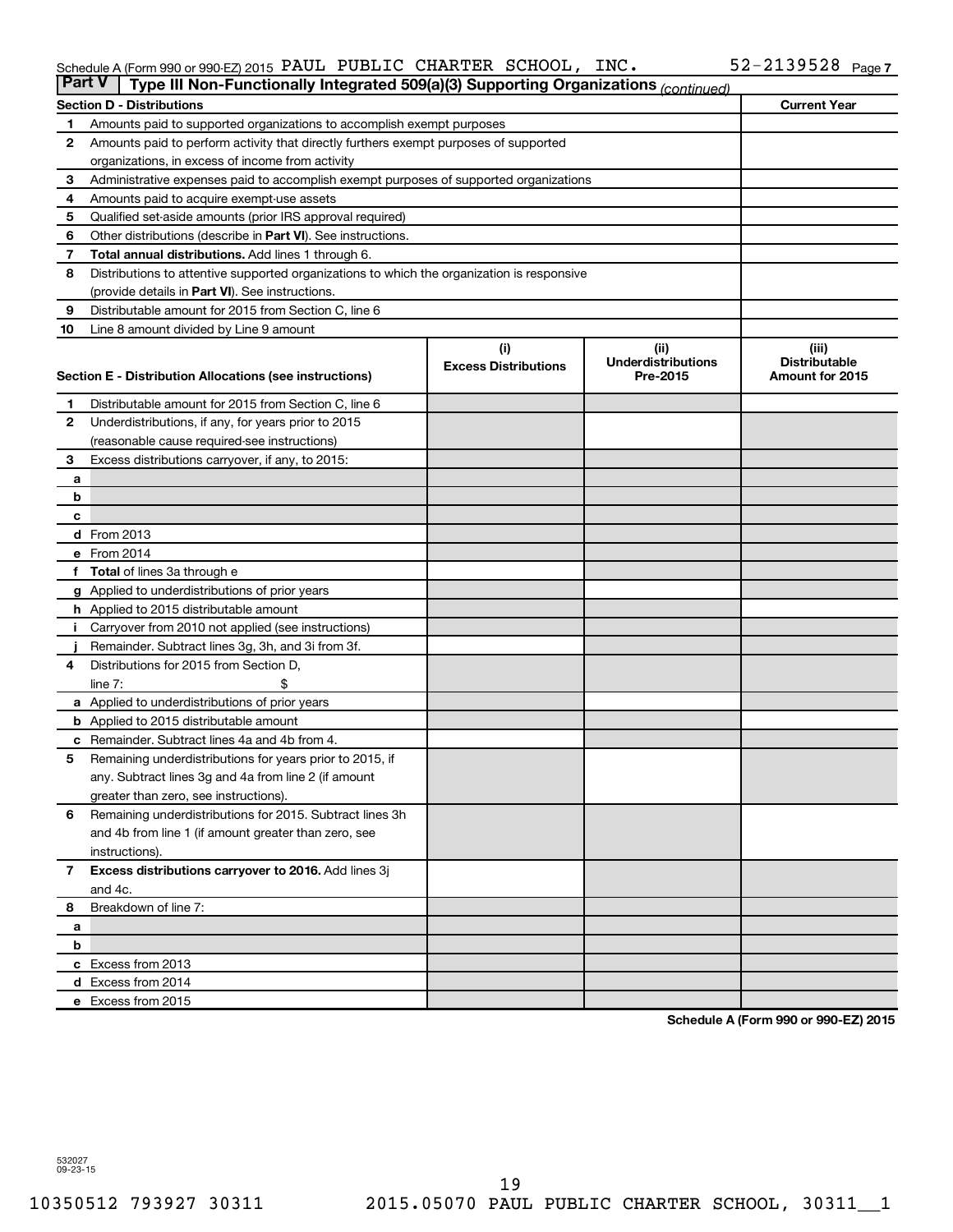Schedule A (Form 990 or 990-EZ) 2015 PAUL PUBLIC CHARTER SCHOOL, INC. 52-2139528 Page 7

## Part V Type III Non-Functionally Integrated 509(a)(3) Supporting Organizations *(continued)*

| Section D - Distributions | | Current Year |
|---|---|---|
| 1 | Amounts paid to supported organizations to accomplish exempt purposes | |
| 2 | Amounts paid to perform activity that directly furthers exempt purposes of supported organizations, in excess of income from activity | |
| 3 | Administrative expenses paid to accomplish exempt purposes of supported organizations | |
| 4 | Amounts paid to acquire exempt-use assets | |
| 5 | Qualified set-aside amounts (prior IRS approval required) | |
| 6 | Other distributions (describe in **Part VI**). See instructions. | |
| 7 | **Total annual distributions.** Add lines 1 through 6. | |
| 8 | Distributions to attentive supported organizations to which the organization is responsive (provide details in **Part VI**). See instructions. | |
| 9 | Distributable amount for 2015 from Section C, line 6 | |
| 10 | Line 8 amount divided by Line 9 amount | |

| Section E - Distribution Allocations (see instructions) | | (i) Excess Distributions | (ii) Underdistributions Pre-2015 | (iii) Distributable Amount for 2015 |
|---|---|---|---|---|
| 1 | Distributable amount for 2015 from Section C, line 6 | | | |
| 2 | Underdistributions, if any, for years prior to 2015 (reasonable cause required-see instructions) | | | |
| 3 | Excess distributions carryover, if any, to 2015: | | | |
| a | | | | |
| b | | | | |
| c | | | | |
| d | From 2013 | | | |
| e | From 2014 | | | |
| f | **Total** of lines 3a through e | | | |
| g | Applied to underdistributions of prior years | | | |
| h | Applied to 2015 distributable amount | | | |
| i | Carryover from 2010 not applied (see instructions) | | | |
| j | Remainder. Subtract lines 3g, 3h, and 3i from 3f. | | | |
| 4 | Distributions for 2015 from Section D, line 7: $ | | | |
| a | Applied to underdistributions of prior years | | | |
| b | Applied to 2015 distributable amount | | | |
| c | Remainder. Subtract lines 4a and 4b from 4. | | | |
| 5 | Remaining underdistributions for years prior to 2015, if any. Subtract lines 3g and 4a from line 2 (if amount greater than zero, see instructions). | | | |
| 6 | Remaining underdistributions for 2015. Subtract lines 3h and 4b from line 1 (if amount greater than zero, see instructions). | | | |
| 7 | **Excess distributions carryover to 2016.** Add lines 3j and 4c. | | | |
| 8 | Breakdown of line 7: | | | |
| a | | | | |
| b | | | | |
| c | Excess from 2013 | | | |
| d | Excess from 2014 | | | |
| e | Excess from 2015 | | | |

**Schedule A (Form 990 or 990-EZ) 2015**

532027 09-23-15

10350512 793927 30311 2015.05070 PAUL PUBLIC CHARTER SCHOOL, 30311__1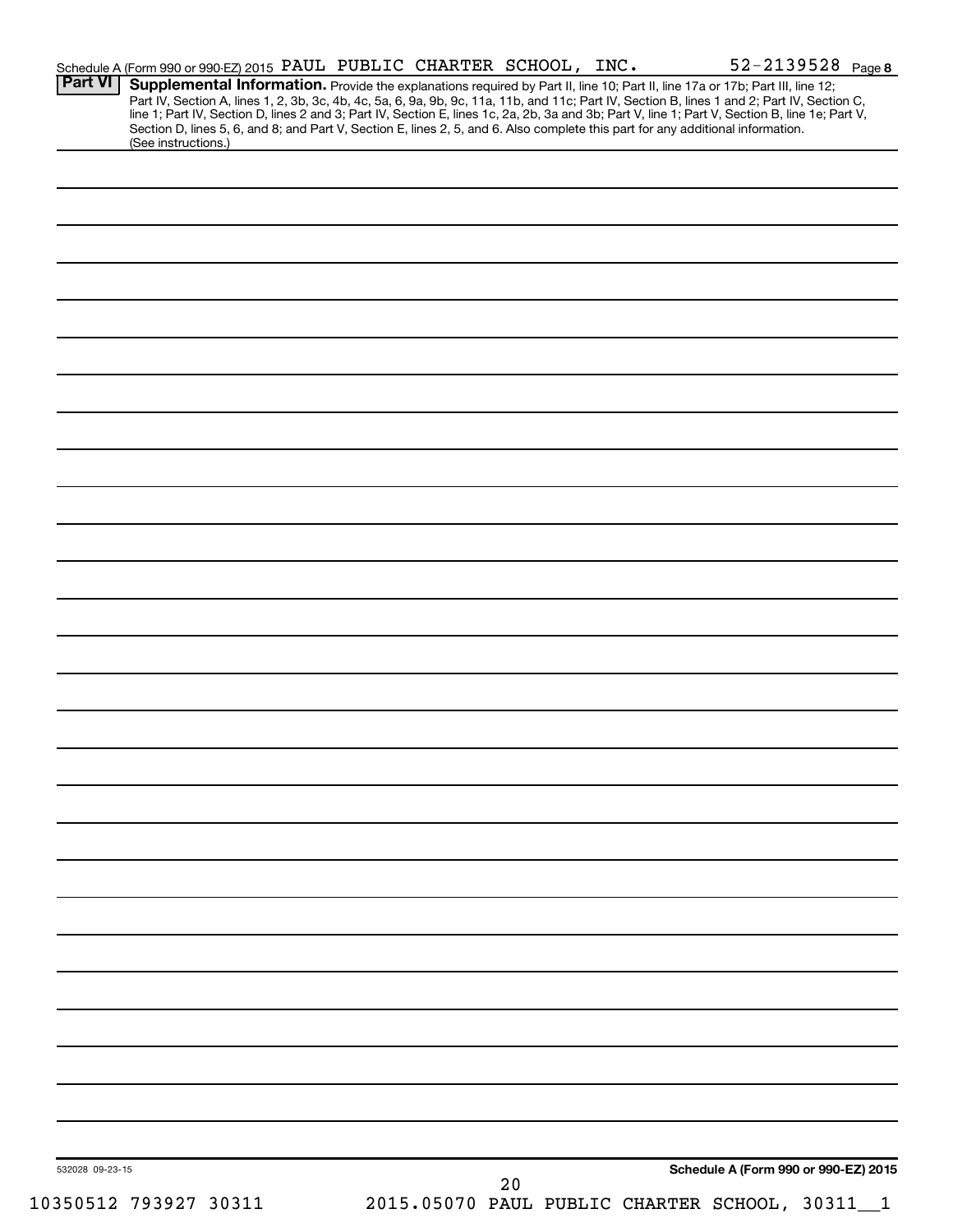Schedule A (Form 990 or 990-EZ) 2015 PAUL PUBLIC CHARTER SCHOOL, INC. 52-2139528 Page 8

**Part VI** **Supplemental Information.** Provide the explanations required by Part II, line 10; Part II, line 17a or 17b; Part III, line 12; Part IV, Section A, lines 1, 2, 3b, 3c, 4b, 4c, 5a, 6, 9a, 9b, 9c, 11a, 11b, and 11c; Part IV, Section B, lines 1 and 2; Part IV, Section C, line 1; Part IV, Section D, lines 2 and 3; Part IV, Section E, lines 1c, 2a, 2b, 3a and 3b; Part V, line 1; Part V, Section B, line 1e; Part V, Section D, lines 5, 6, and 8; and Part V, Section E, lines 2, 5, and 6. Also complete this part for any additional information. (See instructions.)

532028 09-23-15

**Schedule A (Form 990 or 990-EZ) 2015**

10350512 793927 30311 2015.05070 PAUL PUBLIC CHARTER SCHOOL, 30311__1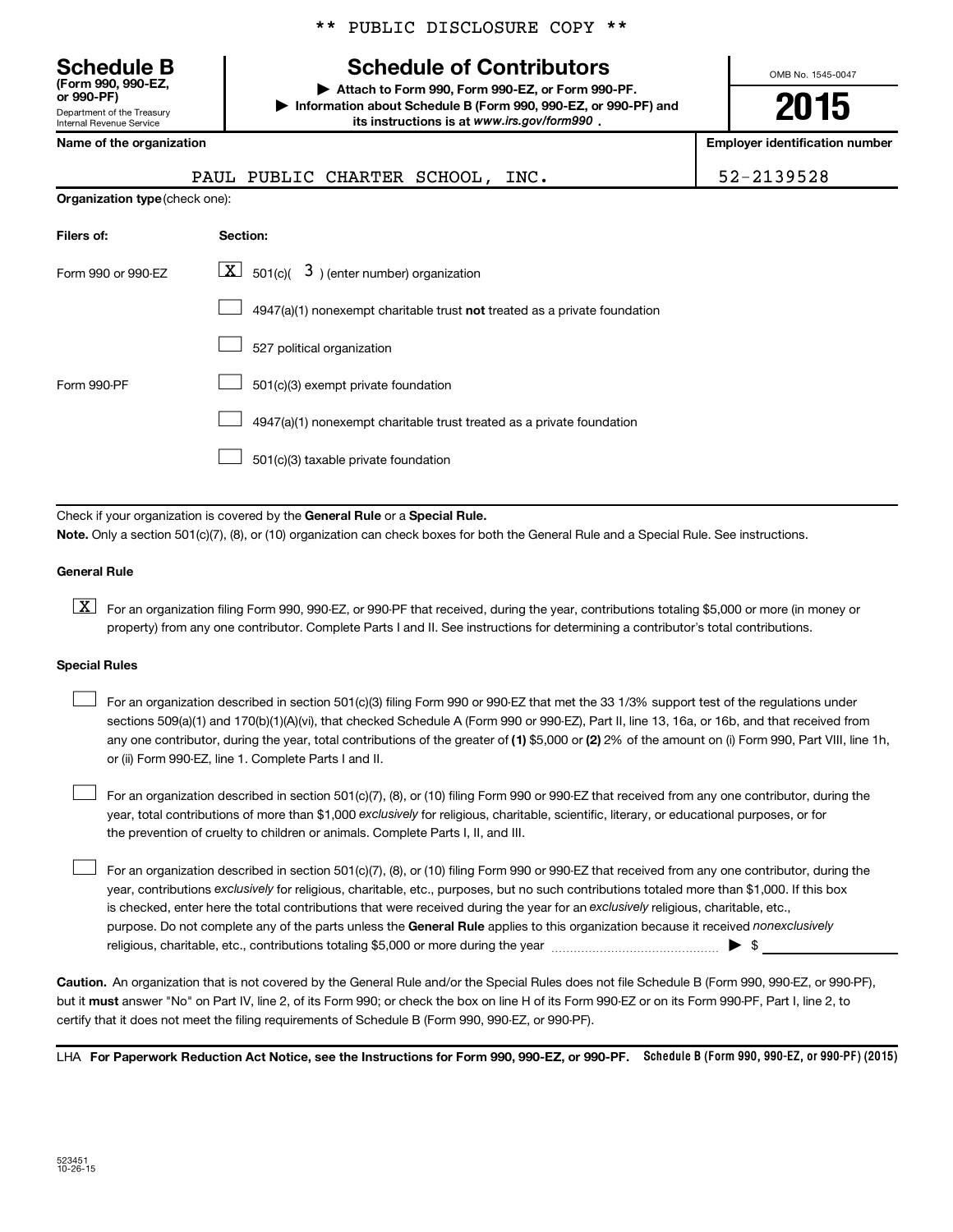** PUBLIC DISCLOSURE COPY **

# Schedule B

**(Form 990, 990-EZ, or 990-PF)**

Department of the Treasury
Internal Revenue Service

## Schedule of Contributors

▶ **Attach to Form 990, Form 990-EZ, or Form 990-PF.**

▶ **Information about Schedule B (Form 990, 990-EZ, or 990-PF) and its instructions is at** ***www.irs.gov/form990*** **.**

OMB No. 1545-0047

**2015**

**Name of the organization**

PAUL PUBLIC CHARTER SCHOOL, INC.

**Employer identification number**

52-2139528

**Organization type** (check one):

| **Filers of:** | **Section:** |
|---|---|
| Form 990 or 990-EZ | [X] 501(c)( 3 ) (enter number) organization |
| | [ ] 4947(a)(1) nonexempt charitable trust **not** treated as a private foundation |
| | [ ] 527 political organization |
| Form 990-PF | [ ] 501(c)(3) exempt private foundation |
| | [ ] 4947(a)(1) nonexempt charitable trust treated as a private foundation |
| | [ ] 501(c)(3) taxable private foundation |

Check if your organization is covered by the **General Rule** or a **Special Rule.**

**Note.** Only a section 501(c)(7), (8), or (10) organization can check boxes for both the General Rule and a Special Rule. See instructions.

**General Rule**

[X] For an organization filing Form 990, 990-EZ, or 990-PF that received, during the year, contributions totaling $5,000 or more (in money or property) from any one contributor. Complete Parts I and II. See instructions for determining a contributor's total contributions.

**Special Rules**

[ ] For an organization described in section 501(c)(3) filing Form 990 or 990-EZ that met the 33 1/3% support test of the regulations under sections 509(a)(1) and 170(b)(1)(A)(vi), that checked Schedule A (Form 990 or 990-EZ), Part II, line 13, 16a, or 16b, and that received from any one contributor, during the year, total contributions of the greater of **(1)** $5,000 or **(2)** 2% of the amount on (i) Form 990, Part VIII, line 1h, or (ii) Form 990-EZ, line 1. Complete Parts I and II.

[ ] For an organization described in section 501(c)(7), (8), or (10) filing Form 990 or 990-EZ that received from any one contributor, during the year, total contributions of more than $1,000 *exclusively* for religious, charitable, scientific, literary, or educational purposes, or for the prevention of cruelty to children or animals. Complete Parts I, II, and III.

[ ] For an organization described in section 501(c)(7), (8), or (10) filing Form 990 or 990-EZ that received from any one contributor, during the year, contributions *exclusively* for religious, charitable, etc., purposes, but no such contributions totaled more than $1,000. If this box is checked, enter here the total contributions that were received during the year for an *exclusively* religious, charitable, etc., purpose. Do not complete any of the parts unless the **General Rule** applies to this organization because it received *nonexclusively* religious, charitable, etc., contributions totaling $5,000 or more during the year ▶ $ \_\_\_\_\_\_\_\_

**Caution.** An organization that is not covered by the General Rule and/or the Special Rules does not file Schedule B (Form 990, 990-EZ, or 990-PF), but it **must** answer "No" on Part IV, line 2, of its Form 990; or check the box on line H of its Form 990-EZ or on its Form 990-PF, Part I, line 2, to certify that it does not meet the filing requirements of Schedule B (Form 990, 990-EZ, or 990-PF).

LHA **For Paperwork Reduction Act Notice, see the Instructions for Form 990, 990-EZ, or 990-PF.** **Schedule B (Form 990, 990-EZ, or 990-PF) (2015)**

523451
10-26-15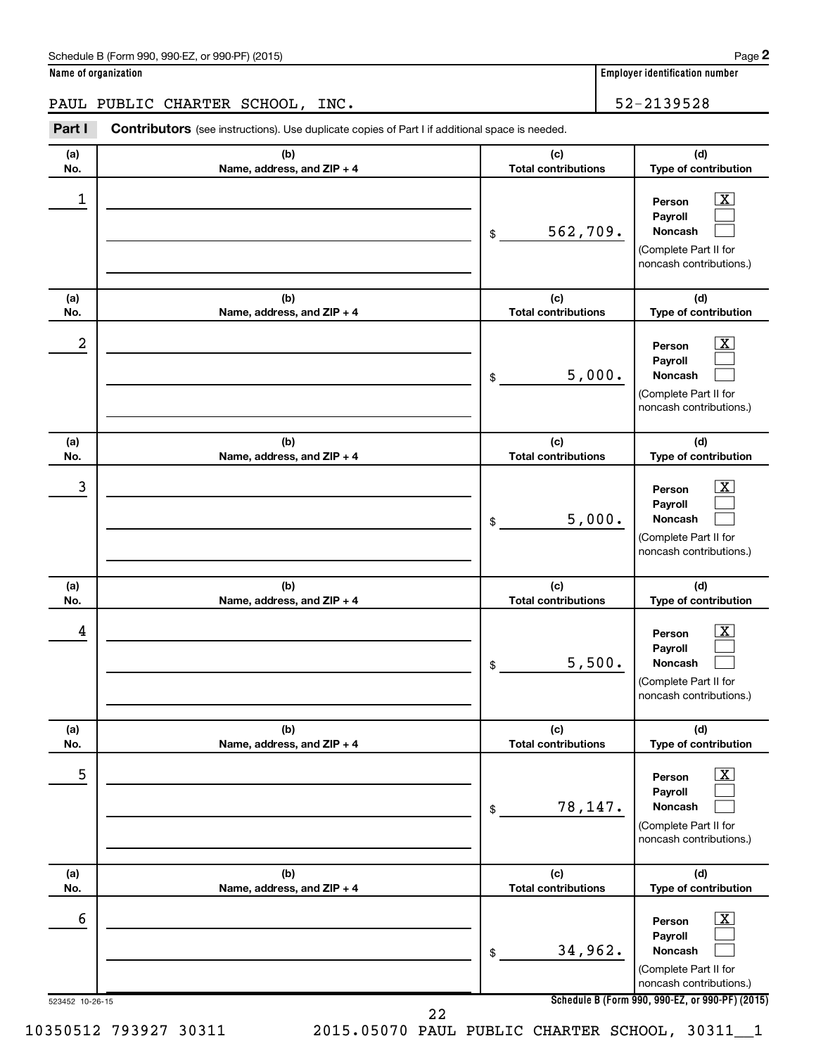Schedule B (Form 990, 990-EZ, or 990-PF) (2015)

**Name of organization**

PAUL PUBLIC CHARTER SCHOOL, INC.

**Employer identification number**

52-2139528

**Part I** **Contributors** (see instructions). Use duplicate copies of Part I if additional space is needed.

| (a) No. | (b) Name, address, and ZIP + 4 | (c) Total contributions | (d) Type of contribution |
|---|---|---|---|
| 1 | | $ 562,709. | Person [X] Payroll [ ] Noncash [ ] (Complete Part II for noncash contributions.) |
| 2 | | $ 5,000. | Person [X] Payroll [ ] Noncash [ ] (Complete Part II for noncash contributions.) |
| 3 | | $ 5,000. | Person [X] Payroll [ ] Noncash [ ] (Complete Part II for noncash contributions.) |
| 4 | | $ 5,500. | Person [X] Payroll [ ] Noncash [ ] (Complete Part II for noncash contributions.) |
| 5 | | $ 78,147. | Person [X] Payroll [ ] Noncash [ ] (Complete Part II for noncash contributions.) |
| 6 | | $ 34,962. | Person [X] Payroll [ ] Noncash [ ] (Complete Part II for noncash contributions.) |

523452 10-26-15

Schedule B (Form 990, 990-EZ, or 990-PF) (2015)

10350512 793927 30311 2015.05070 PAUL PUBLIC CHARTER SCHOOL, 30311__1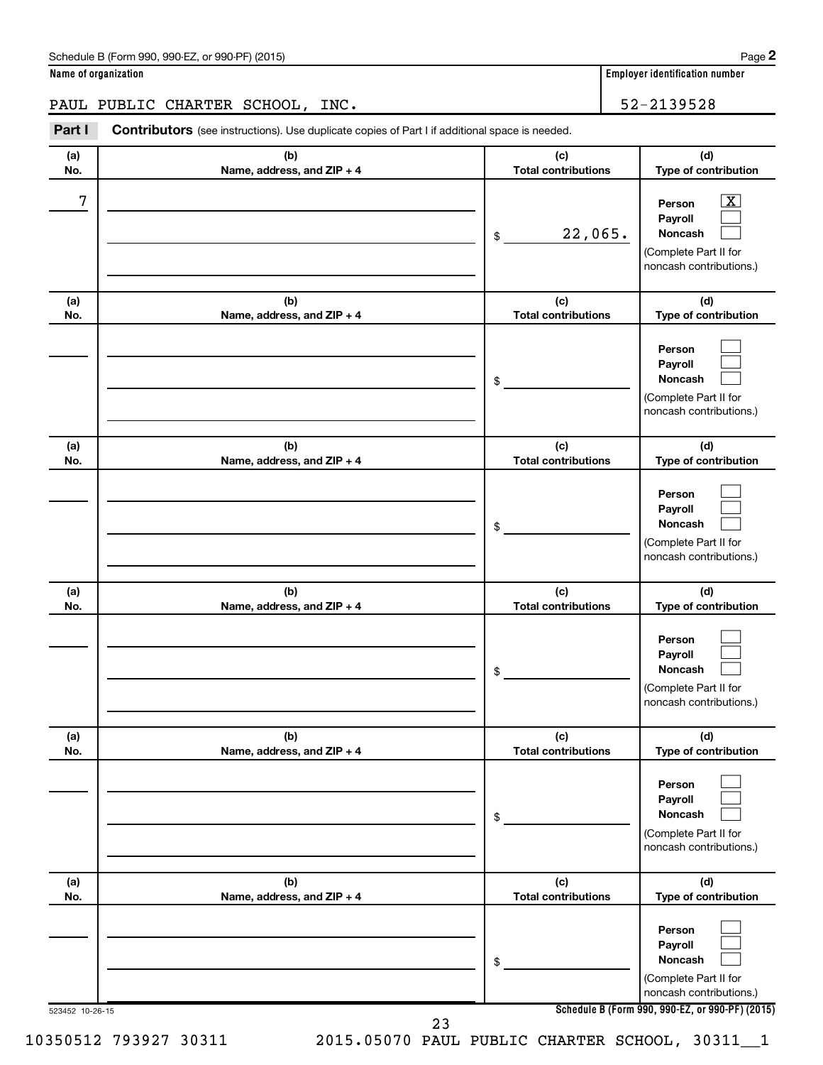Schedule B (Form 990, 990-EZ, or 990-PF) (2015)

**Name of organization**

PAUL PUBLIC CHARTER SCHOOL, INC.

**Employer identification number**

52-2139528

**Part I** **Contributors** (see instructions). Use duplicate copies of Part I if additional space is needed.

| (a) No. | (b) Name, address, and ZIP + 4 | (c) Total contributions | (d) Type of contribution |
|---|---|---|---|
| 7 | | $ 22,065. | Person [X] Payroll [ ] Noncash [ ] (Complete Part II for noncash contributions.) |
| | | $ | Person [ ] Payroll [ ] Noncash [ ] (Complete Part II for noncash contributions.) |
| | | $ | Person [ ] Payroll [ ] Noncash [ ] (Complete Part II for noncash contributions.) |
| | | $ | Person [ ] Payroll [ ] Noncash [ ] (Complete Part II for noncash contributions.) |
| | | $ | Person [ ] Payroll [ ] Noncash [ ] (Complete Part II for noncash contributions.) |
| | | $ | Person [ ] Payroll [ ] Noncash [ ] (Complete Part II for noncash contributions.) |

523452 10-26-15

**Schedule B (Form 990, 990-EZ, or 990-PF) (2015)**

10350512 793927 30311 2015.05070 PAUL PUBLIC CHARTER SCHOOL, 30311__1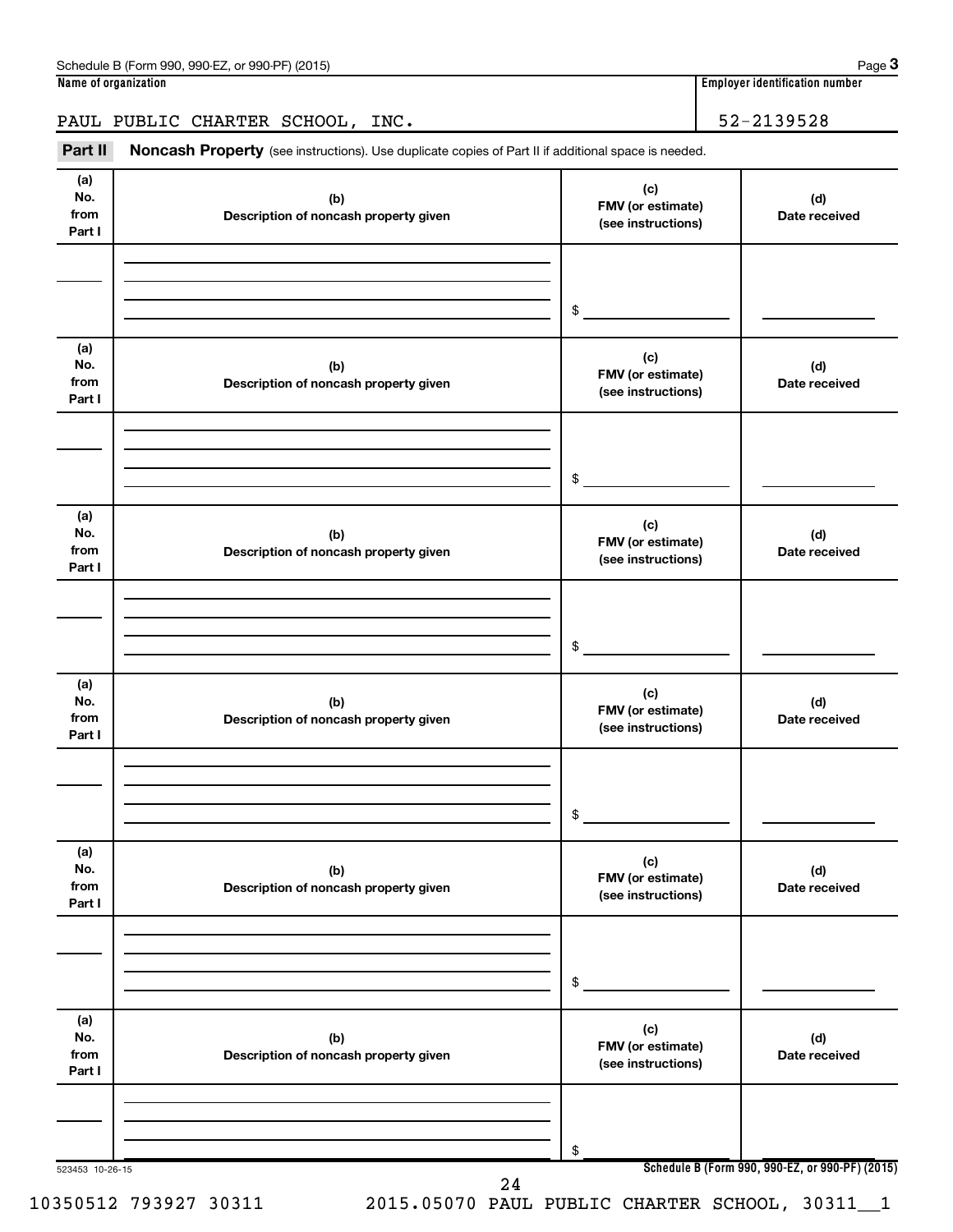Name of organization | Employer identification number

PAUL PUBLIC CHARTER SCHOOL, INC. | 52-2139528

**Part II** **Noncash Property** (see instructions). Use duplicate copies of Part II if additional space is needed.

| (a) No. from Part I | (b) Description of noncash property given | (c) FMV (or estimate) (see instructions) | (d) Date received |
|---|---|---|---|
| | | $ | |

| (a) No. from Part I | (b) Description of noncash property given | (c) FMV (or estimate) (see instructions) | (d) Date received |
|---|---|---|---|
| | | $ | |

| (a) No. from Part I | (b) Description of noncash property given | (c) FMV (or estimate) (see instructions) | (d) Date received |
|---|---|---|---|
| | | $ | |

| (a) No. from Part I | (b) Description of noncash property given | (c) FMV (or estimate) (see instructions) | (d) Date received |
|---|---|---|---|
| | | $ | |

| (a) No. from Part I | (b) Description of noncash property given | (c) FMV (or estimate) (see instructions) | (d) Date received |
|---|---|---|---|
| | | $ | |

| (a) No. from Part I | (b) Description of noncash property given | (c) FMV (or estimate) (see instructions) | (d) Date received |
|---|---|---|---|
| | | $ | |

523453 10-26-15

10350512 793927 30311 2015.05070 PAUL PUBLIC CHARTER SCHOOL, 30311__1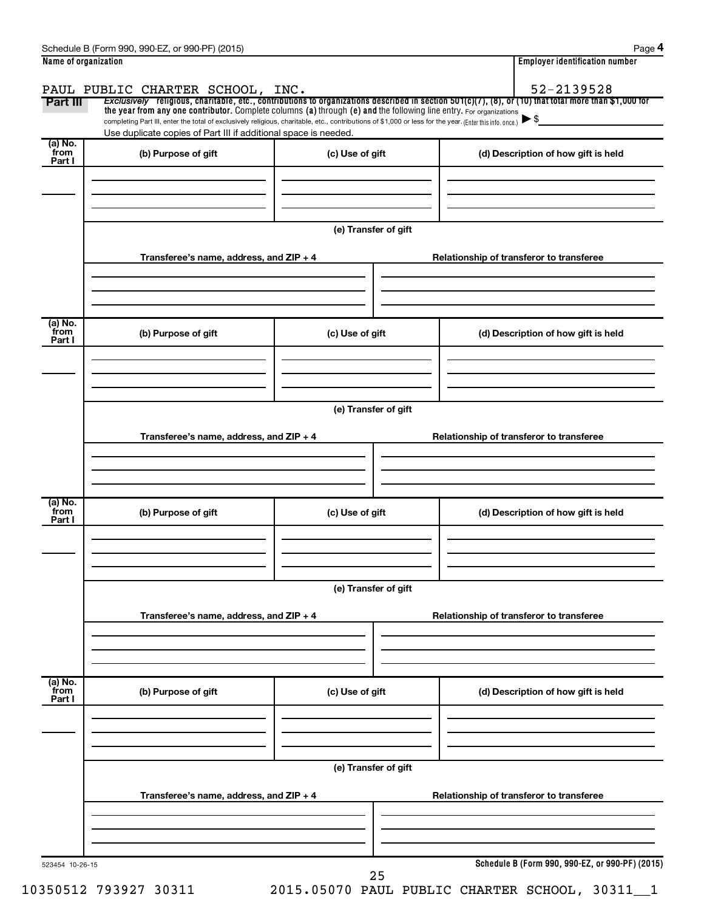Schedule B (Form 990, 990-EZ, or 990-PF) (2015)

| Name of organization | Employer identification number |
|---|---|
| PAUL PUBLIC CHARTER SCHOOL, INC. | 52-2139528 |

**Part III** *Exclusively* religious, charitable, etc., contributions to organizations described in section 501(c)(7), (8), or (10) that total more than $1,000 for the year from any one contributor. Complete columns **(a)** through **(e)** and the following line entry. For organizations completing Part III, enter the total of exclusively religious, charitable, etc., contributions of $1,000 or less for the year. (Enter this info. once.) ▶ $

Use duplicate copies of Part III if additional space is needed.

| (a) No. from Part I | (b) Purpose of gift | (c) Use of gift | (d) Description of how gift is held |
|---|---|---|---|
| | | | |

**(e) Transfer of gift**

| Transferee's name, address, and ZIP + 4 | Relationship of transferor to transferee |
|---|---|
| | |

| (a) No. from Part I | (b) Purpose of gift | (c) Use of gift | (d) Description of how gift is held |
|---|---|---|---|
| | | | |

**(e) Transfer of gift**

| Transferee's name, address, and ZIP + 4 | Relationship of transferor to transferee |
|---|---|
| | |

| (a) No. from Part I | (b) Purpose of gift | (c) Use of gift | (d) Description of how gift is held |
|---|---|---|---|
| | | | |

**(e) Transfer of gift**

| Transferee's name, address, and ZIP + 4 | Relationship of transferor to transferee |
|---|---|
| | |

| (a) No. from Part I | (b) Purpose of gift | (c) Use of gift | (d) Description of how gift is held |
|---|---|---|---|
| | | | |

**(e) Transfer of gift**

| Transferee's name, address, and ZIP + 4 | Relationship of transferor to transferee |
|---|---|
| | |

523454 10-26-15

**Schedule B (Form 990, 990-EZ, or 990-PF) (2015)**

10350512 793927 30311 2015.05070 PAUL PUBLIC CHARTER SCHOOL, 30311__1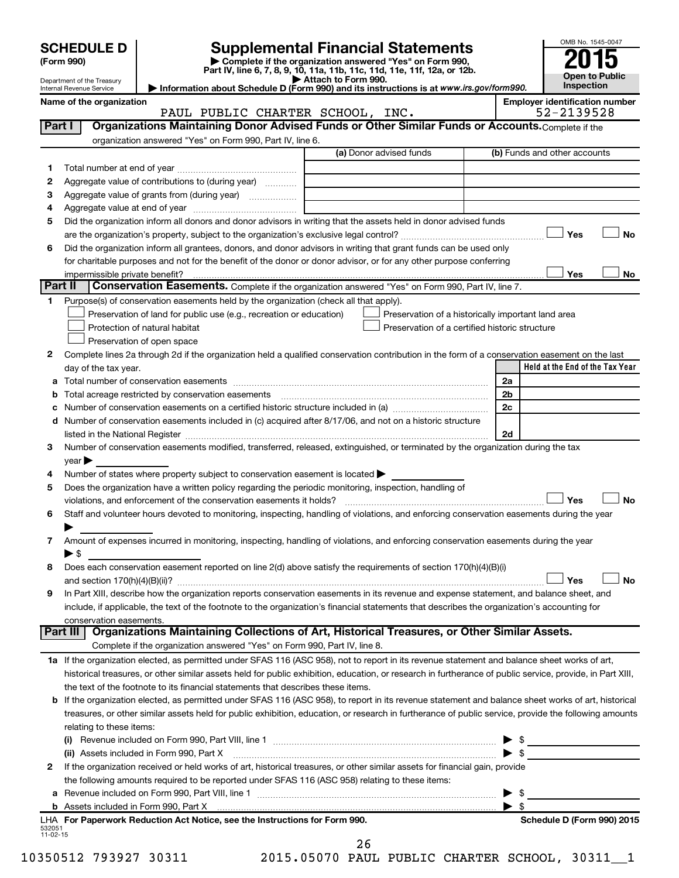# SCHEDULE D (Form 990)

Department of the Treasury
Internal Revenue Service

# Supplemental Financial Statements

▶ Complete if the organization answered "Yes" on Form 990, Part IV, line 6, 7, 8, 9, 10, 11a, 11b, 11c, 11d, 11e, 11f, 12a, or 12b.
▶ Attach to Form 990.
▶ Information about Schedule D (Form 990) and its instructions is at www.irs.gov/form990.

OMB No. 1545-0047
**2015**
**Open to Public Inspection**

**Name of the organization:** PAUL PUBLIC CHARTER SCHOOL, INC.
**Employer identification number:** 52-2139528

## Part I Organizations Maintaining Donor Advised Funds or Other Similar Funds or Accounts.

Complete if the organization answered "Yes" on Form 990, Part IV, line 6.

| | | (a) Donor advised funds | (b) Funds and other accounts |
|---|---|---|---|
| 1 | Total number at end of year | | |
| 2 | Aggregate value of contributions to (during year) | | |
| 3 | Aggregate value of grants from (during year) | | |
| 4 | Aggregate value at end of year | | |

5 Did the organization inform all donors and donor advisors in writing that the assets held in donor advised funds are the organization's property, subject to the organization's exclusive legal control? ☐ Yes ☐ No

6 Did the organization inform all grantees, donors, and donor advisors in writing that grant funds can be used only for charitable purposes and not for the benefit of the donor or donor advisor, or for any other purpose conferring impermissible private benefit? ☐ Yes ☐ No

## Part II Conservation Easements.

Complete if the organization answered "Yes" on Form 990, Part IV, line 7.

1 Purpose(s) of conservation easements held by the organization (check all that apply).
- ☐ Preservation of land for public use (e.g., recreation or education)
- ☐ Protection of natural habitat
- ☐ Preservation of open space
- ☐ Preservation of a historically important land area
- ☐ Preservation of a certified historic structure

2 Complete lines 2a through 2d if the organization held a qualified conservation contribution in the form of a conservation easement on the last day of the tax year.

| | | | Held at the End of the Tax Year |
|---|---|---|---|
| a | Total number of conservation easements | 2a | |
| b | Total acreage restricted by conservation easements | 2b | |
| c | Number of conservation easements on a certified historic structure included in (a) | 2c | |
| d | Number of conservation easements included in (c) acquired after 8/17/06, and not on a historic structure listed in the National Register | 2d | |

3 Number of conservation easements modified, transferred, released, extinguished, or terminated by the organization during the tax year ▶

4 Number of states where property subject to conservation easement is located ▶

5 Does the organization have a written policy regarding the periodic monitoring, inspection, handling of violations, and enforcement of the conservation easements it holds? ☐ Yes ☐ No

6 Staff and volunteer hours devoted to monitoring, inspecting, handling of violations, and enforcing conservation easements during the year ▶

7 Amount of expenses incurred in monitoring, inspecting, handling of violations, and enforcing conservation easements during the year ▶ $

8 Does each conservation easement reported on line 2(d) above satisfy the requirements of section 170(h)(4)(B)(i) and section 170(h)(4)(B)(ii)? ☐ Yes ☐ No

9 In Part XIII, describe how the organization reports conservation easements in its revenue and expense statement, and balance sheet, and include, if applicable, the text of the footnote to the organization's financial statements that describes the organization's accounting for conservation easements.

## Part III Organizations Maintaining Collections of Art, Historical Treasures, or Other Similar Assets.

Complete if the organization answered "Yes" on Form 990, Part IV, line 8.

1a If the organization elected, as permitted under SFAS 116 (ASC 958), not to report in its revenue statement and balance sheet works of art, historical treasures, or other similar assets held for public exhibition, education, or research in furtherance of public service, provide, in Part XIII, the text of the footnote to its financial statements that describes these items.

b If the organization elected, as permitted under SFAS 116 (ASC 958), to report in its revenue statement and balance sheet works of art, historical treasures, or other similar assets held for public exhibition, education, or research in furtherance of public service, provide the following amounts relating to these items:

(i) Revenue included on Form 990, Part VIII, line 1 ▶ $

(ii) Assets included in Form 990, Part X ▶ $

2 If the organization received or held works of art, historical treasures, or other similar assets for financial gain, provide the following amounts required to be reported under SFAS 116 (ASC 958) relating to these items:

a Revenue included on Form 990, Part VIII, line 1 ▶ $

b Assets included in Form 990, Part X ▶ $

LHA For Paperwork Reduction Act Notice, see the Instructions for Form 990. Schedule D (Form 990) 2015

532051 11-02-15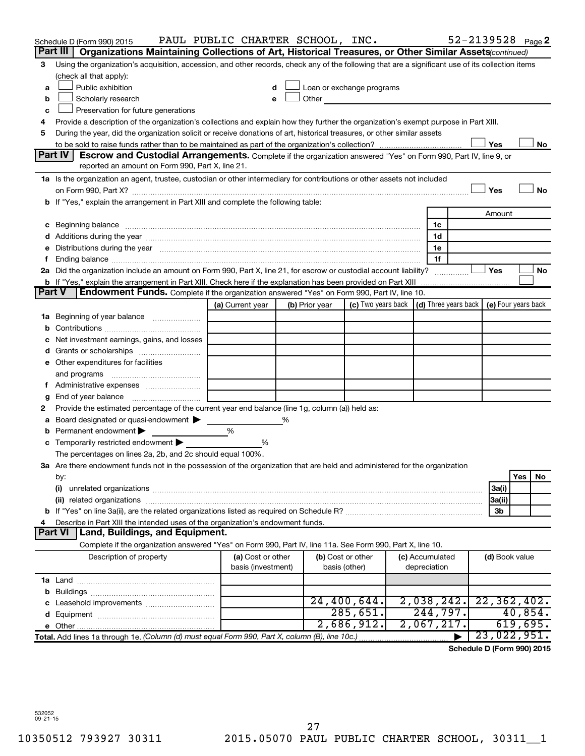Schedule D (Form 990) 2015 PAUL PUBLIC CHARTER SCHOOL, INC. 52-2139528 Page 2

## Part III Organizations Maintaining Collections of Art, Historical Treasures, or Other Similar Assets *(continued)*

**3** Using the organization's acquisition, accession, and other records, check any of the following that are a significant use of its collection items (check all that apply):

- **a** ☐ Public exhibition
- **b** ☐ Scholarly research
- **c** ☐ Preservation for future generations
- **d** ☐ Loan or exchange programs
- **e** ☐ Other

**4** Provide a description of the organization's collections and explain how they further the organization's exempt purpose in Part XIII.

**5** During the year, did the organization solicit or receive donations of art, historical treasures, or other similar assets to be sold to raise funds rather than to be maintained as part of the organization's collection? ☐ Yes ☐ No

## Part IV Escrow and Custodial Arrangements.

Complete if the organization answered "Yes" on Form 990, Part IV, line 9, or reported an amount on Form 990, Part X, line 21.

**1a** Is the organization an agent, trustee, custodian or other intermediary for contributions or other assets not included on Form 990, Part X? ☐ Yes ☐ No

**b** If "Yes," explain the arrangement in Part XIII and complete the following table:

| | | Amount |
|---|---|---|
| **c** Beginning balance | 1c | |
| **d** Additions during the year | 1d | |
| **e** Distributions during the year | 1e | |
| **f** Ending balance | 1f | |

**2a** Did the organization include an amount on Form 990, Part X, line 21, for escrow or custodial account liability? ☐ Yes ☐ No

**b** If "Yes," explain the arrangement in Part XIII. Check here if the explanation has been provided on Part XIII ☐

## Part V Endowment Funds.

Complete if the organization answered "Yes" on Form 990, Part IV, line 10.

| | (a) Current year | (b) Prior year | (c) Two years back | (d) Three years back | (e) Four years back |
|---|---|---|---|---|---|
| **1a** Beginning of year balance | | | | | |
| **b** Contributions | | | | | |
| **c** Net investment earnings, gains, and losses | | | | | |
| **d** Grants or scholarships | | | | | |
| **e** Other expenditures for facilities and programs | | | | | |
| **f** Administrative expenses | | | | | |
| **g** End of year balance | | | | | |

**2** Provide the estimated percentage of the current year end balance (line 1g, column (a)) held as:

- **a** Board designated or quasi-endowment ▶ %
- **b** Permanent endowment ▶ %
- **c** Temporarily restricted endowment ▶ %

The percentages on lines 2a, 2b, and 2c should equal 100%.

**3a** Are there endowment funds not in the possession of the organization that are held and administered for the organization by:

| | | Yes | No |
|---|---|---|---|
| (i) unrelated organizations | 3a(i) | | |
| (ii) related organizations | 3a(ii) | | |
| **b** If "Yes" on line 3a(ii), are the related organizations listed as required on Schedule R? | 3b | | |

**4** Describe in Part XIII the intended uses of the organization's endowment funds.

## Part VI Land, Buildings, and Equipment.

Complete if the organization answered "Yes" on Form 990, Part IV, line 11a. See Form 990, Part X, line 10.

| Description of property | (a) Cost or other basis (investment) | (b) Cost or other basis (other) | (c) Accumulated depreciation | (d) Book value |
|---|---|---|---|---|
| **1a** Land | | | | |
| **b** Buildings | | | | |
| **c** Leasehold improvements | | 24,400,644. | 2,038,242. | 22,362,402. |
| **d** Equipment | | 285,651. | 244,797. | 40,854. |
| **e** Other | | 2,686,912. | 2,067,217. | 619,695. |
| **Total.** Add lines 1a through 1e. *(Column (d) must equal Form 990, Part X, column (B), line 10c.)* | | | ▶ | 23,022,951. |

**Schedule D (Form 990) 2015**

532052 09-21-15

10350512 793927 30311 2015.05070 PAUL PUBLIC CHARTER SCHOOL, 30311__1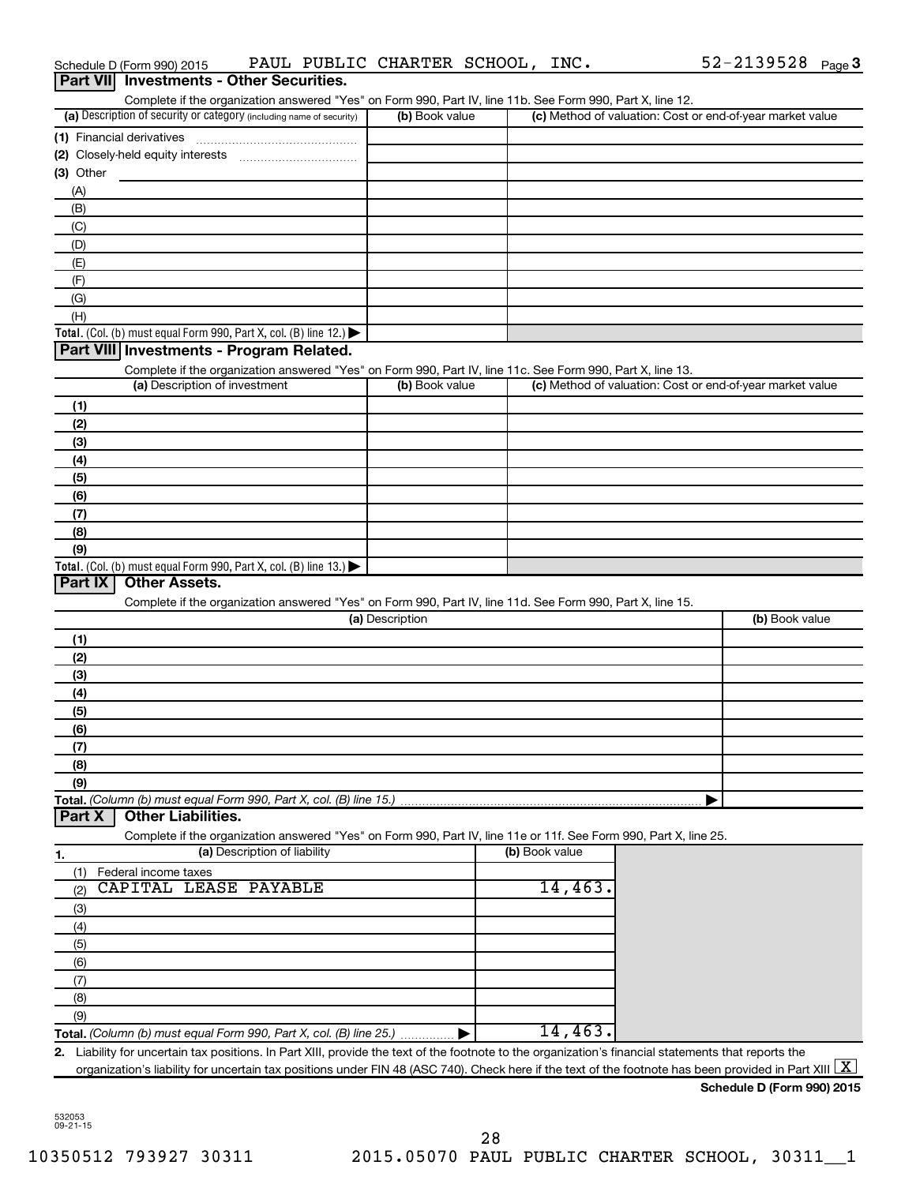Schedule D (Form 990) 2015 PAUL PUBLIC CHARTER SCHOOL, INC. 52-2139528 Page 3

## Part VII Investments - Other Securities.

Complete if the organization answered "Yes" on Form 990, Part IV, line 11b. See Form 990, Part X, line 12.

| (a) Description of security or category (including name of security) | (b) Book value | (c) Method of valuation: Cost or end-of-year market value |
|---|---|---|
| (1) Financial derivatives | | |
| (2) Closely-held equity interests | | |
| (3) Other | | |
| (A) | | |
| (B) | | |
| (C) | | |
| (D) | | |
| (E) | | |
| (F) | | |
| (G) | | |
| (H) | | |
| **Total.** (Col. (b) must equal Form 990, Part X, col. (B) line 12.) ▶ | | |

## Part VIII Investments - Program Related.

Complete if the organization answered "Yes" on Form 990, Part IV, line 11c. See Form 990, Part X, line 13.

| (a) Description of investment | (b) Book value | (c) Method of valuation: Cost or end-of-year market value |
|---|---|---|
| (1) | | |
| (2) | | |
| (3) | | |
| (4) | | |
| (5) | | |
| (6) | | |
| (7) | | |
| (8) | | |
| (9) | | |
| **Total.** (Col. (b) must equal Form 990, Part X, col. (B) line 13.) ▶ | | |

## Part IX Other Assets.

Complete if the organization answered "Yes" on Form 990, Part IV, line 11d. See Form 990, Part X, line 15.

| (a) Description | (b) Book value |
|---|---|
| (1) | |
| (2) | |
| (3) | |
| (4) | |
| (5) | |
| (6) | |
| (7) | |
| (8) | |
| (9) | |
| **Total.** *(Column (b) must equal Form 990, Part X, col. (B) line 15.)* ▶ | |

## Part X Other Liabilities.

Complete if the organization answered "Yes" on Form 990, Part IV, line 11e or 11f. See Form 990, Part X, line 25.

| 1. (a) Description of liability | (b) Book value |
|---|---|
| (1) Federal income taxes | |
| (2) CAPITAL LEASE PAYABLE | 14,463. |
| (3) | |
| (4) | |
| (5) | |
| (6) | |
| (7) | |
| (8) | |
| (9) | |
| **Total.** *(Column (b) must equal Form 990, Part X, col. (B) line 25.)* ▶ | 14,463. |

**2.** Liability for uncertain tax positions. In Part XIII, provide the text of the footnote to the organization's financial statements that reports the organization's liability for uncertain tax positions under FIN 48 (ASC 740). Check here if the text of the footnote has been provided in Part XIII [X]

**Schedule D (Form 990) 2015**

532053 09-21-15

10350512 793927 30311 2015.05070 PAUL PUBLIC CHARTER SCHOOL, 30311__1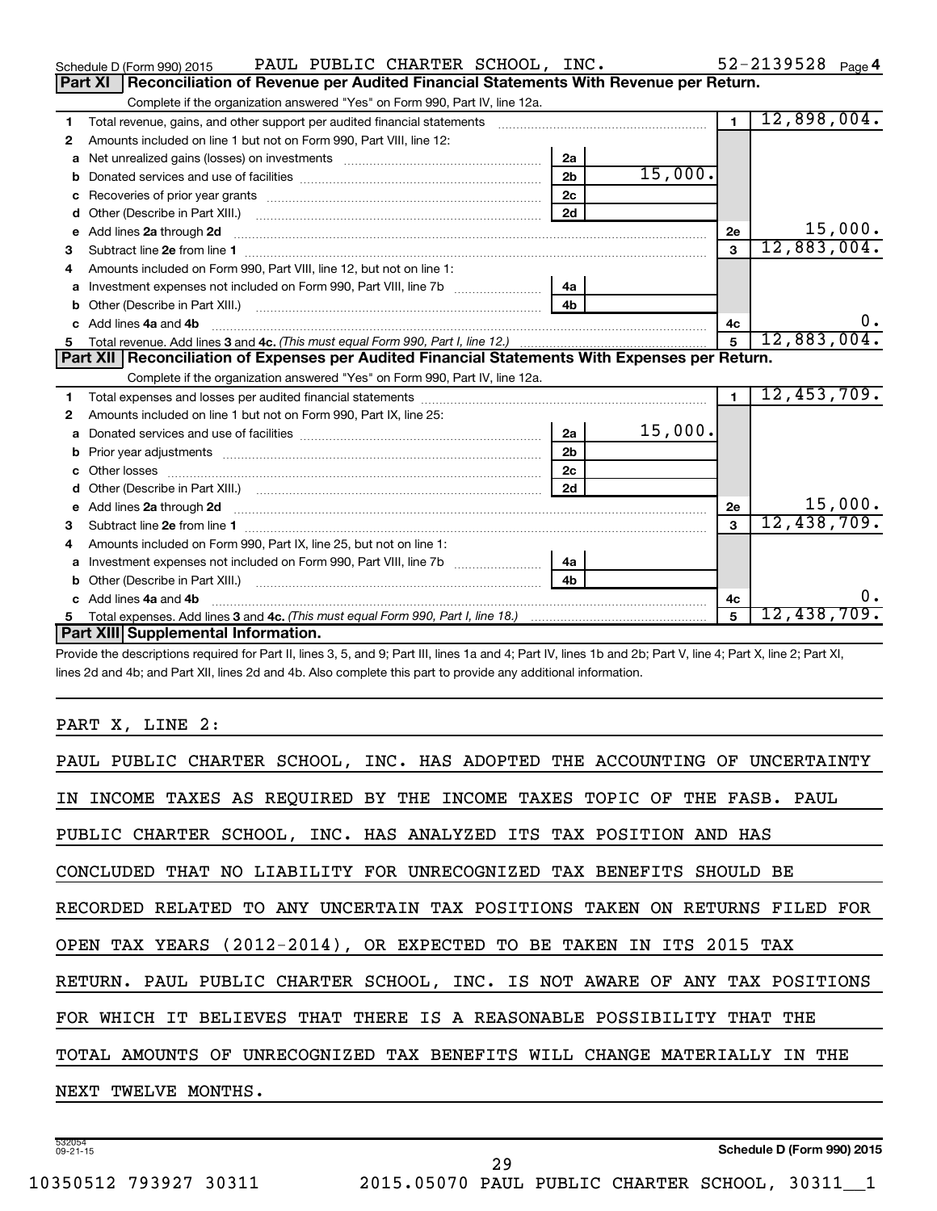Schedule D (Form 990) 2015 PAUL PUBLIC CHARTER SCHOOL, INC. 52-2139528 Page 4

## Part XI Reconciliation of Revenue per Audited Financial Statements With Revenue per Return.

Complete if the organization answered "Yes" on Form 990, Part IV, line 12a.

| | | | | | |
|---|---|---|---|---|---|
| 1 | Total revenue, gains, and other support per audited financial statements | | | 1 | 12,898,004. |
| 2 | Amounts included on line 1 but not on Form 990, Part VIII, line 12: | | | | |
| a | Net unrealized gains (losses) on investments | 2a | | | |
| b | Donated services and use of facilities | 2b | 15,000. | | |
| c | Recoveries of prior year grants | 2c | | | |
| d | Other (Describe in Part XIII.) | 2d | | | |
| e | Add lines 2a through 2d | | | 2e | 15,000. |
| 3 | Subtract line 2e from line 1 | | | 3 | 12,883,004. |
| 4 | Amounts included on Form 990, Part VIII, line 12, but not on line 1: | | | | |
| a | Investment expenses not included on Form 990, Part VIII, line 7b | 4a | | | |
| b | Other (Describe in Part XIII.) | 4b | | | |
| c | Add lines 4a and 4b | | | 4c | 0. |
| 5 | Total revenue. Add lines 3 and 4c. *(This must equal Form 990, Part I, line 12.)* | | | 5 | 12,883,004. |

## Part XII Reconciliation of Expenses per Audited Financial Statements With Expenses per Return.

Complete if the organization answered "Yes" on Form 990, Part IV, line 12a.

| | | | | | |
|---|---|---|---|---|---|
| 1 | Total expenses and losses per audited financial statements | | | 1 | 12,453,709. |
| 2 | Amounts included on line 1 but not on Form 990, Part IX, line 25: | | | | |
| a | Donated services and use of facilities | 2a | 15,000. | | |
| b | Prior year adjustments | 2b | | | |
| c | Other losses | 2c | | | |
| d | Other (Describe in Part XIII.) | 2d | | | |
| e | Add lines 2a through 2d | | | 2e | 15,000. |
| 3 | Subtract line 2e from line 1 | | | 3 | 12,438,709. |
| 4 | Amounts included on Form 990, Part IX, line 25, but not on line 1: | | | | |
| a | Investment expenses not included on Form 990, Part VIII, line 7b | 4a | | | |
| b | Other (Describe in Part XIII.) | 4b | | | |
| c | Add lines 4a and 4b | | | 4c | 0. |
| 5 | Total expenses. Add lines 3 and 4c. *(This must equal Form 990, Part I, line 18.)* | | | 5 | 12,438,709. |

## Part XIII Supplemental Information.

Provide the descriptions required for Part II, lines 3, 5, and 9; Part III, lines 1a and 4; Part IV, lines 1b and 2b; Part V, line 4; Part X, line 2; Part XI, lines 2d and 4b; and Part XII, lines 2d and 4b. Also complete this part to provide any additional information.

PART X, LINE 2:

PAUL PUBLIC CHARTER SCHOOL, INC. HAS ADOPTED THE ACCOUNTING OF UNCERTAINTY IN INCOME TAXES AS REQUIRED BY THE INCOME TAXES TOPIC OF THE FASB. PAUL PUBLIC CHARTER SCHOOL, INC. HAS ANALYZED ITS TAX POSITION AND HAS CONCLUDED THAT NO LIABILITY FOR UNRECOGNIZED TAX BENEFITS SHOULD BE RECORDED RELATED TO ANY UNCERTAIN TAX POSITIONS TAKEN ON RETURNS FILED FOR OPEN TAX YEARS (2012-2014), OR EXPECTED TO BE TAKEN IN ITS 2015 TAX RETURN. PAUL PUBLIC CHARTER SCHOOL, INC. IS NOT AWARE OF ANY TAX POSITIONS FOR WHICH IT BELIEVES THAT THERE IS A REASONABLE POSSIBILITY THAT THE TOTAL AMOUNTS OF UNRECOGNIZED TAX BENEFITS WILL CHANGE MATERIALLY IN THE NEXT TWELVE MONTHS.

532054 09-21-15

Schedule D (Form 990) 2015

10350512 793927 30311 2015.05070 PAUL PUBLIC CHARTER SCHOOL, 30311__1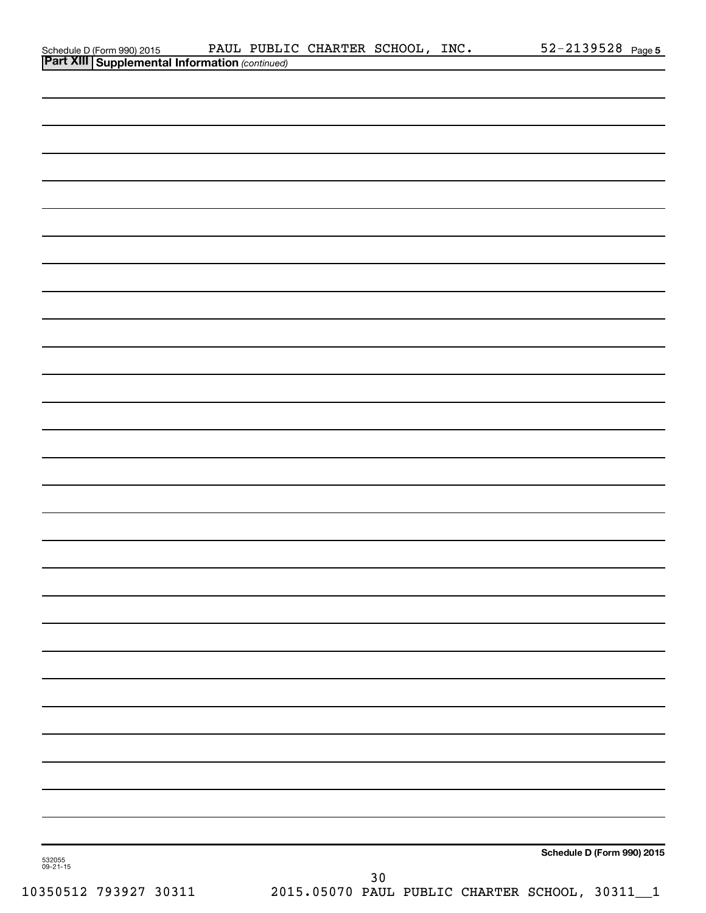## Part XIII Supplemental Information *(continued)*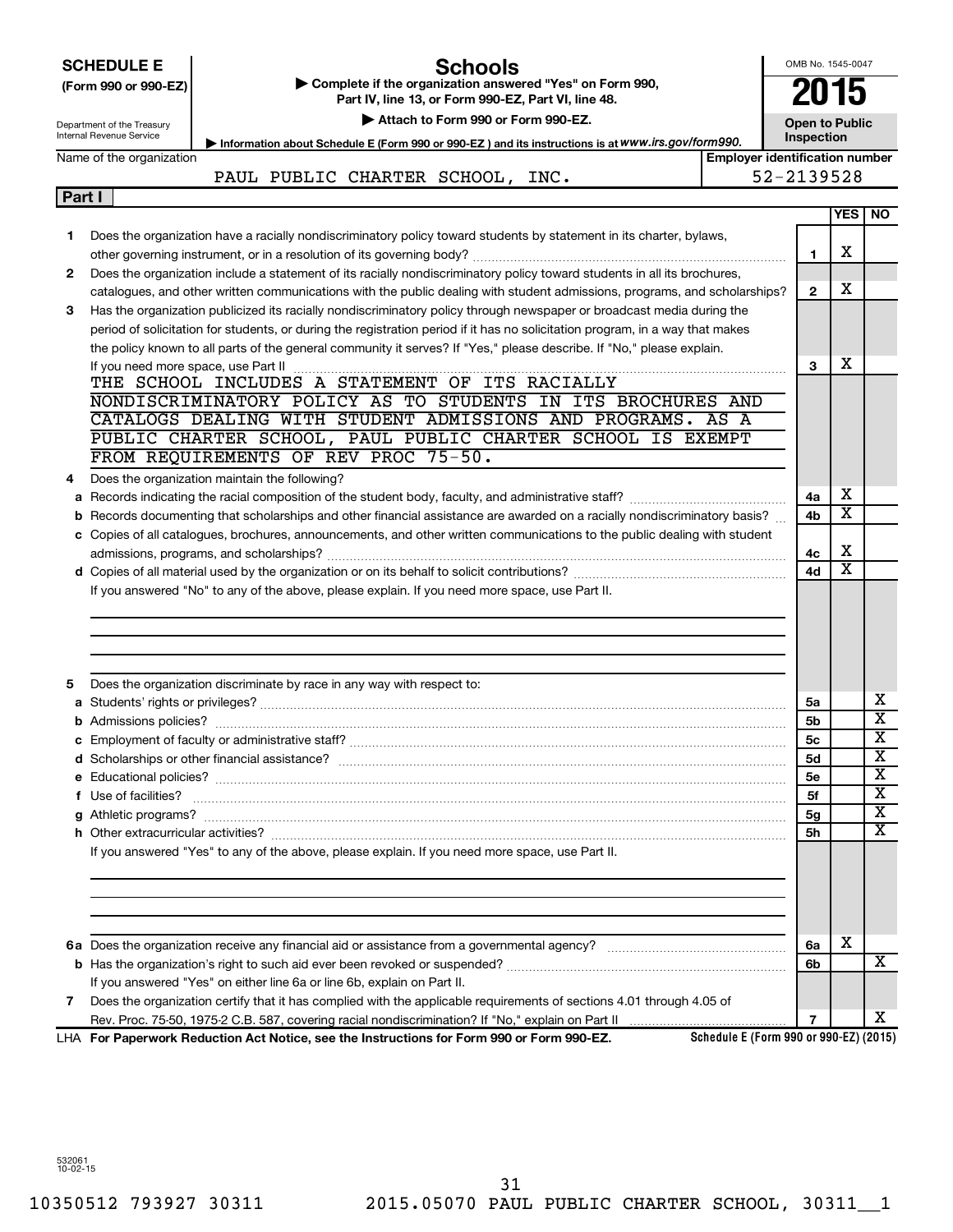**SCHEDULE E**
**(Form 990 or 990-EZ)**

Department of the Treasury
Internal Revenue Service

# Schools

▶ Complete if the organization answered "Yes" on Form 990, Part IV, line 13, or Form 990-EZ, Part VI, line 48.
▶ Attach to Form 990 or Form 990-EZ.
▶ Information about Schedule E (Form 990 or 990-EZ) and its instructions is at www.irs.gov/form990.

OMB No. 1545-0047

**2015**

**Open to Public Inspection**

| Name of the organization | Employer identification number |
|---|---|
| PAUL PUBLIC CHARTER SCHOOL, INC. | 52-2139528 |

## Part I

| | | Line | YES | NO |
|---|---|---|---|---|
| 1 | Does the organization have a racially nondiscriminatory policy toward students by statement in its charter, bylaws, other governing instrument, or in a resolution of its governing body? | 1 | X | |
| 2 | Does the organization include a statement of its racially nondiscriminatory policy toward students in all its brochures, catalogues, and other written communications with the public dealing with student admissions, programs, and scholarships? | 2 | X | |
| 3 | Has the organization publicized its racially nondiscriminatory policy through newspaper or broadcast media during the period of solicitation for students, or during the registration period if it has no solicitation program, in a way that makes the policy known to all parts of the general community it serves? If "Yes," please describe. If "No," please explain. If you need more space, use Part II | 3 | X | |

THE SCHOOL INCLUDES A STATEMENT OF ITS RACIALLY NONDISCRIMINATORY POLICY AS TO STUDENTS IN ITS BROCHURES AND CATALOGS DEALING WITH STUDENT ADMISSIONS AND PROGRAMS. AS A PUBLIC CHARTER SCHOOL, PAUL PUBLIC CHARTER SCHOOL IS EXEMPT FROM REQUIREMENTS OF REV PROC 75-50.

| | | Line | YES | NO |
|---|---|---|---|---|
| 4 | Does the organization maintain the following? | | | |
| a | Records indicating the racial composition of the student body, faculty, and administrative staff? | 4a | X | |
| b | Records documenting that scholarships and other financial assistance are awarded on a racially nondiscriminatory basis? | 4b | X | |
| c | Copies of all catalogues, brochures, announcements, and other written communications to the public dealing with student admissions, programs, and scholarships? | 4c | X | |
| d | Copies of all material used by the organization or on its behalf to solicit contributions? | 4d | X | |

If you answered "No" to any of the above, please explain. If you need more space, use Part II.

| | | Line | YES | NO |
|---|---|---|---|---|
| 5 | Does the organization discriminate by race in any way with respect to: | | | |
| a | Students' rights or privileges? | 5a | | X |
| b | Admissions policies? | 5b | | X |
| c | Employment of faculty or administrative staff? | 5c | | X |
| d | Scholarships or other financial assistance? | 5d | | X |
| e | Educational policies? | 5e | | X |
| f | Use of facilities? | 5f | | X |
| g | Athletic programs? | 5g | | X |
| h | Other extracurricular activities? | 5h | | X |

If you answered "Yes" to any of the above, please explain. If you need more space, use Part II.

| | | Line | YES | NO |
|---|---|---|---|---|
| 6a | Does the organization receive any financial aid or assistance from a governmental agency? | 6a | X | |
| b | Has the organization's right to such aid ever been revoked or suspended? | 6b | | X |
| | If you answered "Yes" on either line 6a or line 6b, explain on Part II. | | | |
| 7 | Does the organization certify that it has complied with the applicable requirements of sections 4.01 through 4.05 of Rev. Proc. 75-50, 1975-2 C.B. 587, covering racial nondiscrimination? If "No," explain on Part II | 7 | | X |

LHA **For Paperwork Reduction Act Notice, see the Instructions for Form 990 or Form 990-EZ.** **Schedule E (Form 990 or 990-EZ) (2015)**

532061
10-02-15

10350512 793927 30311 2015.05070 PAUL PUBLIC CHARTER SCHOOL, 30311__1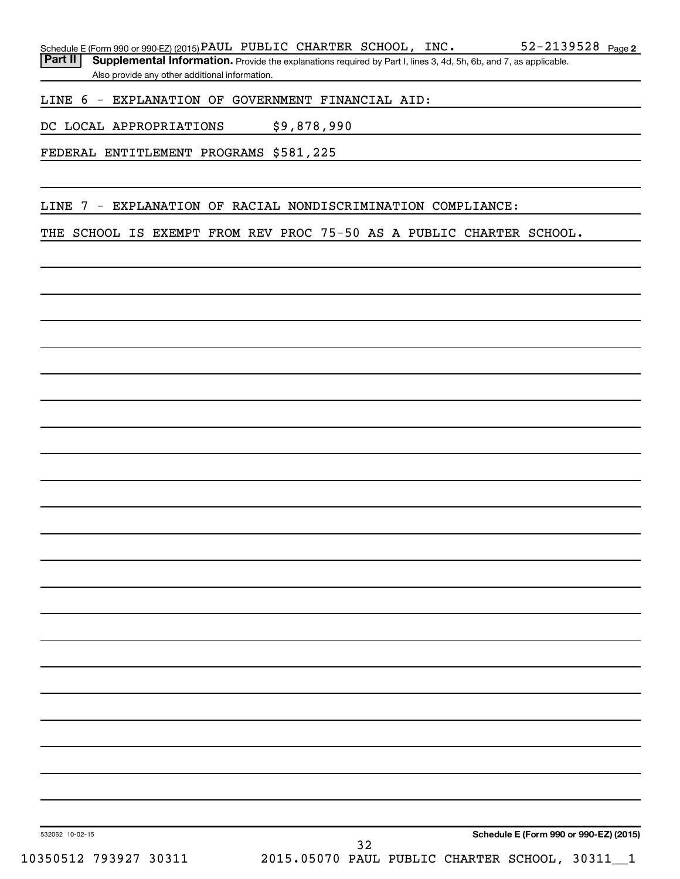Schedule E (Form 990 or 990-EZ) (2015) PAUL PUBLIC CHARTER SCHOOL, INC. 52-2139528 Page 2

**Part II** **Supplemental Information.** Provide the explanations required by Part I, lines 3, 4d, 5h, 6b, and 7, as applicable. Also provide any other additional information.

LINE 6 - EXPLANATION OF GOVERNMENT FINANCIAL AID:

DC LOCAL APPROPRIATIONS $9,878,990

FEDERAL ENTITLEMENT PROGRAMS $581,225

LINE 7 - EXPLANATION OF RACIAL NONDISCRIMINATION COMPLIANCE:

THE SCHOOL IS EXEMPT FROM REV PROC 75-50 AS A PUBLIC CHARTER SCHOOL.

532062 10-02-15

**Schedule E (Form 990 or 990-EZ) (2015)**

10350512 793927 30311 2015.05070 PAUL PUBLIC CHARTER SCHOOL, 30311__1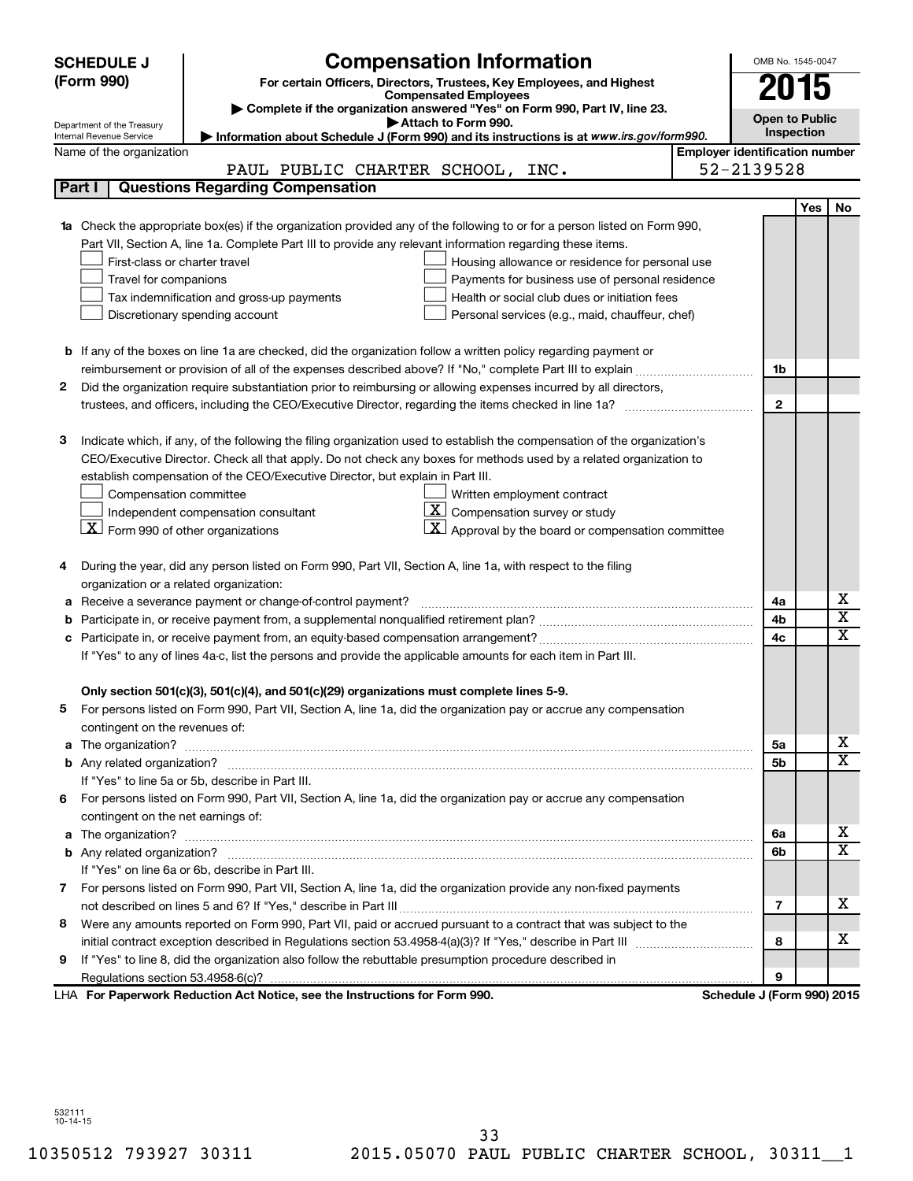**SCHEDULE J (Form 990)**

Department of the Treasury
Internal Revenue Service

# Compensation Information

**For certain Officers, Directors, Trustees, Key Employees, and Highest Compensated Employees**

▶ **Complete if the organization answered "Yes" on Form 990, Part IV, line 23.**

▶ **Attach to Form 990.**

▶ **Information about Schedule J (Form 990) and its instructions is at www.irs.gov/form990.**

OMB No. 1545-0047

**2015**

**Open to Public Inspection**

Name of the organization: PAUL PUBLIC CHARTER SCHOOL, INC.

Employer identification number: 52-2139528

## Part I | Questions Regarding Compensation

| | | | Yes | No |
|---|---|---|---|---|
| **1a** | Check the appropriate box(es) if the organization provided any of the following to or for a person listed on Form 990, Part VII, Section A, line 1a. Complete Part III to provide any relevant information regarding these items.<br>☐ First-class or charter travel ☐ Housing allowance or residence for personal use<br>☐ Travel for companions ☐ Payments for business use of personal residence<br>☐ Tax indemnification and gross-up payments ☐ Health or social club dues or initiation fees<br>☐ Discretionary spending account ☐ Personal services (e.g., maid, chauffeur, chef) | | | |
| **b** | If any of the boxes on line 1a are checked, did the organization follow a written policy regarding payment or reimbursement or provision of all of the expenses described above? If "No," complete Part III to explain | 1b | | |
| **2** | Did the organization require substantiation prior to reimbursing or allowing expenses incurred by all directors, trustees, and officers, including the CEO/Executive Director, regarding the items checked in line 1a? | 2 | | |
| **3** | Indicate which, if any, of the following the filing organization used to establish the compensation of the organization's CEO/Executive Director. Check all that apply. Do not check any boxes for methods used by a related organization to establish compensation of the CEO/Executive Director, but explain in Part III.<br>☐ Compensation committee ☐ Written employment contract<br>☐ Independent compensation consultant ☒ Compensation survey or study<br>☒ Form 990 of other organizations ☒ Approval by the board or compensation committee | | | |
| **4** | During the year, did any person listed on Form 990, Part VII, Section A, line 1a, with respect to the filing organization or a related organization: | | | |
| **a** | Receive a severance payment or change-of-control payment? | 4a | | X |
| **b** | Participate in, or receive payment from, a supplemental nonqualified retirement plan? | 4b | | X |
| **c** | Participate in, or receive payment from, an equity-based compensation arrangement? | 4c | | X |
| | If "Yes" to any of lines 4a-c, list the persons and provide the applicable amounts for each item in Part III. | | | |
| | **Only section 501(c)(3), 501(c)(4), and 501(c)(29) organizations must complete lines 5-9.** | | | |
| **5** | For persons listed on Form 990, Part VII, Section A, line 1a, did the organization pay or accrue any compensation contingent on the revenues of: | | | |
| **a** | The organization? | 5a | | X |
| **b** | Any related organization? | 5b | | X |
| | If "Yes" to line 5a or 5b, describe in Part III. | | | |
| **6** | For persons listed on Form 990, Part VII, Section A, line 1a, did the organization pay or accrue any compensation contingent on the net earnings of: | | | |
| **a** | The organization? | 6a | | X |
| **b** | Any related organization? | 6b | | X |
| | If "Yes" on line 6a or 6b, describe in Part III. | | | |
| **7** | For persons listed on Form 990, Part VII, Section A, line 1a, did the organization provide any non-fixed payments not described on lines 5 and 6? If "Yes," describe in Part III | 7 | | X |
| **8** | Were any amounts reported on Form 990, Part VII, paid or accrued pursuant to a contract that was subject to the initial contract exception described in Regulations section 53.4958-4(a)(3)? If "Yes," describe in Part III | 8 | | X |
| **9** | If "Yes" to line 8, did the organization also follow the rebuttable presumption procedure described in Regulations section 53.4958-6(c)? | 9 | | |

LHA **For Paperwork Reduction Act Notice, see the Instructions for Form 990.** **Schedule J (Form 990) 2015**

532111 10-14-15

10350512 793927 30311 2015.05070 PAUL PUBLIC CHARTER SCHOOL, 30311__1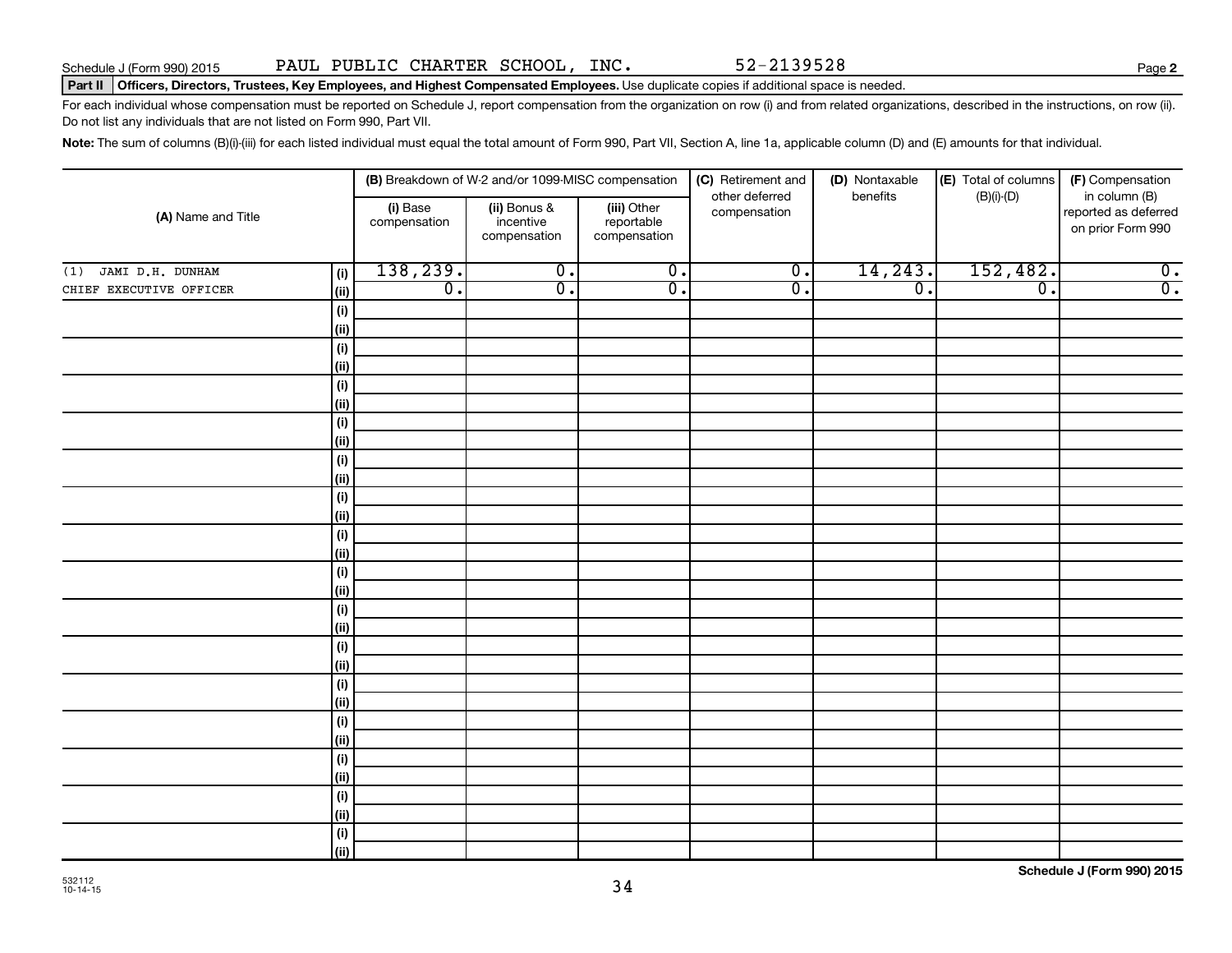Schedule J (Form 990) 2015 PAUL PUBLIC CHARTER SCHOOL, INC. 52-2139528 Page **2**

**Part II** **Officers, Directors, Trustees, Key Employees, and Highest Compensated Employees.** Use duplicate copies if additional space is needed.

For each individual whose compensation must be reported on Schedule J, report compensation from the organization on row (i) and from related organizations, described in the instructions, on row (ii). Do not list any individuals that are not listed on Form 990, Part VII.

**Note:** The sum of columns (B)(i)-(iii) for each listed individual must equal the total amount of Form 990, Part VII, Section A, line 1a, applicable column (D) and (E) amounts for that individual.

| (A) Name and Title | | (B) Breakdown of W-2 and/or 1099-MISC compensation | | | (C) Retirement and other deferred compensation | (D) Nontaxable benefits | (E) Total of columns (B)(i)-(D) | (F) Compensation in column (B) reported as deferred on prior Form 990 |
|---|---|---|---|---|---|---|---|---|
| | | (i) Base compensation | (ii) Bonus & incentive compensation | (iii) Other reportable compensation | | | | |
| (1) JAMI D.H. DUNHAM | (i) | 138,239. | 0. | 0. | 0. | 14,243. | 152,482. | 0. |
| CHIEF EXECUTIVE OFFICER | (ii) | 0. | 0. | 0. | 0. | 0. | 0. | 0. |
| | (i) | | | | | | | |
| | (ii) | | | | | | | |
| | (i) | | | | | | | |
| | (ii) | | | | | | | |
| | (i) | | | | | | | |
| | (ii) | | | | | | | |
| | (i) | | | | | | | |
| | (ii) | | | | | | | |
| | (i) | | | | | | | |
| | (ii) | | | | | | | |
| | (i) | | | | | | | |
| | (ii) | | | | | | | |
| | (i) | | | | | | | |
| | (ii) | | | | | | | |
| | (i) | | | | | | | |
| | (ii) | | | | | | | |
| | (i) | | | | | | | |
| | (ii) | | | | | | | |
| | (i) | | | | | | | |
| | (ii) | | | | | | | |
| | (i) | | | | | | | |
| | (ii) | | | | | | | |
| | (i) | | | | | | | |
| | (ii) | | | | | | | |
| | (i) | | | | | | | |
| | (ii) | | | | | | | |
| | (i) | | | | | | | |
| | (ii) | | | | | | | |
| | (i) | | | | | | | |
| | (ii) | | | | | | | |

532112
10-14-15

**Schedule J (Form 990) 2015**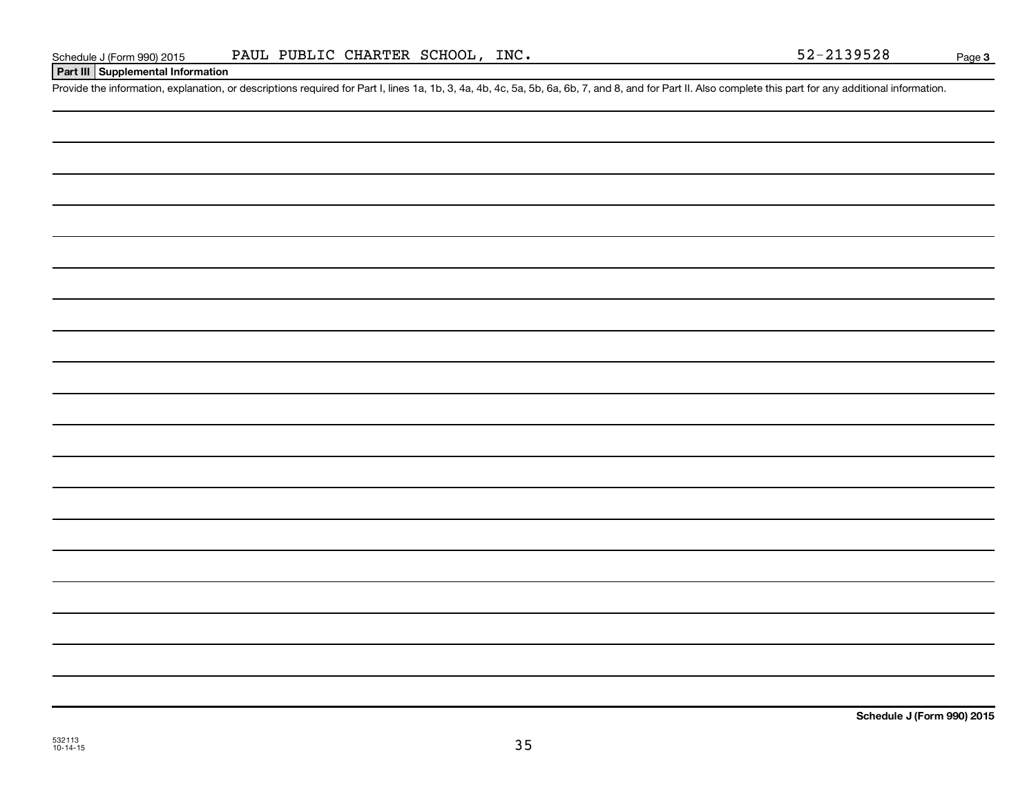Schedule J (Form 990) 2015 PAUL PUBLIC CHARTER SCHOOL, INC. 52-2139528 Page **3**

**Part III Supplemental Information**

Provide the information, explanation, or descriptions required for Part I, lines 1a, 1b, 3, 4a, 4b, 4c, 5a, 5b, 6a, 6b, 7, and 8, and for Part II. Also complete this part for any additional information.

**Schedule J (Form 990) 2015**

532113
10-14-15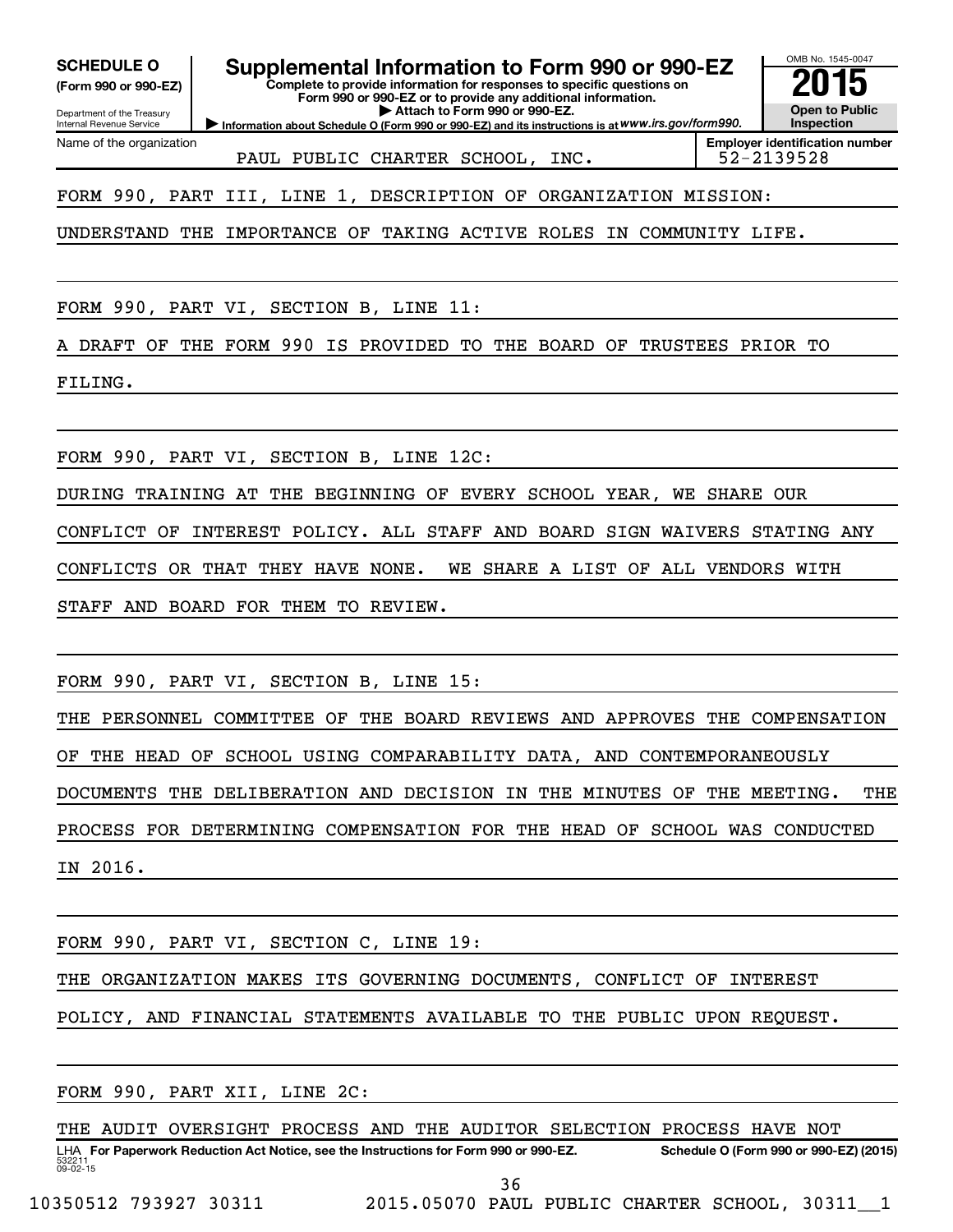**SCHEDULE O**
**(Form 990 or 990-EZ)**

Department of the Treasury
Internal Revenue Service

# Supplemental Information to Form 990 or 990-EZ

**Complete to provide information for responses to specific questions on Form 990 or 990-EZ or to provide any additional information.**
**▶ Attach to Form 990 or 990-EZ.**
**▶ Information about Schedule O (Form 990 or 990-EZ) and its instructions is at *www.irs.gov/form990*.**

OMB No. 1545-0047
**2015**
**Open to Public Inspection**

Name of the organization: PAUL PUBLIC CHARTER SCHOOL, INC.
**Employer identification number**: 52-2139528

FORM 990, PART III, LINE 1, DESCRIPTION OF ORGANIZATION MISSION:

UNDERSTAND THE IMPORTANCE OF TAKING ACTIVE ROLES IN COMMUNITY LIFE.

FORM 990, PART VI, SECTION B, LINE 11:

A DRAFT OF THE FORM 990 IS PROVIDED TO THE BOARD OF TRUSTEES PRIOR TO FILING.

FORM 990, PART VI, SECTION B, LINE 12C:

DURING TRAINING AT THE BEGINNING OF EVERY SCHOOL YEAR, WE SHARE OUR CONFLICT OF INTEREST POLICY. ALL STAFF AND BOARD SIGN WAIVERS STATING ANY CONFLICTS OR THAT THEY HAVE NONE. WE SHARE A LIST OF ALL VENDORS WITH STAFF AND BOARD FOR THEM TO REVIEW.

FORM 990, PART VI, SECTION B, LINE 15:

THE PERSONNEL COMMITTEE OF THE BOARD REVIEWS AND APPROVES THE COMPENSATION OF THE HEAD OF SCHOOL USING COMPARABILITY DATA, AND CONTEMPORANEOUSLY DOCUMENTS THE DELIBERATION AND DECISION IN THE MINUTES OF THE MEETING. THE PROCESS FOR DETERMINING COMPENSATION FOR THE HEAD OF SCHOOL WAS CONDUCTED IN 2016.

FORM 990, PART VI, SECTION C, LINE 19:

THE ORGANIZATION MAKES ITS GOVERNING DOCUMENTS, CONFLICT OF INTEREST POLICY, AND FINANCIAL STATEMENTS AVAILABLE TO THE PUBLIC UPON REQUEST.

FORM 990, PART XII, LINE 2C:

THE AUDIT OVERSIGHT PROCESS AND THE AUDITOR SELECTION PROCESS HAVE NOT

LHA **For Paperwork Reduction Act Notice, see the Instructions for Form 990 or 990-EZ.** **Schedule O (Form 990 or 990-EZ) (2015)**
532211
09-02-15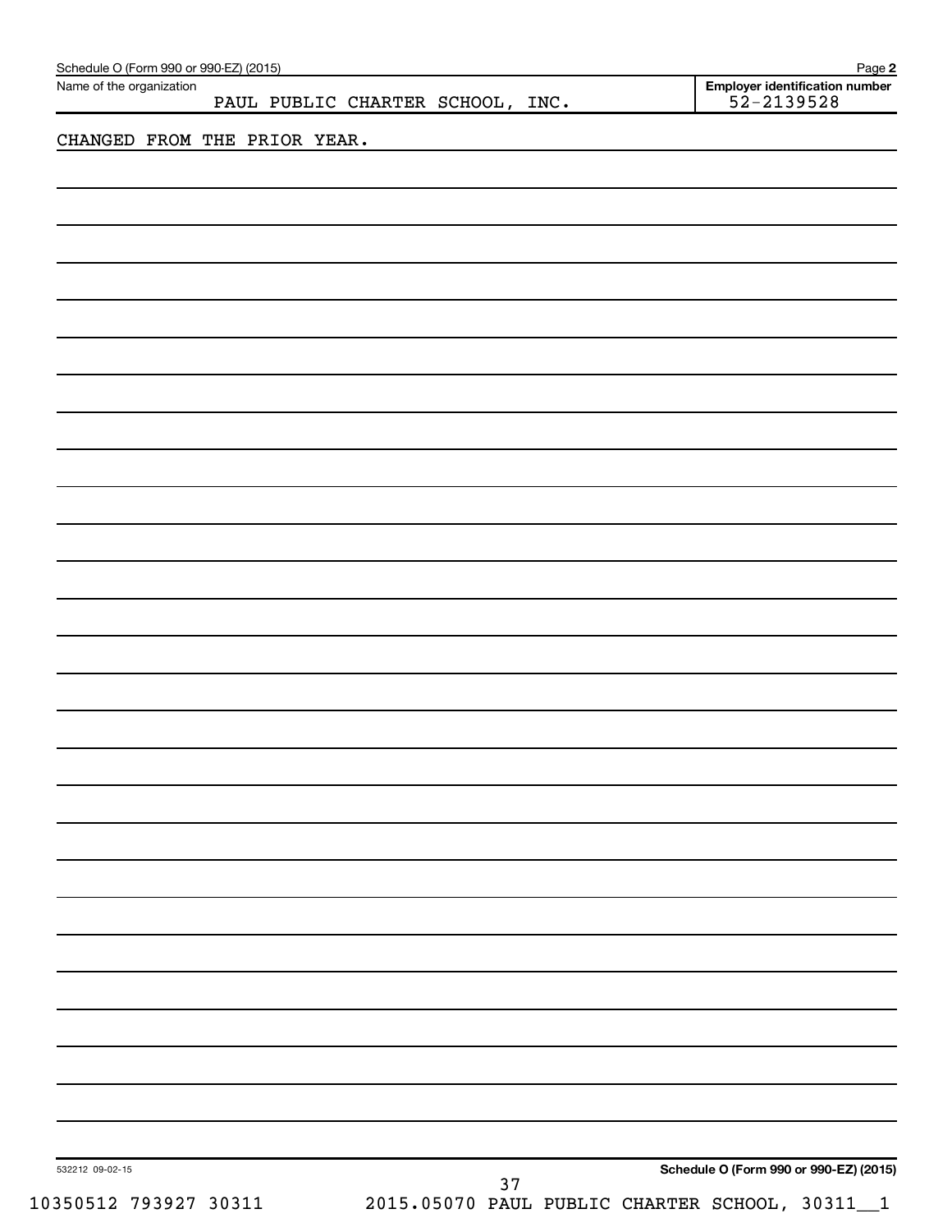Schedule O (Form 990 or 990-EZ) (2015)

Name of the organization: PAUL PUBLIC CHARTER SCHOOL, INC.

Employer identification number: 52-2139528

CHANGED FROM THE PRIOR YEAR.

532212 09-02-15

Schedule O (Form 990 or 990-EZ) (2015)

10350512 793927 30311 2015.05070 PAUL PUBLIC CHARTER SCHOOL, 30311__1